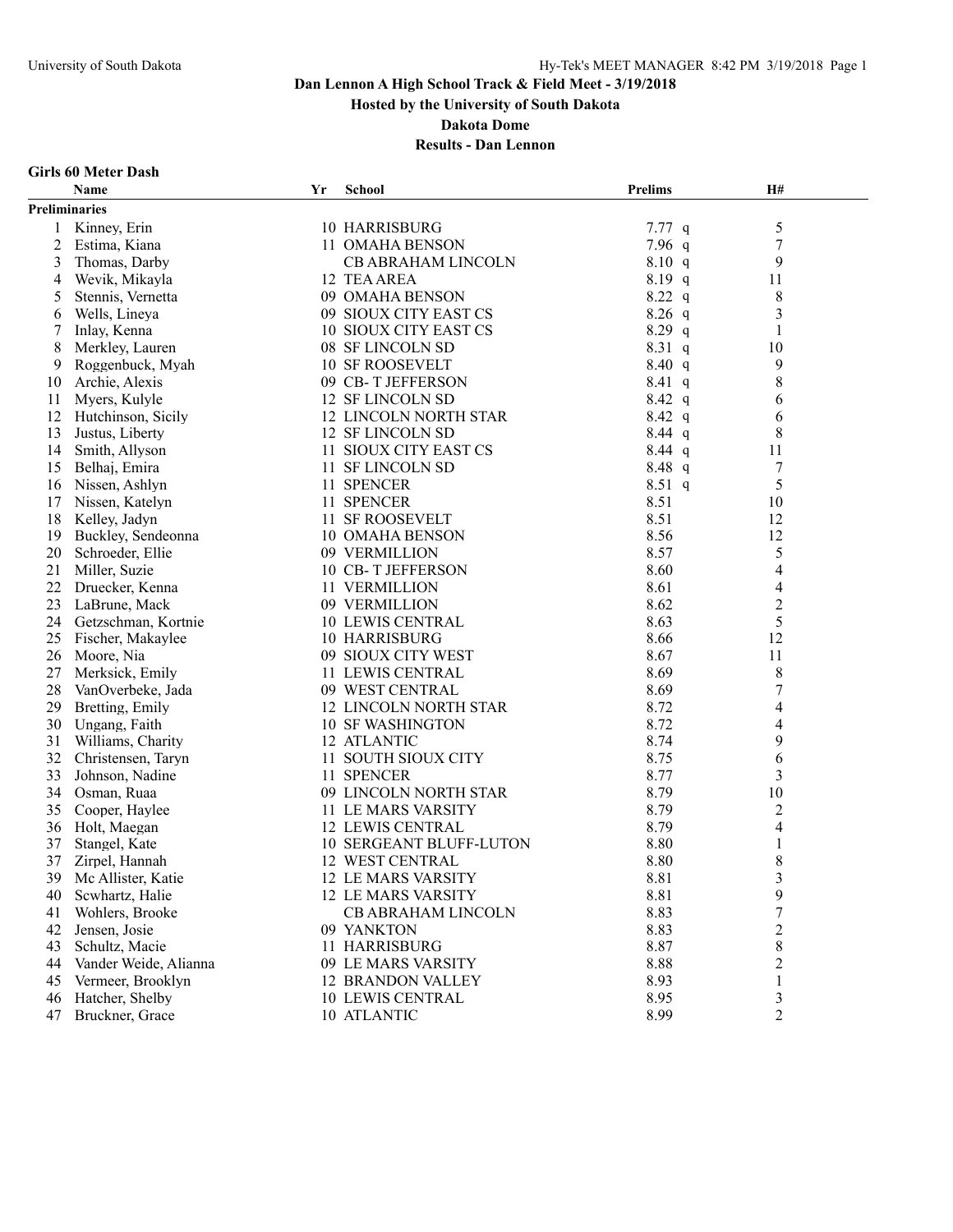# Dan Lennon A High School Track & Field Meet - 3/19/2018

## Hosted by the University of South Dakota

## Dakota Dome

## Results - Dan Lennon

### Girls 60 Meter Dash

| | Name | Yr | School | Prelims | | H# |
|---|---|---|---|---|---|---|
| **Preliminaries** | | | | | | |
| 1 | Kinney, Erin | 10 | HARRISBURG | 7.77 | q | 5 |
| 2 | Estima, Kiana | 11 | OMAHA BENSON | 7.96 | q | 7 |
| 3 | Thomas, Darby | | CB ABRAHAM LINCOLN | 8.10 | q | 9 |
| 4 | Wevik, Mikayla | 12 | TEA AREA | 8.19 | q | 11 |
| 5 | Stennis, Vernetta | 09 | OMAHA BENSON | 8.22 | q | 8 |
| 6 | Wells, Lineya | 09 | SIOUX CITY EAST CS | 8.26 | q | 3 |
| 7 | Inlay, Kenna | 10 | SIOUX CITY EAST CS | 8.29 | q | 1 |
| 8 | Merkley, Lauren | 08 | SF LINCOLN SD | 8.31 | q | 10 |
| 9 | Roggenbuck, Myah | 10 | SF ROOSEVELT | 8.40 | q | 9 |
| 10 | Archie, Alexis | 09 | CB- T JEFFERSON | 8.41 | q | 8 |
| 11 | Myers, Kulyle | 12 | SF LINCOLN SD | 8.42 | q | 6 |
| 12 | Hutchinson, Sicily | 12 | LINCOLN NORTH STAR | 8.42 | q | 6 |
| 13 | Justus, Liberty | 12 | SF LINCOLN SD | 8.44 | q | 8 |
| 14 | Smith, Allyson | 11 | SIOUX CITY EAST CS | 8.44 | q | 11 |
| 15 | Belhaj, Emira | 11 | SF LINCOLN SD | 8.48 | q | 7 |
| 16 | Nissen, Ashlyn | 11 | SPENCER | 8.51 | q | 5 |
| 17 | Nissen, Katelyn | 11 | SPENCER | 8.51 | | 10 |
| 18 | Kelley, Jadyn | 11 | SF ROOSEVELT | 8.51 | | 12 |
| 19 | Buckley, Sendeonna | 10 | OMAHA BENSON | 8.56 | | 12 |
| 20 | Schroeder, Ellie | 09 | VERMILLION | 8.57 | | 5 |
| 21 | Miller, Suzie | 10 | CB- T JEFFERSON | 8.60 | | 4 |
| 22 | Druecker, Kenna | 11 | VERMILLION | 8.61 | | 4 |
| 23 | LaBrune, Mack | 09 | VERMILLION | 8.62 | | 2 |
| 24 | Getzschman, Kortnie | 10 | LEWIS CENTRAL | 8.63 | | 5 |
| 25 | Fischer, Makaylee | 10 | HARRISBURG | 8.66 | | 12 |
| 26 | Moore, Nia | 09 | SIOUX CITY WEST | 8.67 | | 11 |
| 27 | Merksick, Emily | 11 | LEWIS CENTRAL | 8.69 | | 8 |
| 28 | VanOverbeke, Jada | 09 | WEST CENTRAL | 8.69 | | 7 |
| 29 | Bretting, Emily | 12 | LINCOLN NORTH STAR | 8.72 | | 4 |
| 30 | Ungang, Faith | 10 | SF WASHINGTON | 8.72 | | 4 |
| 31 | Williams, Charity | 12 | ATLANTIC | 8.74 | | 9 |
| 32 | Christensen, Taryn | 11 | SOUTH SIOUX CITY | 8.75 | | 6 |
| 33 | Johnson, Nadine | 11 | SPENCER | 8.77 | | 3 |
| 34 | Osman, Ruaa | 09 | LINCOLN NORTH STAR | 8.79 | | 10 |
| 35 | Cooper, Haylee | 11 | LE MARS VARSITY | 8.79 | | 2 |
| 36 | Holt, Maegan | 12 | LEWIS CENTRAL | 8.79 | | 4 |
| 37 | Stangel, Kate | 10 | SERGEANT BLUFF-LUTON | 8.80 | | 1 |
| 37 | Zirpel, Hannah | 12 | WEST CENTRAL | 8.80 | | 8 |
| 39 | Mc Allister, Katie | 12 | LE MARS VARSITY | 8.81 | | 3 |
| 40 | Scwhartz, Halie | 12 | LE MARS VARSITY | 8.81 | | 9 |
| 41 | Wohlers, Brooke | | CB ABRAHAM LINCOLN | 8.83 | | 7 |
| 42 | Jensen, Josie | 09 | YANKTON | 8.83 | | 2 |
| 43 | Schultz, Macie | 11 | HARRISBURG | 8.87 | | 8 |
| 44 | Vander Weide, Alianna | 09 | LE MARS VARSITY | 8.88 | | 2 |
| 45 | Vermeer, Brooklyn | 12 | BRANDON VALLEY | 8.93 | | 1 |
| 46 | Hatcher, Shelby | 10 | LEWIS CENTRAL | 8.95 | | 3 |
| 47 | Bruckner, Grace | 10 | ATLANTIC | 8.99 | | 2 |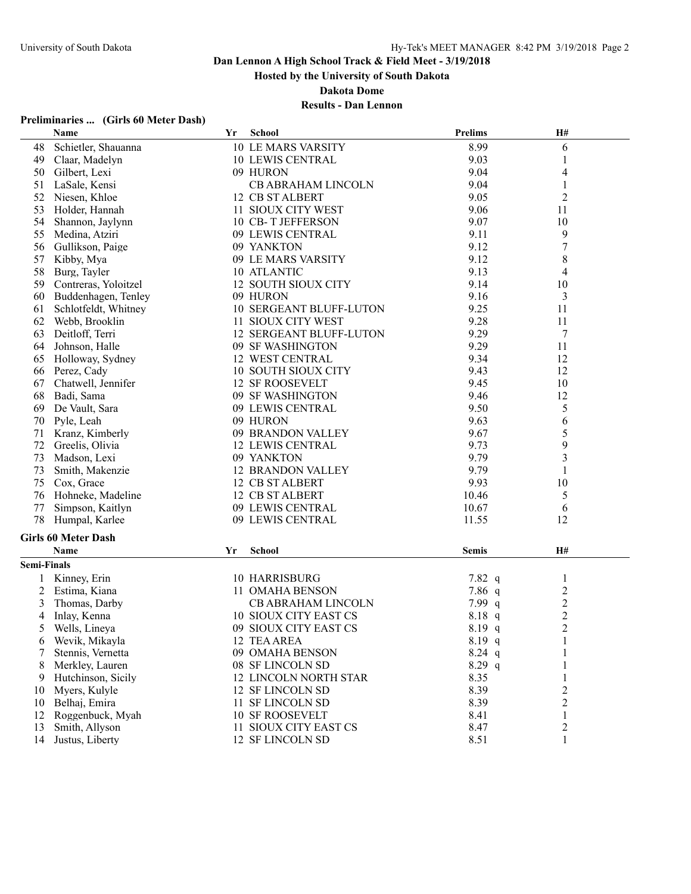## Dan Lennon A High School Track & Field Meet - 3/19/2018

**Hosted by the University of South Dakota**

**Dakota Dome**

**Results - Dan Lennon**

### Preliminaries ... (Girls 60 Meter Dash)

| | Name | Yr | School | Prelims | H# |
|---|---|---|---|---|---|
| 48 | Schietler, Shauanna | 10 | LE MARS VARSITY | 8.99 | 6 |
| 49 | Claar, Madelyn | 10 | LEWIS CENTRAL | 9.03 | 1 |
| 50 | Gilbert, Lexi | 09 | HURON | 9.04 | 4 |
| 51 | LaSale, Kensi | | CB ABRAHAM LINCOLN | 9.04 | 1 |
| 52 | Niesen, Khloe | 12 | CB ST ALBERT | 9.05 | 2 |
| 53 | Holder, Hannah | 11 | SIOUX CITY WEST | 9.06 | 11 |
| 54 | Shannon, Jaylynn | 10 | CB- T JEFFERSON | 9.07 | 10 |
| 55 | Medina, Atziri | 09 | LEWIS CENTRAL | 9.11 | 9 |
| 56 | Gullikson, Paige | 09 | YANKTON | 9.12 | 7 |
| 57 | Kibby, Mya | 09 | LE MARS VARSITY | 9.12 | 8 |
| 58 | Burg, Tayler | 10 | ATLANTIC | 9.13 | 4 |
| 59 | Contreras, Yoloitzel | 12 | SOUTH SIOUX CITY | 9.14 | 10 |
| 60 | Buddenhagen, Tenley | 09 | HURON | 9.16 | 3 |
| 61 | Schlotfeldt, Whitney | 10 | SERGEANT BLUFF-LUTON | 9.25 | 11 |
| 62 | Webb, Brooklin | 11 | SIOUX CITY WEST | 9.28 | 11 |
| 63 | Deitloff, Terri | 12 | SERGEANT BLUFF-LUTON | 9.29 | 7 |
| 64 | Johnson, Halle | 09 | SF WASHINGTON | 9.29 | 11 |
| 65 | Holloway, Sydney | 12 | WEST CENTRAL | 9.34 | 12 |
| 66 | Perez, Cady | 10 | SOUTH SIOUX CITY | 9.43 | 12 |
| 67 | Chatwell, Jennifer | 12 | SF ROOSEVELT | 9.45 | 10 |
| 68 | Badi, Sama | 09 | SF WASHINGTON | 9.46 | 12 |
| 69 | De Vault, Sara | 09 | LEWIS CENTRAL | 9.50 | 5 |
| 70 | Pyle, Leah | 09 | HURON | 9.63 | 6 |
| 71 | Kranz, Kimberly | 09 | BRANDON VALLEY | 9.67 | 5 |
| 72 | Greelis, Olivia | 12 | LEWIS CENTRAL | 9.73 | 9 |
| 73 | Madson, Lexi | 09 | YANKTON | 9.79 | 3 |
| 73 | Smith, Makenzie | 12 | BRANDON VALLEY | 9.79 | 1 |
| 75 | Cox, Grace | 12 | CB ST ALBERT | 9.93 | 10 |
| 76 | Hohneke, Madeline | 12 | CB ST ALBERT | 10.46 | 5 |
| 77 | Simpson, Kaitlyn | 09 | LEWIS CENTRAL | 10.67 | 6 |
| 78 | Humpal, Karlee | 09 | LEWIS CENTRAL | 11.55 | 12 |

### Girls 60 Meter Dash

**Semi-Finals**

| | Name | Yr | School | Semis | H# |
|---|---|---|---|---|---|
| 1 | Kinney, Erin | 10 | HARRISBURG | 7.82 q | 1 |
| 2 | Estima, Kiana | 11 | OMAHA BENSON | 7.86 q | 2 |
| 3 | Thomas, Darby | | CB ABRAHAM LINCOLN | 7.99 q | 2 |
| 4 | Inlay, Kenna | 10 | SIOUX CITY EAST CS | 8.18 q | 2 |
| 5 | Wells, Lineya | 09 | SIOUX CITY EAST CS | 8.19 q | 2 |
| 6 | Wevik, Mikayla | 12 | TEA AREA | 8.19 q | 1 |
| 7 | Stennis, Vernetta | 09 | OMAHA BENSON | 8.24 q | 1 |
| 8 | Merkley, Lauren | 08 | SF LINCOLN SD | 8.29 q | 1 |
| 9 | Hutchinson, Sicily | 12 | LINCOLN NORTH STAR | 8.35 | 1 |
| 10 | Myers, Kulyle | 12 | SF LINCOLN SD | 8.39 | 2 |
| 10 | Belhaj, Emira | 11 | SF LINCOLN SD | 8.39 | 2 |
| 12 | Roggenbuck, Myah | 10 | SF ROOSEVELT | 8.41 | 1 |
| 13 | Smith, Allyson | 11 | SIOUX CITY EAST CS | 8.47 | 2 |
| 14 | Justus, Liberty | 12 | SF LINCOLN SD | 8.51 | 1 |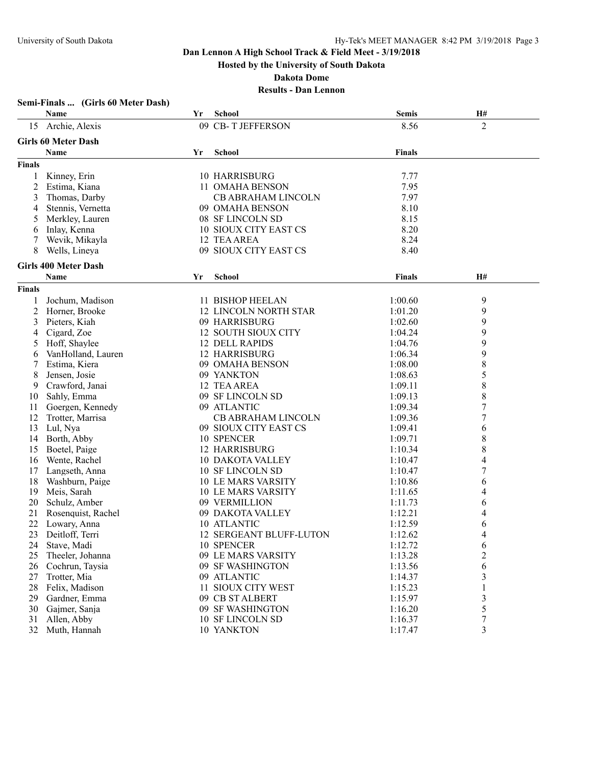## Dan Lennon A High School Track & Field Meet - 3/19/2018

**Hosted by the University of South Dakota**

**Dakota Dome**

**Results - Dan Lennon**

### Semi-Finals ... (Girls 60 Meter Dash)

| | Name | Yr | School | Semis | H# |
|---|---|---|---|---|---|
| 15 | Archie, Alexis | 09 | CB- T JEFFERSON | 8.56 | 2 |

### Girls 60 Meter Dash

| | Name | Yr | School | Finals |
|---|---|---|---|---|
| **Finals** | | | | |
| 1 | Kinney, Erin | 10 | HARRISBURG | 7.77 |
| 2 | Estima, Kiana | 11 | OMAHA BENSON | 7.95 |
| 3 | Thomas, Darby | | CB ABRAHAM LINCOLN | 7.97 |
| 4 | Stennis, Vernetta | 09 | OMAHA BENSON | 8.10 |
| 5 | Merkley, Lauren | 08 | SF LINCOLN SD | 8.15 |
| 6 | Inlay, Kenna | 10 | SIOUX CITY EAST CS | 8.20 |
| 7 | Wevik, Mikayla | 12 | TEA AREA | 8.24 |
| 8 | Wells, Lineya | 09 | SIOUX CITY EAST CS | 8.40 |

### Girls 400 Meter Dash

| | Name | Yr | School | Finals | H# |
|---|---|---|---|---|---|
| **Finals** | | | | | |
| 1 | Jochum, Madison | 11 | BISHOP HEELAN | 1:00.60 | 9 |
| 2 | Horner, Brooke | 12 | LINCOLN NORTH STAR | 1:01.20 | 9 |
| 3 | Pieters, Kiah | 09 | HARRISBURG | 1:02.60 | 9 |
| 4 | Cigard, Zoe | 12 | SOUTH SIOUX CITY | 1:04.24 | 9 |
| 5 | Hoff, Shaylee | 12 | DELL RAPIDS | 1:04.76 | 9 |
| 6 | VanHolland, Lauren | 12 | HARRISBURG | 1:06.34 | 9 |
| 7 | Estima, Kiera | 09 | OMAHA BENSON | 1:08.00 | 8 |
| 8 | Jensen, Josie | 09 | YANKTON | 1:08.63 | 5 |
| 9 | Crawford, Janai | 12 | TEA AREA | 1:09.11 | 8 |
| 10 | Sahly, Emma | 09 | SF LINCOLN SD | 1:09.13 | 8 |
| 11 | Goergen, Kennedy | 09 | ATLANTIC | 1:09.34 | 7 |
| 12 | Trotter, Marrisa | | CB ABRAHAM LINCOLN | 1:09.36 | 7 |
| 13 | Lul, Nya | 09 | SIOUX CITY EAST CS | 1:09.41 | 6 |
| 14 | Borth, Abby | 10 | SPENCER | 1:09.71 | 8 |
| 15 | Boetel, Paige | 12 | HARRISBURG | 1:10.34 | 8 |
| 16 | Wente, Rachel | 10 | DAKOTA VALLEY | 1:10.47 | 4 |
| 17 | Langseth, Anna | 10 | SF LINCOLN SD | 1:10.47 | 7 |
| 18 | Washburn, Paige | 10 | LE MARS VARSITY | 1:10.86 | 6 |
| 19 | Meis, Sarah | 10 | LE MARS VARSITY | 1:11.65 | 4 |
| 20 | Schulz, Amber | 09 | VERMILLION | 1:11.73 | 6 |
| 21 | Rosenquist, Rachel | 09 | DAKOTA VALLEY | 1:12.21 | 4 |
| 22 | Lowary, Anna | 10 | ATLANTIC | 1:12.59 | 6 |
| 23 | Deitloff, Terri | 12 | SERGEANT BLUFF-LUTON | 1:12.62 | 4 |
| 24 | Stave, Madi | 10 | SPENCER | 1:12.72 | 6 |
| 25 | Theeler, Johanna | 09 | LE MARS VARSITY | 1:13.28 | 2 |
| 26 | Cochrun, Taysia | 09 | SF WASHINGTON | 1:13.56 | 6 |
| 27 | Trotter, Mia | 09 | ATLANTIC | 1:14.37 | 3 |
| 28 | Felix, Madison | 11 | SIOUX CITY WEST | 1:15.23 | 1 |
| 29 | Gardner, Emma | 09 | CB ST ALBERT | 1:15.97 | 3 |
| 30 | Gajmer, Sanja | 09 | SF WASHINGTON | 1:16.20 | 5 |
| 31 | Allen, Abby | 10 | SF LINCOLN SD | 1:16.37 | 7 |
| 32 | Muth, Hannah | 10 | YANKTON | 1:17.47 | 3 |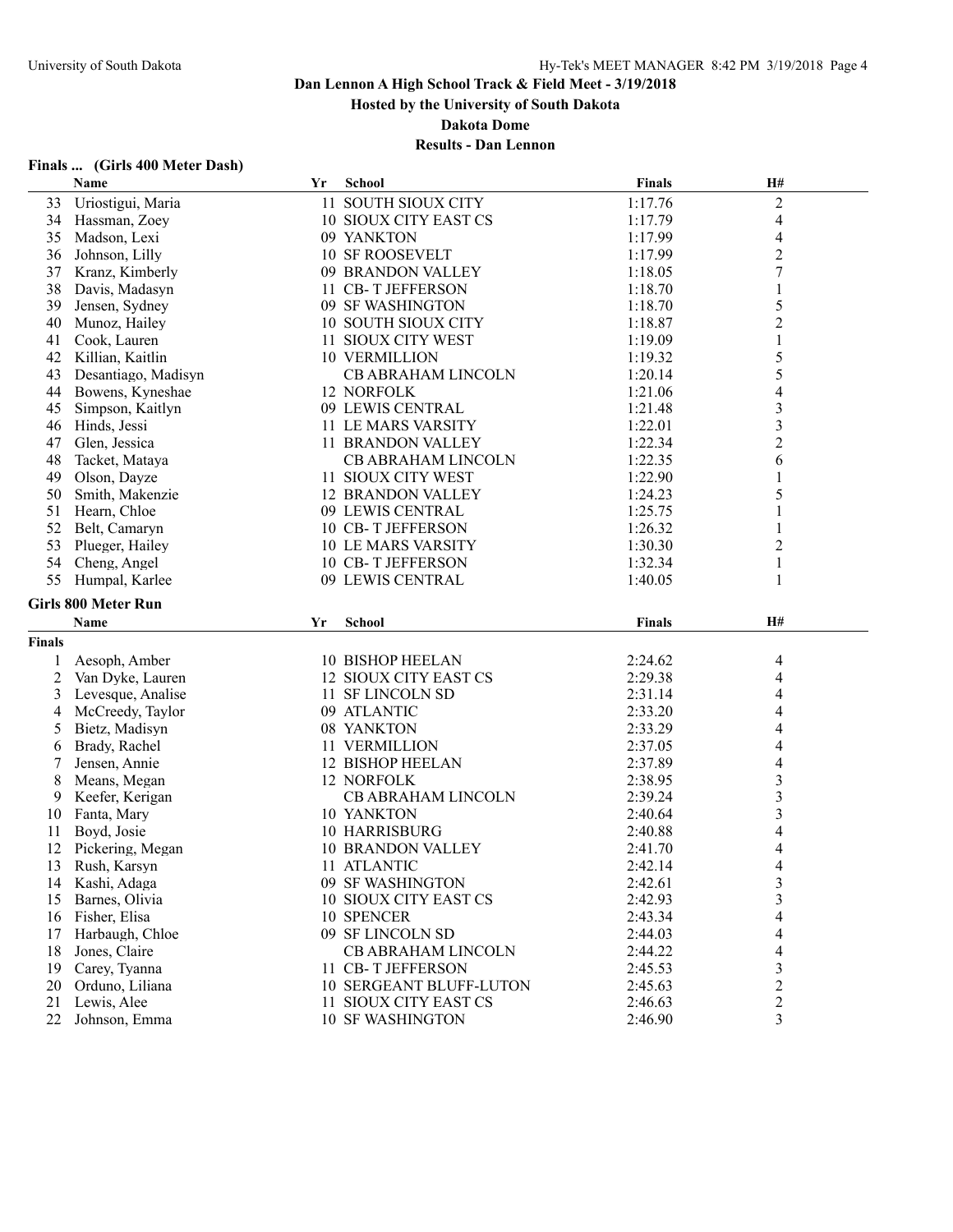# Dan Lennon A High School Track & Field Meet - 3/19/2018

**Hosted by the University of South Dakota**

**Dakota Dome**

**Results - Dan Lennon**

## Finals ... (Girls 400 Meter Dash)

| | Name | Yr | School | Finals | H# |
|---|---|---|---|---|---|
| 33 | Uriostigui, Maria | 11 | SOUTH SIOUX CITY | 1:17.76 | 2 |
| 34 | Hassman, Zoey | 10 | SIOUX CITY EAST CS | 1:17.79 | 4 |
| 35 | Madson, Lexi | 09 | YANKTON | 1:17.99 | 4 |
| 36 | Johnson, Lilly | 10 | SF ROOSEVELT | 1:17.99 | 2 |
| 37 | Kranz, Kimberly | 09 | BRANDON VALLEY | 1:18.05 | 7 |
| 38 | Davis, Madasyn | 11 | CB- T JEFFERSON | 1:18.70 | 1 |
| 39 | Jensen, Sydney | 09 | SF WASHINGTON | 1:18.70 | 5 |
| 40 | Munoz, Hailey | 10 | SOUTH SIOUX CITY | 1:18.87 | 2 |
| 41 | Cook, Lauren | 11 | SIOUX CITY WEST | 1:19.09 | 1 |
| 42 | Killian, Kaitlin | 10 | VERMILLION | 1:19.32 | 5 |
| 43 | Desantiago, Madisyn | | CB ABRAHAM LINCOLN | 1:20.14 | 5 |
| 44 | Bowens, Kyneshae | 12 | NORFOLK | 1:21.06 | 4 |
| 45 | Simpson, Kaitlyn | 09 | LEWIS CENTRAL | 1:21.48 | 3 |
| 46 | Hinds, Jessi | 11 | LE MARS VARSITY | 1:22.01 | 3 |
| 47 | Glen, Jessica | 11 | BRANDON VALLEY | 1:22.34 | 2 |
| 48 | Tacket, Mataya | | CB ABRAHAM LINCOLN | 1:22.35 | 6 |
| 49 | Olson, Dayze | 11 | SIOUX CITY WEST | 1:22.90 | 1 |
| 50 | Smith, Makenzie | 12 | BRANDON VALLEY | 1:24.23 | 5 |
| 51 | Hearn, Chloe | 09 | LEWIS CENTRAL | 1:25.75 | 1 |
| 52 | Belt, Camaryn | 10 | CB- T JEFFERSON | 1:26.32 | 1 |
| 53 | Plueger, Hailey | 10 | LE MARS VARSITY | 1:30.30 | 2 |
| 54 | Cheng, Angel | 10 | CB- T JEFFERSON | 1:32.34 | 1 |
| 55 | Humpal, Karlee | 09 | LEWIS CENTRAL | 1:40.05 | 1 |

## Girls 800 Meter Run

**Finals**

| | Name | Yr | School | Finals | H# |
|---|---|---|---|---|---|
| 1 | Aesoph, Amber | 10 | BISHOP HEELAN | 2:24.62 | 4 |
| 2 | Van Dyke, Lauren | 12 | SIOUX CITY EAST CS | 2:29.38 | 4 |
| 3 | Levesque, Analise | 11 | SF LINCOLN SD | 2:31.14 | 4 |
| 4 | McCreedy, Taylor | 09 | ATLANTIC | 2:33.20 | 4 |
| 5 | Bietz, Madisyn | 08 | YANKTON | 2:33.29 | 4 |
| 6 | Brady, Rachel | 11 | VERMILLION | 2:37.05 | 4 |
| 7 | Jensen, Annie | 12 | BISHOP HEELAN | 2:37.89 | 4 |
| 8 | Means, Megan | 12 | NORFOLK | 2:38.95 | 3 |
| 9 | Keefer, Kerigan | | CB ABRAHAM LINCOLN | 2:39.24 | 3 |
| 10 | Fanta, Mary | 10 | YANKTON | 2:40.64 | 3 |
| 11 | Boyd, Josie | 10 | HARRISBURG | 2:40.88 | 4 |
| 12 | Pickering, Megan | 10 | BRANDON VALLEY | 2:41.70 | 4 |
| 13 | Rush, Karsyn | 11 | ATLANTIC | 2:42.14 | 4 |
| 14 | Kashi, Adaga | 09 | SF WASHINGTON | 2:42.61 | 3 |
| 15 | Barnes, Olivia | 10 | SIOUX CITY EAST CS | 2:42.93 | 3 |
| 16 | Fisher, Elisa | 10 | SPENCER | 2:43.34 | 4 |
| 17 | Harbaugh, Chloe | 09 | SF LINCOLN SD | 2:44.03 | 4 |
| 18 | Jones, Claire | | CB ABRAHAM LINCOLN | 2:44.22 | 4 |
| 19 | Carey, Tyanna | 11 | CB- T JEFFERSON | 2:45.53 | 3 |
| 20 | Orduno, Liliana | 10 | SERGEANT BLUFF-LUTON | 2:45.63 | 2 |
| 21 | Lewis, Alee | 11 | SIOUX CITY EAST CS | 2:46.63 | 2 |
| 22 | Johnson, Emma | 10 | SF WASHINGTON | 2:46.90 | 3 |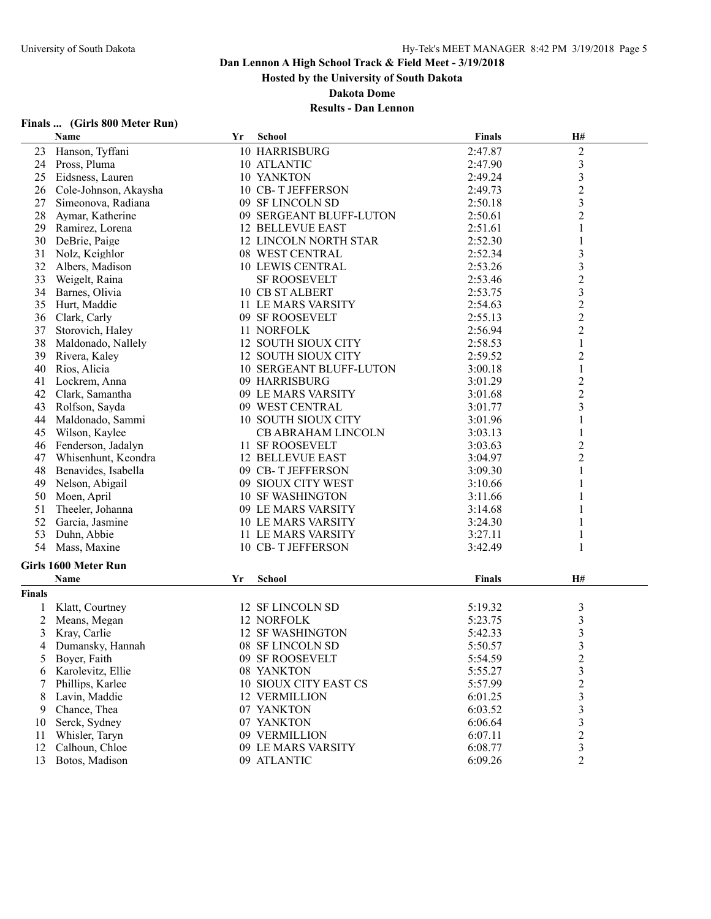# Dan Lennon A High School Track & Field Meet - 3/19/2018

**Hosted by the University of South Dakota**

**Dakota Dome**

**Results - Dan Lennon**

## Finals ... (Girls 800 Meter Run)

| | Name | Yr | School | Finals | H# |
|---|---|---|---|---|---|
| 23 | Hanson, Tyffani | 10 | HARRISBURG | 2:47.87 | 2 |
| 24 | Pross, Pluma | 10 | ATLANTIC | 2:47.90 | 3 |
| 25 | Eidsness, Lauren | 10 | YANKTON | 2:49.24 | 3 |
| 26 | Cole-Johnson, Akaysha | 10 | CB- T JEFFERSON | 2:49.73 | 2 |
| 27 | Simeonova, Radiana | 09 | SF LINCOLN SD | 2:50.18 | 3 |
| 28 | Aymar, Katherine | 09 | SERGEANT BLUFF-LUTON | 2:50.61 | 2 |
| 29 | Ramirez, Lorena | 12 | BELLEVUE EAST | 2:51.61 | 1 |
| 30 | DeBrie, Paige | 12 | LINCOLN NORTH STAR | 2:52.30 | 1 |
| 31 | Nolz, Keighlor | 08 | WEST CENTRAL | 2:52.34 | 3 |
| 32 | Albers, Madison | 10 | LEWIS CENTRAL | 2:53.26 | 3 |
| 33 | Weigelt, Raina | | SF ROOSEVELT | 2:53.46 | 2 |
| 34 | Barnes, Olivia | 10 | CB ST ALBERT | 2:53.75 | 3 |
| 35 | Hurt, Maddie | 11 | LE MARS VARSITY | 2:54.63 | 2 |
| 36 | Clark, Carly | 09 | SF ROOSEVELT | 2:55.13 | 2 |
| 37 | Storovich, Haley | 11 | NORFOLK | 2:56.94 | 2 |
| 38 | Maldonado, Nallely | 12 | SOUTH SIOUX CITY | 2:58.53 | 1 |
| 39 | Rivera, Kaley | 12 | SOUTH SIOUX CITY | 2:59.52 | 2 |
| 40 | Rios, Alicia | 10 | SERGEANT BLUFF-LUTON | 3:00.18 | 1 |
| 41 | Lockrem, Anna | 09 | HARRISBURG | 3:01.29 | 2 |
| 42 | Clark, Samantha | 09 | LE MARS VARSITY | 3:01.68 | 2 |
| 43 | Rolfson, Sayda | 09 | WEST CENTRAL | 3:01.77 | 3 |
| 44 | Maldonado, Sammi | 10 | SOUTH SIOUX CITY | 3:01.96 | 1 |
| 45 | Wilson, Kaylee | | CB ABRAHAM LINCOLN | 3:03.13 | 1 |
| 46 | Fenderson, Jadalyn | 11 | SF ROOSEVELT | 3:03.63 | 2 |
| 47 | Whisenhunt, Keondra | 12 | BELLEVUE EAST | 3:04.97 | 2 |
| 48 | Benavides, Isabella | 09 | CB- T JEFFERSON | 3:09.30 | 1 |
| 49 | Nelson, Abigail | 09 | SIOUX CITY WEST | 3:10.66 | 1 |
| 50 | Moen, April | 10 | SF WASHINGTON | 3:11.66 | 1 |
| 51 | Theeler, Johanna | 09 | LE MARS VARSITY | 3:14.68 | 1 |
| 52 | Garcia, Jasmine | 10 | LE MARS VARSITY | 3:24.30 | 1 |
| 53 | Duhn, Abbie | 11 | LE MARS VARSITY | 3:27.11 | 1 |
| 54 | Mass, Maxine | 10 | CB- T JEFFERSON | 3:42.49 | 1 |

## Girls 1600 Meter Run

**Finals**

| | Name | Yr | School | Finals | H# |
|---|---|---|---|---|---|
| 1 | Klatt, Courtney | 12 | SF LINCOLN SD | 5:19.32 | 3 |
| 2 | Means, Megan | 12 | NORFOLK | 5:23.75 | 3 |
| 3 | Kray, Carlie | 12 | SF WASHINGTON | 5:42.33 | 3 |
| 4 | Dumansky, Hannah | 08 | SF LINCOLN SD | 5:50.57 | 3 |
| 5 | Boyer, Faith | 09 | SF ROOSEVELT | 5:54.59 | 2 |
| 6 | Karolevitz, Ellie | 08 | YANKTON | 5:55.27 | 3 |
| 7 | Phillips, Karlee | 10 | SIOUX CITY EAST CS | 5:57.99 | 2 |
| 8 | Lavin, Maddie | 12 | VERMILLION | 6:01.25 | 3 |
| 9 | Chance, Thea | 07 | YANKTON | 6:03.52 | 3 |
| 10 | Serck, Sydney | 07 | YANKTON | 6:06.64 | 3 |
| 11 | Whisler, Taryn | 09 | VERMILLION | 6:07.11 | 2 |
| 12 | Calhoun, Chloe | 09 | LE MARS VARSITY | 6:08.77 | 3 |
| 13 | Botos, Madison | 09 | ATLANTIC | 6:09.26 | 2 |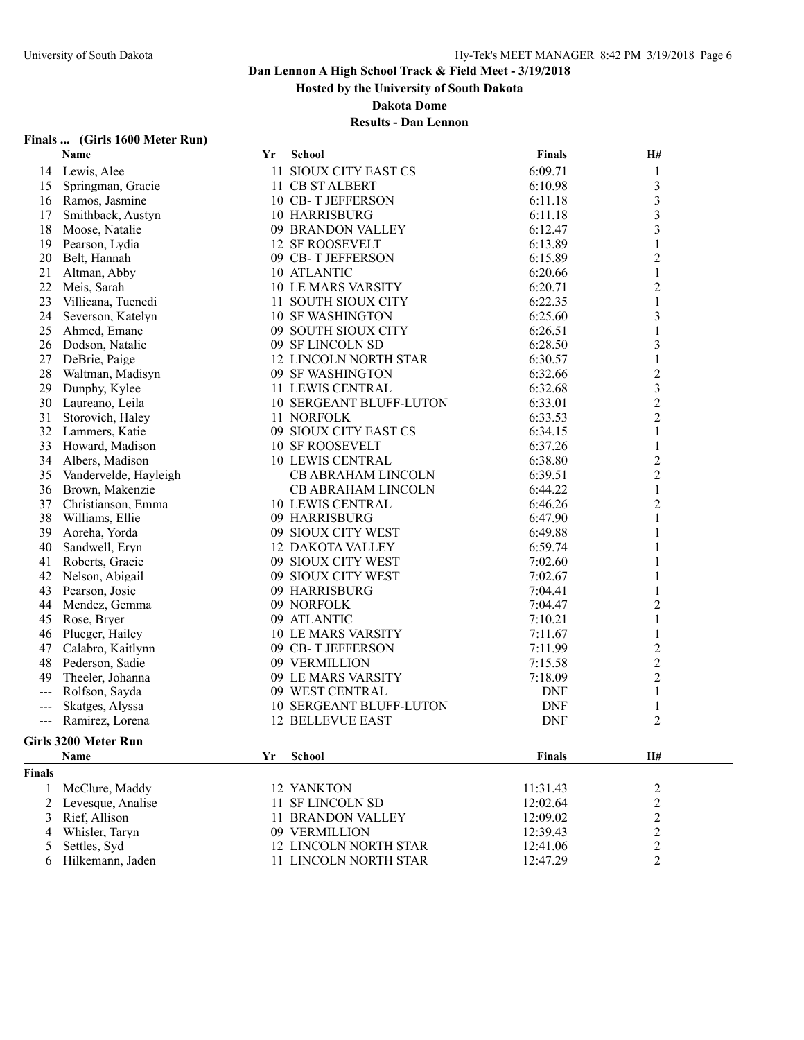# Dan Lennon A High School Track & Field Meet - 3/19/2018

**Hosted by the University of South Dakota**

**Dakota Dome**

**Results - Dan Lennon**

### Finals ... (Girls 1600 Meter Run)

| | Name | Yr | School | Finals | H# |
|---|---|---|---|---|---|
| 14 | Lewis, Alee | 11 | SIOUX CITY EAST CS | 6:09.71 | 1 |
| 15 | Springman, Gracie | 11 | CB ST ALBERT | 6:10.98 | 3 |
| 16 | Ramos, Jasmine | 10 | CB- T JEFFERSON | 6:11.18 | 3 |
| 17 | Smithback, Austyn | 10 | HARRISBURG | 6:11.18 | 3 |
| 18 | Moose, Natalie | 09 | BRANDON VALLEY | 6:12.47 | 3 |
| 19 | Pearson, Lydia | 12 | SF ROOSEVELT | 6:13.89 | 1 |
| 20 | Belt, Hannah | 09 | CB- T JEFFERSON | 6:15.89 | 2 |
| 21 | Altman, Abby | 10 | ATLANTIC | 6:20.66 | 1 |
| 22 | Meis, Sarah | 10 | LE MARS VARSITY | 6:20.71 | 2 |
| 23 | Villicana, Tuenedi | 11 | SOUTH SIOUX CITY | 6:22.35 | 1 |
| 24 | Severson, Katelyn | 10 | SF WASHINGTON | 6:25.60 | 3 |
| 25 | Ahmed, Emane | 09 | SOUTH SIOUX CITY | 6:26.51 | 1 |
| 26 | Dodson, Natalie | 09 | SF LINCOLN SD | 6:28.50 | 3 |
| 27 | DeBrie, Paige | 12 | LINCOLN NORTH STAR | 6:30.57 | 1 |
| 28 | Waltman, Madisyn | 09 | SF WASHINGTON | 6:32.66 | 2 |
| 29 | Dunphy, Kylee | 11 | LEWIS CENTRAL | 6:32.68 | 3 |
| 30 | Laureano, Leila | 10 | SERGEANT BLUFF-LUTON | 6:33.01 | 2 |
| 31 | Storovich, Haley | 11 | NORFOLK | 6:33.53 | 2 |
| 32 | Lammers, Katie | 09 | SIOUX CITY EAST CS | 6:34.15 | 1 |
| 33 | Howard, Madison | 10 | SF ROOSEVELT | 6:37.26 | 1 |
| 34 | Albers, Madison | 10 | LEWIS CENTRAL | 6:38.80 | 2 |
| 35 | Vandervelde, Hayleigh | | CB ABRAHAM LINCOLN | 6:39.51 | 2 |
| 36 | Brown, Makenzie | | CB ABRAHAM LINCOLN | 6:44.22 | 1 |
| 37 | Christianson, Emma | 10 | LEWIS CENTRAL | 6:46.26 | 2 |
| 38 | Williams, Ellie | 09 | HARRISBURG | 6:47.90 | 1 |
| 39 | Aoreha, Yorda | 09 | SIOUX CITY WEST | 6:49.88 | 1 |
| 40 | Sandwell, Eryn | 12 | DAKOTA VALLEY | 6:59.74 | 1 |
| 41 | Roberts, Gracie | 09 | SIOUX CITY WEST | 7:02.60 | 1 |
| 42 | Nelson, Abigail | 09 | SIOUX CITY WEST | 7:02.67 | 1 |
| 43 | Pearson, Josie | 09 | HARRISBURG | 7:04.41 | 1 |
| 44 | Mendez, Gemma | 09 | NORFOLK | 7:04.47 | 2 |
| 45 | Rose, Bryer | 09 | ATLANTIC | 7:10.21 | 1 |
| 46 | Plueger, Hailey | 10 | LE MARS VARSITY | 7:11.67 | 1 |
| 47 | Calabro, Kaitlynn | 09 | CB- T JEFFERSON | 7:11.99 | 2 |
| 48 | Pederson, Sadie | 09 | VERMILLION | 7:15.58 | 2 |
| 49 | Theeler, Johanna | 09 | LE MARS VARSITY | 7:18.09 | 2 |
| --- | Rolfson, Sayda | 09 | WEST CENTRAL | DNF | 1 |
| --- | Skatges, Alyssa | 10 | SERGEANT BLUFF-LUTON | DNF | 1 |
| --- | Ramirez, Lorena | 12 | BELLEVUE EAST | DNF | 2 |

### Girls 3200 Meter Run

| | Name | Yr | School | Finals | H# |
|---|---|---|---|---|---|
| **Finals** | | | | | |
| 1 | McClure, Maddy | 12 | YANKTON | 11:31.43 | 2 |
| 2 | Levesque, Analise | 11 | SF LINCOLN SD | 12:02.64 | 2 |
| 3 | Rief, Allison | 11 | BRANDON VALLEY | 12:09.02 | 2 |
| 4 | Whisler, Taryn | 09 | VERMILLION | 12:39.43 | 2 |
| 5 | Settles, Syd | 12 | LINCOLN NORTH STAR | 12:41.06 | 2 |
| 6 | Hilkemann, Jaden | 11 | LINCOLN NORTH STAR | 12:47.29 | 2 |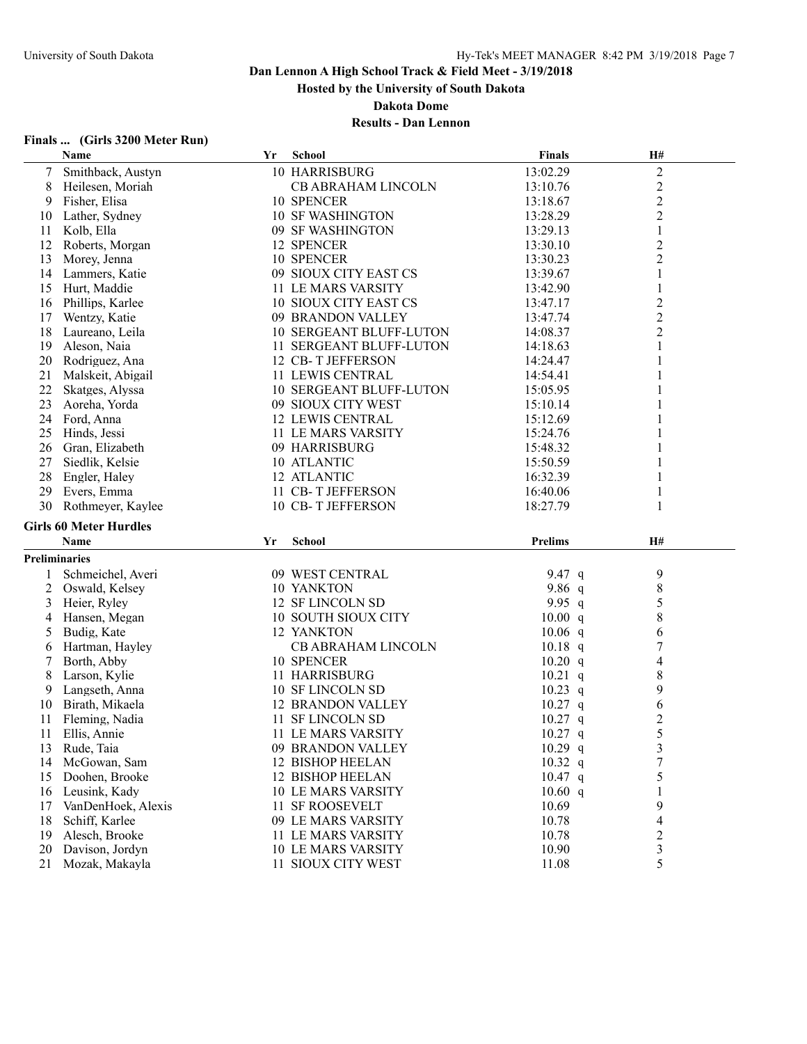# Dan Lennon A High School Track & Field Meet - 3/19/2018

**Hosted by the University of South Dakota**

**Dakota Dome**

**Results - Dan Lennon**

### Finals ... (Girls 3200 Meter Run)

| | Name | Yr | School | Finals | H# |
|---|---|---|---|---|---|
| 7 | Smithback, Austyn | 10 | HARRISBURG | 13:02.29 | 2 |
| 8 | Heilesen, Moriah | | CB ABRAHAM LINCOLN | 13:10.76 | 2 |
| 9 | Fisher, Elisa | 10 | SPENCER | 13:18.67 | 2 |
| 10 | Lather, Sydney | 10 | SF WASHINGTON | 13:28.29 | 2 |
| 11 | Kolb, Ella | 09 | SF WASHINGTON | 13:29.13 | 1 |
| 12 | Roberts, Morgan | 12 | SPENCER | 13:30.10 | 2 |
| 13 | Morey, Jenna | 10 | SPENCER | 13:30.23 | 2 |
| 14 | Lammers, Katie | 09 | SIOUX CITY EAST CS | 13:39.67 | 1 |
| 15 | Hurt, Maddie | 11 | LE MARS VARSITY | 13:42.90 | 1 |
| 16 | Phillips, Karlee | 10 | SIOUX CITY EAST CS | 13:47.17 | 2 |
| 17 | Wentzy, Katie | 09 | BRANDON VALLEY | 13:47.74 | 2 |
| 18 | Laureano, Leila | 10 | SERGEANT BLUFF-LUTON | 14:08.37 | 2 |
| 19 | Aleson, Naia | 11 | SERGEANT BLUFF-LUTON | 14:18.63 | 1 |
| 20 | Rodriguez, Ana | 12 | CB- T JEFFERSON | 14:24.47 | 1 |
| 21 | Malskeit, Abigail | 11 | LEWIS CENTRAL | 14:54.41 | 1 |
| 22 | Skatges, Alyssa | 10 | SERGEANT BLUFF-LUTON | 15:05.95 | 1 |
| 23 | Aoreha, Yorda | 09 | SIOUX CITY WEST | 15:10.14 | 1 |
| 24 | Ford, Anna | 12 | LEWIS CENTRAL | 15:12.69 | 1 |
| 25 | Hinds, Jessi | 11 | LE MARS VARSITY | 15:24.76 | 1 |
| 26 | Gran, Elizabeth | 09 | HARRISBURG | 15:48.32 | 1 |
| 27 | Siedlik, Kelsie | 10 | ATLANTIC | 15:50.59 | 1 |
| 28 | Engler, Haley | 12 | ATLANTIC | 16:32.39 | 1 |
| 29 | Evers, Emma | 11 | CB- T JEFFERSON | 16:40.06 | 1 |
| 30 | Rothmeyer, Kaylee | 10 | CB- T JEFFERSON | 18:27.79 | 1 |

### Girls 60 Meter Hurdles

**Preliminaries**

| | Name | Yr | School | Prelims | | H# |
|---|---|---|---|---|---|---|
| 1 | Schmeichel, Averi | 09 | WEST CENTRAL | 9.47 | q | 9 |
| 2 | Oswald, Kelsey | 10 | YANKTON | 9.86 | q | 8 |
| 3 | Heier, Ryley | 12 | SF LINCOLN SD | 9.95 | q | 5 |
| 4 | Hansen, Megan | 10 | SOUTH SIOUX CITY | 10.00 | q | 8 |
| 5 | Budig, Kate | 12 | YANKTON | 10.06 | q | 6 |
| 6 | Hartman, Hayley | | CB ABRAHAM LINCOLN | 10.18 | q | 7 |
| 7 | Borth, Abby | 10 | SPENCER | 10.20 | q | 4 |
| 8 | Larson, Kylie | 11 | HARRISBURG | 10.21 | q | 8 |
| 9 | Langseth, Anna | 10 | SF LINCOLN SD | 10.23 | q | 9 |
| 10 | Birath, Mikaela | 12 | BRANDON VALLEY | 10.27 | q | 6 |
| 11 | Fleming, Nadia | 11 | SF LINCOLN SD | 10.27 | q | 2 |
| 11 | Ellis, Annie | 11 | LE MARS VARSITY | 10.27 | q | 5 |
| 13 | Rude, Taia | 09 | BRANDON VALLEY | 10.29 | q | 3 |
| 14 | McGowan, Sam | 12 | BISHOP HEELAN | 10.32 | q | 7 |
| 15 | Doohen, Brooke | 12 | BISHOP HEELAN | 10.47 | q | 5 |
| 16 | Leusink, Kady | 10 | LE MARS VARSITY | 10.60 | q | 1 |
| 17 | VanDenHoek, Alexis | 11 | SF ROOSEVELT | 10.69 | | 9 |
| 18 | Schiff, Karlee | 09 | LE MARS VARSITY | 10.78 | | 4 |
| 19 | Alesch, Brooke | 11 | LE MARS VARSITY | 10.78 | | 2 |
| 20 | Davison, Jordyn | 10 | LE MARS VARSITY | 10.90 | | 3 |
| 21 | Mozak, Makayla | 11 | SIOUX CITY WEST | 11.08 | | 5 |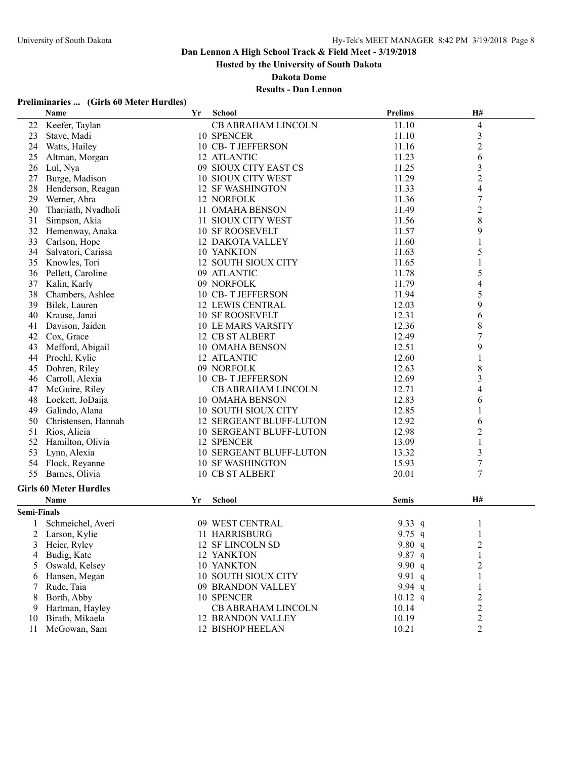# Dan Lennon A High School Track & Field Meet - 3/19/2018

**Hosted by the University of South Dakota**

**Dakota Dome**

**Results - Dan Lennon**

### Preliminaries ... (Girls 60 Meter Hurdles)

| | Name | Yr | School | Prelims | H# |
|---|---|---|---|---|---|
| 22 | Keefer, Taylan | | CB ABRAHAM LINCOLN | 11.10 | 4 |
| 23 | Stave, Madi | 10 | SPENCER | 11.10 | 3 |
| 24 | Watts, Hailey | 10 | CB- T JEFFERSON | 11.16 | 2 |
| 25 | Altman, Morgan | 12 | ATLANTIC | 11.23 | 6 |
| 26 | Lul, Nya | 09 | SIOUX CITY EAST CS | 11.25 | 3 |
| 27 | Burge, Madison | 10 | SIOUX CITY WEST | 11.29 | 2 |
| 28 | Henderson, Reagan | 12 | SF WASHINGTON | 11.33 | 4 |
| 29 | Werner, Abra | 12 | NORFOLK | 11.36 | 7 |
| 30 | Tharjiath, Nyadholi | 11 | OMAHA BENSON | 11.49 | 2 |
| 31 | Simpson, Akia | 11 | SIOUX CITY WEST | 11.56 | 8 |
| 32 | Hemenway, Anaka | 10 | SF ROOSEVELT | 11.57 | 9 |
| 33 | Carlson, Hope | 12 | DAKOTA VALLEY | 11.60 | 1 |
| 34 | Salvatori, Carissa | 10 | YANKTON | 11.63 | 5 |
| 35 | Knowles, Tori | 12 | SOUTH SIOUX CITY | 11.65 | 1 |
| 36 | Pellett, Caroline | 09 | ATLANTIC | 11.78 | 5 |
| 37 | Kalin, Karly | 09 | NORFOLK | 11.79 | 4 |
| 38 | Chambers, Ashlee | 10 | CB- T JEFFERSON | 11.94 | 5 |
| 39 | Bilek, Lauren | 12 | LEWIS CENTRAL | 12.03 | 9 |
| 40 | Krause, Janai | 10 | SF ROOSEVELT | 12.31 | 6 |
| 41 | Davison, Jaiden | 10 | LE MARS VARSITY | 12.36 | 8 |
| 42 | Cox, Grace | 12 | CB ST ALBERT | 12.49 | 7 |
| 43 | Mefford, Abigail | 10 | OMAHA BENSON | 12.51 | 9 |
| 44 | Proehl, Kylie | 12 | ATLANTIC | 12.60 | 1 |
| 45 | Dohren, Riley | 09 | NORFOLK | 12.63 | 8 |
| 46 | Carroll, Alexia | 10 | CB- T JEFFERSON | 12.69 | 3 |
| 47 | McGuire, Riley | | CB ABRAHAM LINCOLN | 12.71 | 4 |
| 48 | Lockett, JoDaija | 10 | OMAHA BENSON | 12.83 | 6 |
| 49 | Galindo, Alana | 10 | SOUTH SIOUX CITY | 12.85 | 1 |
| 50 | Christensen, Hannah | 12 | SERGEANT BLUFF-LUTON | 12.92 | 6 |
| 51 | Rios, Alicia | 10 | SERGEANT BLUFF-LUTON | 12.98 | 2 |
| 52 | Hamilton, Olivia | 12 | SPENCER | 13.09 | 1 |
| 53 | Lynn, Alexia | 10 | SERGEANT BLUFF-LUTON | 13.32 | 3 |
| 54 | Flock, Reyanne | 10 | SF WASHINGTON | 15.93 | 7 |
| 55 | Barnes, Olivia | 10 | CB ST ALBERT | 20.01 | 7 |

### Girls 60 Meter Hurdles

| | Name | Yr | School | Semis | H# |
|---|---|---|---|---|---|
| **Semi-Finals** | | | | | |
| 1 | Schmeichel, Averi | 09 | WEST CENTRAL | 9.33 q | 1 |
| 2 | Larson, Kylie | 11 | HARRISBURG | 9.75 q | 1 |
| 3 | Heier, Ryley | 12 | SF LINCOLN SD | 9.80 q | 2 |
| 4 | Budig, Kate | 12 | YANKTON | 9.87 q | 1 |
| 5 | Oswald, Kelsey | 10 | YANKTON | 9.90 q | 2 |
| 6 | Hansen, Megan | 10 | SOUTH SIOUX CITY | 9.91 q | 1 |
| 7 | Rude, Taia | 09 | BRANDON VALLEY | 9.94 q | 1 |
| 8 | Borth, Abby | 10 | SPENCER | 10.12 q | 2 |
| 9 | Hartman, Hayley | | CB ABRAHAM LINCOLN | 10.14 | 2 |
| 10 | Birath, Mikaela | 12 | BRANDON VALLEY | 10.19 | 2 |
| 11 | McGowan, Sam | 12 | BISHOP HEELAN | 10.21 | 2 |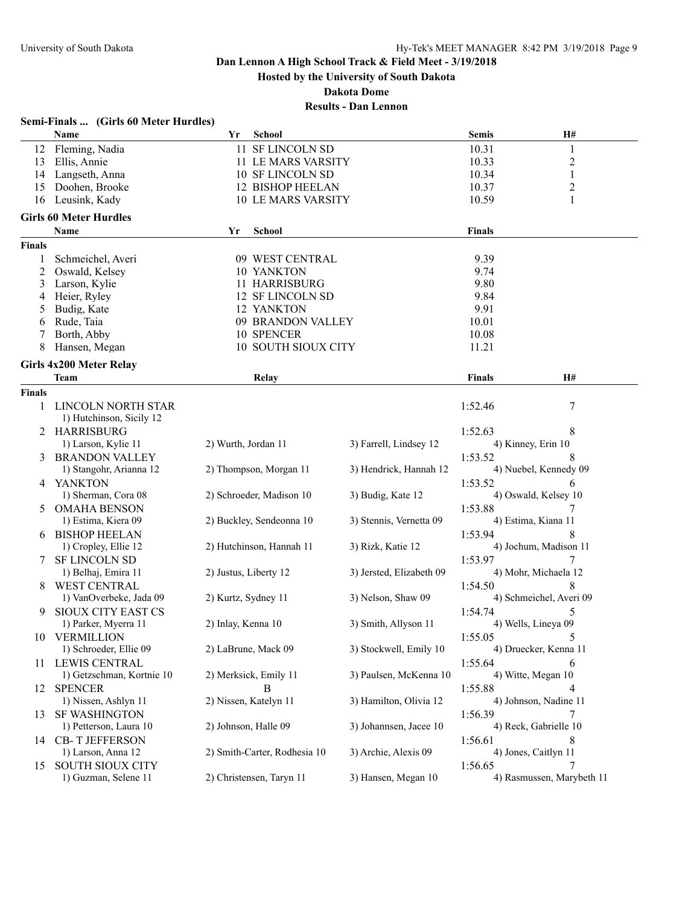**Dan Lennon A High School Track & Field Meet - 3/19/2018**

**Hosted by the University of South Dakota**

**Dakota Dome**

**Results - Dan Lennon**

### Semi-Finals ... (Girls 60 Meter Hurdles)

| | Name | Yr | School | Semis | H# |
|---|---|---|---|---|---|
| 12 | Fleming, Nadia | 11 | SF LINCOLN SD | 10.31 | 1 |
| 13 | Ellis, Annie | 11 | LE MARS VARSITY | 10.33 | 2 |
| 14 | Langseth, Anna | 10 | SF LINCOLN SD | 10.34 | 1 |
| 15 | Doohen, Brooke | 12 | BISHOP HEELAN | 10.37 | 2 |
| 16 | Leusink, Kady | 10 | LE MARS VARSITY | 10.59 | 1 |

### Girls 60 Meter Hurdles

| | Name | Yr | School | Finals |
|---|---|---|---|---|
| **Finals** | | | | |
| 1 | Schmeichel, Averi | 09 | WEST CENTRAL | 9.39 |
| 2 | Oswald, Kelsey | 10 | YANKTON | 9.74 |
| 3 | Larson, Kylie | 11 | HARRISBURG | 9.80 |
| 4 | Heier, Ryley | 12 | SF LINCOLN SD | 9.84 |
| 5 | Budig, Kate | 12 | YANKTON | 9.91 |
| 6 | Rude, Taia | 09 | BRANDON VALLEY | 10.01 |
| 7 | Borth, Abby | 10 | SPENCER | 10.08 |
| 8 | Hansen, Megan | 10 | SOUTH SIOUX CITY | 11.21 |

### Girls 4x200 Meter Relay

| | Team | Relay | | Finals | H# |
|---|---|---|---|---|---|
| **Finals** | | | | | |
| 1 | LINCOLN NORTH STAR | | | 1:52.46 | 7 |
| | 1) Hutchinson, Sicily 12 | | | | |
| 2 | HARRISBURG | | | 1:52.63 | 8 |
| | 1) Larson, Kylie 11 | 2) Wurth, Jordan 11 | 3) Farrell, Lindsey 12 | 4) Kinney, Erin 10 | |
| 3 | BRANDON VALLEY | | | 1:53.52 | 8 |
| | 1) Stangohr, Arianna 12 | 2) Thompson, Morgan 11 | 3) Hendrick, Hannah 12 | 4) Nuebel, Kennedy 09 | |
| 4 | YANKTON | | | 1:53.52 | 6 |
| | 1) Sherman, Cora 08 | 2) Schroeder, Madison 10 | 3) Budig, Kate 12 | 4) Oswald, Kelsey 10 | |
| 5 | OMAHA BENSON | | | 1:53.88 | 7 |
| | 1) Estima, Kiera 09 | 2) Buckley, Sendeonna 10 | 3) Stennis, Vernetta 09 | 4) Estima, Kiana 11 | |
| 6 | BISHOP HEELAN | | | 1:53.94 | 8 |
| | 1) Cropley, Ellie 12 | 2) Hutchinson, Hannah 11 | 3) Rizk, Katie 12 | 4) Jochum, Madison 11 | |
| 7 | SF LINCOLN SD | | | 1:53.97 | 7 |
| | 1) Belhaj, Emira 11 | 2) Justus, Liberty 12 | 3) Jersted, Elizabeth 09 | 4) Mohr, Michaela 12 | |
| 8 | WEST CENTRAL | | | 1:54.50 | 8 |
| | 1) VanOverbeke, Jada 09 | 2) Kurtz, Sydney 11 | 3) Nelson, Shaw 09 | 4) Schmeichel, Averi 09 | |
| 9 | SIOUX CITY EAST CS | | | 1:54.74 | 5 |
| | 1) Parker, Myerra 11 | 2) Inlay, Kenna 10 | 3) Smith, Allyson 11 | 4) Wells, Lineya 09 | |
| 10 | VERMILLION | | | 1:55.05 | 5 |
| | 1) Schroeder, Ellie 09 | 2) LaBrune, Mack 09 | 3) Stockwell, Emily 10 | 4) Druecker, Kenna 11 | |
| 11 | LEWIS CENTRAL | | | 1:55.64 | 6 |
| | 1) Getzschman, Kortnie 10 | 2) Merksick, Emily 11 | 3) Paulsen, McKenna 10 | 4) Witte, Megan 10 | |
| 12 | SPENCER | B | | 1:55.88 | 4 |
| | 1) Nissen, Ashlyn 11 | 2) Nissen, Katelyn 11 | 3) Hamilton, Olivia 12 | 4) Johnson, Nadine 11 | |
| 13 | SF WASHINGTON | | | 1:56.39 | 7 |
| | 1) Petterson, Laura 10 | 2) Johnson, Halle 09 | 3) Johannsen, Jacee 10 | 4) Reck, Gabrielle 10 | |
| 14 | CB- T JEFFERSON | | | 1:56.61 | 8 |
| | 1) Larson, Anna 12 | 2) Smith-Carter, Rodhesia 10 | 3) Archie, Alexis 09 | 4) Jones, Caitlyn 11 | |
| 15 | SOUTH SIOUX CITY | | | 1:56.65 | 7 |
| | 1) Guzman, Selene 11 | 2) Christensen, Taryn 11 | 3) Hansen, Megan 10 | 4) Rasmussen, Marybeth 11 | |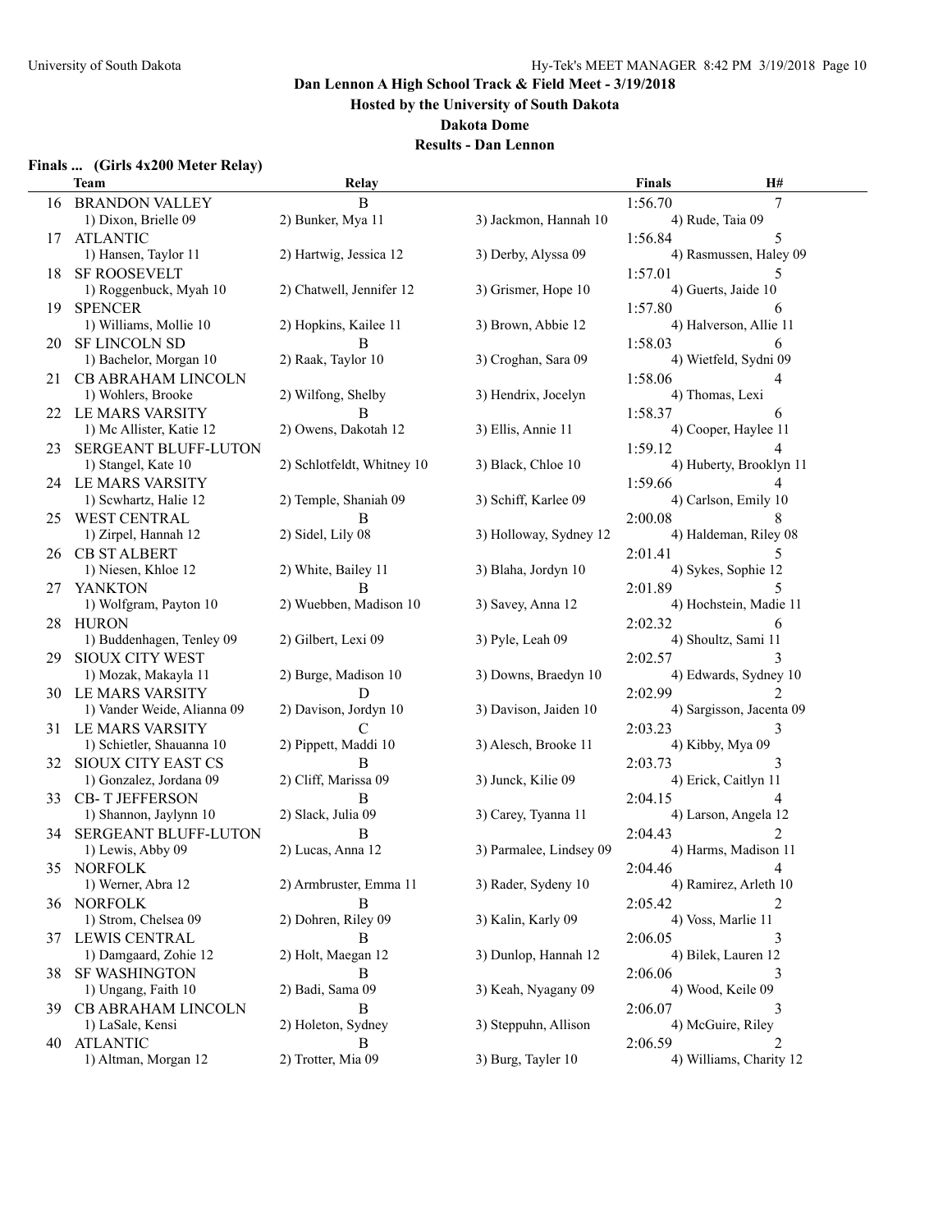# Dan Lennon A High School Track & Field Meet - 3/19/2018

**Hosted by the University of South Dakota**

**Dakota Dome**

**Results - Dan Lennon**

### Finals ... (Girls 4x200 Meter Relay)

| | Team | Relay | | Finals | H# |
|---|---|---|---|---|---|
| 16 | BRANDON VALLEY | B | | 1:56.70 | 7 |
| | 1) Dixon, Brielle 09 | 2) Bunker, Mya 11 | 3) Jackmon, Hannah 10 | 4) Rude, Taia 09 | |
| 17 | ATLANTIC | | | 1:56.84 | 5 |
| | 1) Hansen, Taylor 11 | 2) Hartwig, Jessica 12 | 3) Derby, Alyssa 09 | 4) Rasmussen, Haley 09 | |
| 18 | SF ROOSEVELT | | | 1:57.01 | 5 |
| | 1) Roggenbuck, Myah 10 | 2) Chatwell, Jennifer 12 | 3) Grismer, Hope 10 | 4) Guerts, Jaide 10 | |
| 19 | SPENCER | | | 1:57.80 | 6 |
| | 1) Williams, Mollie 10 | 2) Hopkins, Kailee 11 | 3) Brown, Abbie 12 | 4) Halverson, Allie 11 | |
| 20 | SF LINCOLN SD | B | | 1:58.03 | 6 |
| | 1) Bachelor, Morgan 10 | 2) Raak, Taylor 10 | 3) Croghan, Sara 09 | 4) Wietfeld, Sydni 09 | |
| 21 | CB ABRAHAM LINCOLN | | | 1:58.06 | 4 |
| | 1) Wohlers, Brooke | 2) Wilfong, Shelby | 3) Hendrix, Jocelyn | 4) Thomas, Lexi | |
| 22 | LE MARS VARSITY | B | | 1:58.37 | 6 |
| | 1) Mc Allister, Katie 12 | 2) Owens, Dakotah 12 | 3) Ellis, Annie 11 | 4) Cooper, Haylee 11 | |
| 23 | SERGEANT BLUFF-LUTON | | | 1:59.12 | 4 |
| | 1) Stangel, Kate 10 | 2) Schlotfeldt, Whitney 10 | 3) Black, Chloe 10 | 4) Huberty, Brooklyn 11 | |
| 24 | LE MARS VARSITY | | | 1:59.66 | 4 |
| | 1) Scwhartz, Halie 12 | 2) Temple, Shaniah 09 | 3) Schiff, Karlee 09 | 4) Carlson, Emily 10 | |
| 25 | WEST CENTRAL | B | | 2:00.08 | 8 |
| | 1) Zirpel, Hannah 12 | 2) Sidel, Lily 08 | 3) Holloway, Sydney 12 | 4) Haldeman, Riley 08 | |
| 26 | CB ST ALBERT | | | 2:01.41 | 5 |
| | 1) Niesen, Khloe 12 | 2) White, Bailey 11 | 3) Blaha, Jordyn 10 | 4) Sykes, Sophie 12 | |
| 27 | YANKTON | B | | 2:01.89 | 5 |
| | 1) Wolfgram, Payton 10 | 2) Wuebben, Madison 10 | 3) Savey, Anna 12 | 4) Hochstein, Madie 11 | |
| 28 | HURON | | | 2:02.32 | 6 |
| | 1) Buddenhagen, Tenley 09 | 2) Gilbert, Lexi 09 | 3) Pyle, Leah 09 | 4) Shoultz, Sami 11 | |
| 29 | SIOUX CITY WEST | | | 2:02.57 | 3 |
| | 1) Mozak, Makayla 11 | 2) Burge, Madison 10 | 3) Downs, Braedyn 10 | 4) Edwards, Sydney 10 | |
| 30 | LE MARS VARSITY | D | | 2:02.99 | 2 |
| | 1) Vander Weide, Alianna 09 | 2) Davison, Jordyn 10 | 3) Davison, Jaiden 10 | 4) Sargisson, Jacenta 09 | |
| 31 | LE MARS VARSITY | C | | 2:03.23 | 3 |
| | 1) Schietler, Shauanna 10 | 2) Pippett, Maddi 10 | 3) Alesch, Brooke 11 | 4) Kibby, Mya 09 | |
| 32 | SIOUX CITY EAST CS | B | | 2:03.73 | 3 |
| | 1) Gonzalez, Jordana 09 | 2) Cliff, Marissa 09 | 3) Junck, Kilie 09 | 4) Erick, Caitlyn 11 | |
| 33 | CB- T JEFFERSON | B | | 2:04.15 | 4 |
| | 1) Shannon, Jaylynn 10 | 2) Slack, Julia 09 | 3) Carey, Tyanna 11 | 4) Larson, Angela 12 | |
| 34 | SERGEANT BLUFF-LUTON | B | | 2:04.43 | 2 |
| | 1) Lewis, Abby 09 | 2) Lucas, Anna 12 | 3) Parmalee, Lindsey 09 | 4) Harms, Madison 11 | |
| 35 | NORFOLK | | | 2:04.46 | 4 |
| | 1) Werner, Abra 12 | 2) Armbruster, Emma 11 | 3) Rader, Sydeny 10 | 4) Ramirez, Arleth 10 | |
| 36 | NORFOLK | B | | 2:05.42 | 2 |
| | 1) Strom, Chelsea 09 | 2) Dohren, Riley 09 | 3) Kalin, Karly 09 | 4) Voss, Marlie 11 | |
| 37 | LEWIS CENTRAL | B | | 2:06.05 | 3 |
| | 1) Damgaard, Zohie 12 | 2) Holt, Maegan 12 | 3) Dunlop, Hannah 12 | 4) Bilek, Lauren 12 | |
| 38 | SF WASHINGTON | B | | 2:06.06 | 3 |
| | 1) Ungang, Faith 10 | 2) Badi, Sama 09 | 3) Keah, Nyagany 09 | 4) Wood, Keile 09 | |
| 39 | CB ABRAHAM LINCOLN | B | | 2:06.07 | 3 |
| | 1) LaSale, Kensi | 2) Holeton, Sydney | 3) Steppuhn, Allison | 4) McGuire, Riley | |
| 40 | ATLANTIC | B | | 2:06.59 | 2 |
| | 1) Altman, Morgan 12 | 2) Trotter, Mia 09 | 3) Burg, Tayler 10 | 4) Williams, Charity 12 | |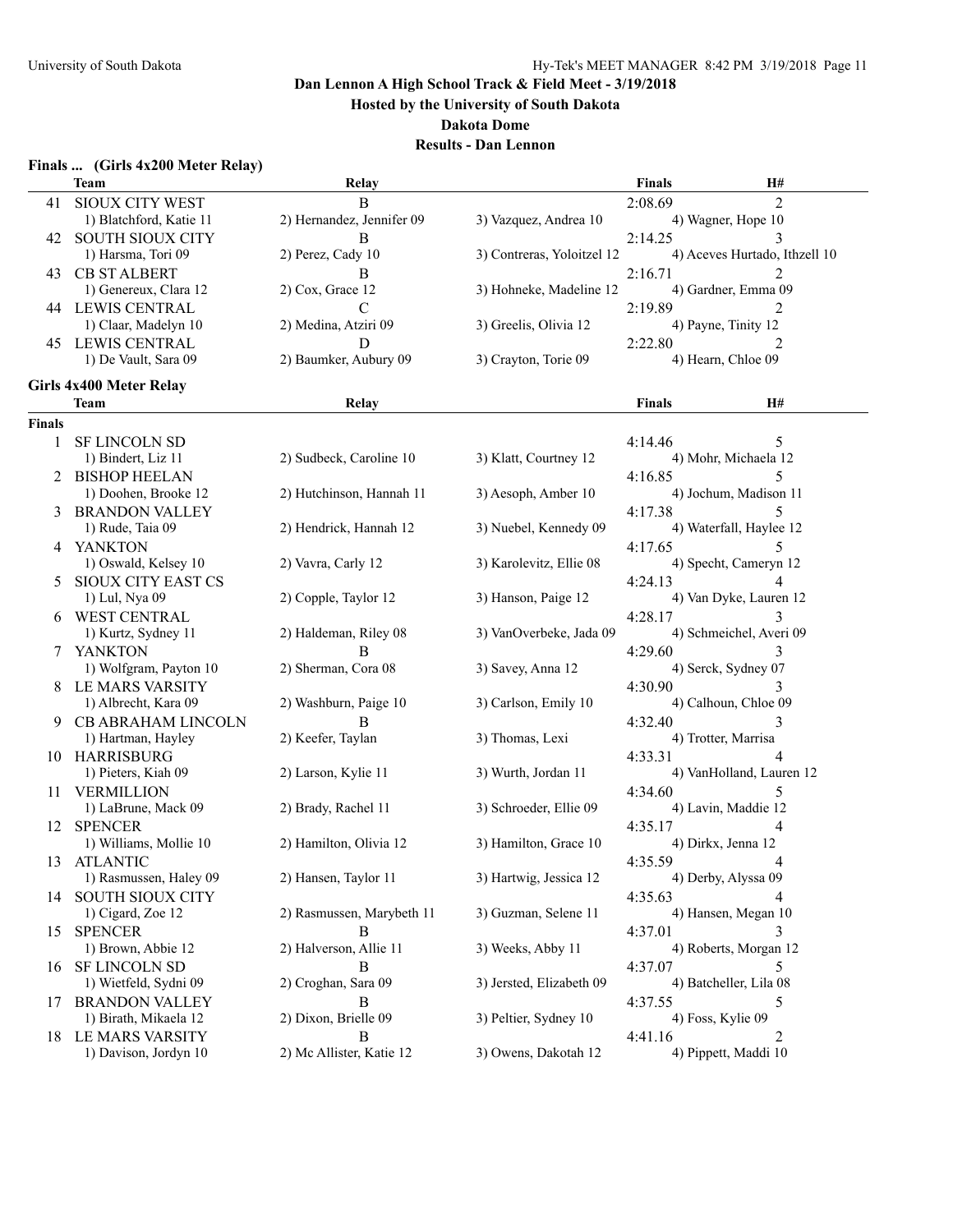# Dan Lennon A High School Track & Field Meet - 3/19/2018

**Hosted by the University of South Dakota**

**Dakota Dome**

**Results - Dan Lennon**

## Finals ... (Girls 4x200 Meter Relay)

| | Team | Relay | | Finals | H# |
|---|---|---|---|---|---|
| 41 | SIOUX CITY WEST | B | | 2:08.69 | 2 |
| | 1) Blatchford, Katie 11 | 2) Hernandez, Jennifer 09 | 3) Vazquez, Andrea 10 | 4) Wagner, Hope 10 | |
| 42 | SOUTH SIOUX CITY | B | | 2:14.25 | 3 |
| | 1) Harsma, Tori 09 | 2) Perez, Cady 10 | 3) Contreras, Yoloitzel 12 | 4) Aceves Hurtado, Ithzell 10 | |
| 43 | CB ST ALBERT | B | | 2:16.71 | 2 |
| | 1) Genereux, Clara 12 | 2) Cox, Grace 12 | 3) Hohneke, Madeline 12 | 4) Gardner, Emma 09 | |
| 44 | LEWIS CENTRAL | C | | 2:19.89 | 2 |
| | 1) Claar, Madelyn 10 | 2) Medina, Atziri 09 | 3) Greelis, Olivia 12 | 4) Payne, Tinity 12 | |
| 45 | LEWIS CENTRAL | D | | 2:22.80 | 2 |
| | 1) De Vault, Sara 09 | 2) Baumker, Aubury 09 | 3) Crayton, Torie 09 | 4) Hearn, Chloe 09 | |

## Girls 4x400 Meter Relay

**Finals**

| | Team | Relay | | Finals | H# |
|---|---|---|---|---|---|
| 1 | SF LINCOLN SD | | | 4:14.46 | 5 |
| | 1) Bindert, Liz 11 | 2) Sudbeck, Caroline 10 | 3) Klatt, Courtney 12 | 4) Mohr, Michaela 12 | |
| 2 | BISHOP HEELAN | | | 4:16.85 | 5 |
| | 1) Doohen, Brooke 12 | 2) Hutchinson, Hannah 11 | 3) Aesoph, Amber 10 | 4) Jochum, Madison 11 | |
| 3 | BRANDON VALLEY | | | 4:17.38 | 5 |
| | 1) Rude, Taia 09 | 2) Hendrick, Hannah 12 | 3) Nuebel, Kennedy 09 | 4) Waterfall, Haylee 12 | |
| 4 | YANKTON | | | 4:17.65 | 5 |
| | 1) Oswald, Kelsey 10 | 2) Vavra, Carly 12 | 3) Karolevitz, Ellie 08 | 4) Specht, Cameryn 12 | |
| 5 | SIOUX CITY EAST CS | | | 4:24.13 | 4 |
| | 1) Lul, Nya 09 | 2) Copple, Taylor 12 | 3) Hanson, Paige 12 | 4) Van Dyke, Lauren 12 | |
| 6 | WEST CENTRAL | | | 4:28.17 | 3 |
| | 1) Kurtz, Sydney 11 | 2) Haldeman, Riley 08 | 3) VanOverbeke, Jada 09 | 4) Schmeichel, Averi 09 | |
| 7 | YANKTON | B | | 4:29.60 | 3 |
| | 1) Wolfgram, Payton 10 | 2) Sherman, Cora 08 | 3) Savey, Anna 12 | 4) Serck, Sydney 07 | |
| 8 | LE MARS VARSITY | | | 4:30.90 | 3 |
| | 1) Albrecht, Kara 09 | 2) Washburn, Paige 10 | 3) Carlson, Emily 10 | 4) Calhoun, Chloe 09 | |
| 9 | CB ABRAHAM LINCOLN | B | | 4:32.40 | 3 |
| | 1) Hartman, Hayley | 2) Keefer, Taylan | 3) Thomas, Lexi | 4) Trotter, Marrisa | |
| 10 | HARRISBURG | | | 4:33.31 | 4 |
| | 1) Pieters, Kiah 09 | 2) Larson, Kylie 11 | 3) Wurth, Jordan 11 | 4) VanHolland, Lauren 12 | |
| 11 | VERMILLION | | | 4:34.60 | 5 |
| | 1) LaBrune, Mack 09 | 2) Brady, Rachel 11 | 3) Schroeder, Ellie 09 | 4) Lavin, Maddie 12 | |
| 12 | SPENCER | | | 4:35.17 | 4 |
| | 1) Williams, Mollie 10 | 2) Hamilton, Olivia 12 | 3) Hamilton, Grace 10 | 4) Dirkx, Jenna 12 | |
| 13 | ATLANTIC | | | 4:35.59 | 4 |
| | 1) Rasmussen, Haley 09 | 2) Hansen, Taylor 11 | 3) Hartwig, Jessica 12 | 4) Derby, Alyssa 09 | |
| 14 | SOUTH SIOUX CITY | | | 4:35.63 | 4 |
| | 1) Cigard, Zoe 12 | 2) Rasmussen, Marybeth 11 | 3) Guzman, Selene 11 | 4) Hansen, Megan 10 | |
| 15 | SPENCER | B | | 4:37.01 | 3 |
| | 1) Brown, Abbie 12 | 2) Halverson, Allie 11 | 3) Weeks, Abby 11 | 4) Roberts, Morgan 12 | |
| 16 | SF LINCOLN SD | B | | 4:37.07 | 5 |
| | 1) Wietfeld, Sydni 09 | 2) Croghan, Sara 09 | 3) Jersted, Elizabeth 09 | 4) Batcheller, Lila 08 | |
| 17 | BRANDON VALLEY | B | | 4:37.55 | 5 |
| | 1) Birath, Mikaela 12 | 2) Dixon, Brielle 09 | 3) Peltier, Sydney 10 | 4) Foss, Kylie 09 | |
| 18 | LE MARS VARSITY | B | | 4:41.16 | 2 |
| | 1) Davison, Jordyn 10 | 2) Mc Allister, Katie 12 | 3) Owens, Dakotah 12 | 4) Pippett, Maddi 10 | |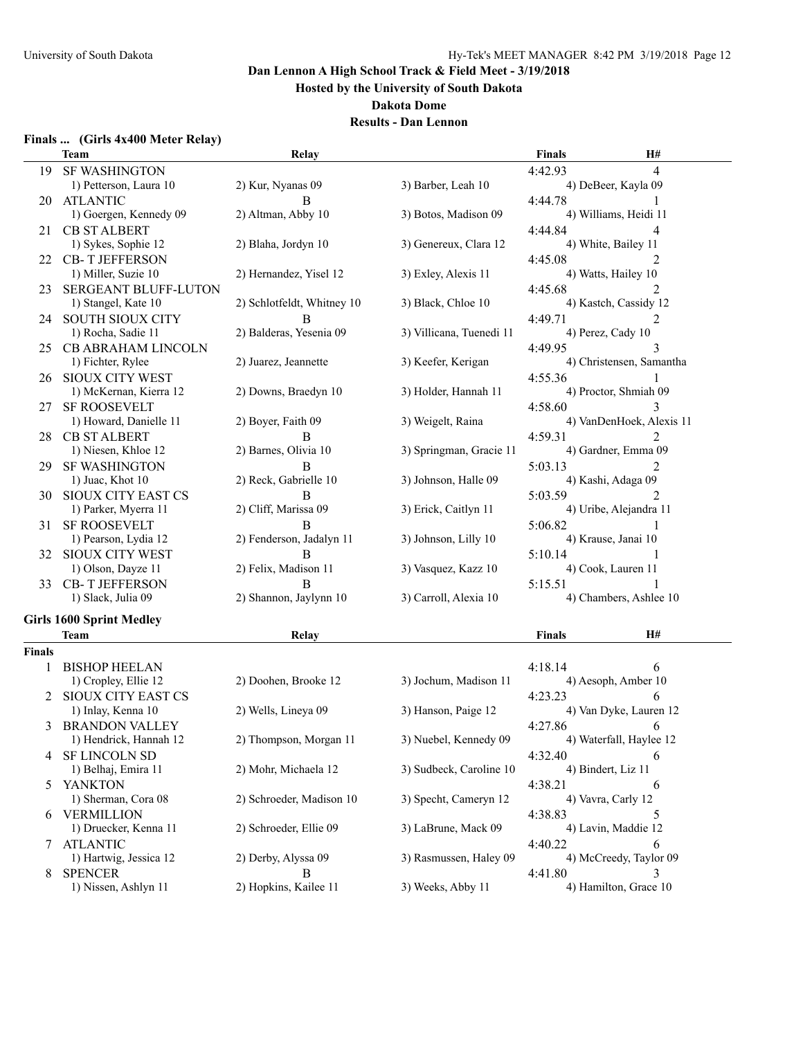# Dan Lennon A High School Track & Field Meet - 3/19/2018

**Hosted by the University of South Dakota**

**Dakota Dome**

**Results - Dan Lennon**

### Finals ... (Girls 4x400 Meter Relay)

| | Team | Relay | | Finals | H# |
|---|---|---|---|---|---|
| 19 | SF WASHINGTON | | | 4:42.93 | 4 |
| | 1) Petterson, Laura 10 | 2) Kur, Nyanas 09 | 3) Barber, Leah 10 | 4) DeBeer, Kayla 09 | |
| 20 | ATLANTIC | B | | 4:44.78 | 1 |
| | 1) Goergen, Kennedy 09 | 2) Altman, Abby 10 | 3) Botos, Madison 09 | 4) Williams, Heidi 11 | |
| 21 | CB ST ALBERT | | | 4:44.84 | 4 |
| | 1) Sykes, Sophie 12 | 2) Blaha, Jordyn 10 | 3) Genereux, Clara 12 | 4) White, Bailey 11 | |
| 22 | CB- T JEFFERSON | | | 4:45.08 | 2 |
| | 1) Miller, Suzie 10 | 2) Hernandez, Yisel 12 | 3) Exley, Alexis 11 | 4) Watts, Hailey 10 | |
| 23 | SERGEANT BLUFF-LUTON | | | 4:45.68 | 2 |
| | 1) Stangel, Kate 10 | 2) Schlotfeldt, Whitney 10 | 3) Black, Chloe 10 | 4) Kastch, Cassidy 12 | |
| 24 | SOUTH SIOUX CITY | B | | 4:49.71 | 2 |
| | 1) Rocha, Sadie 11 | 2) Balderas, Yesenia 09 | 3) Villicana, Tuenedi 11 | 4) Perez, Cady 10 | |
| 25 | CB ABRAHAM LINCOLN | | | 4:49.95 | 3 |
| | 1) Fichter, Rylee | 2) Juarez, Jeannette | 3) Keefer, Kerigan | 4) Christensen, Samantha | |
| 26 | SIOUX CITY WEST | | | 4:55.36 | 1 |
| | 1) McKernan, Kierra 12 | 2) Downs, Braedyn 10 | 3) Holder, Hannah 11 | 4) Proctor, Shmiah 09 | |
| 27 | SF ROOSEVELT | | | 4:58.60 | 3 |
| | 1) Howard, Danielle 11 | 2) Boyer, Faith 09 | 3) Weigelt, Raina | 4) VanDenHoek, Alexis 11 | |
| 28 | CB ST ALBERT | B | | 4:59.31 | 2 |
| | 1) Niesen, Khloe 12 | 2) Barnes, Olivia 10 | 3) Springman, Gracie 11 | 4) Gardner, Emma 09 | |
| 29 | SF WASHINGTON | B | | 5:03.13 | 2 |
| | 1) Juac, Khot 10 | 2) Reck, Gabrielle 10 | 3) Johnson, Halle 09 | 4) Kashi, Adaga 09 | |
| 30 | SIOUX CITY EAST CS | B | | 5:03.59 | 2 |
| | 1) Parker, Myerra 11 | 2) Cliff, Marissa 09 | 3) Erick, Caitlyn 11 | 4) Uribe, Alejandra 11 | |
| 31 | SF ROOSEVELT | B | | 5:06.82 | 1 |
| | 1) Pearson, Lydia 12 | 2) Fenderson, Jadalyn 11 | 3) Johnson, Lilly 10 | 4) Krause, Janai 10 | |
| 32 | SIOUX CITY WEST | B | | 5:10.14 | 1 |
| | 1) Olson, Dayze 11 | 2) Felix, Madison 11 | 3) Vasquez, Kazz 10 | 4) Cook, Lauren 11 | |
| 33 | CB- T JEFFERSON | B | | 5:15.51 | 1 |
| | 1) Slack, Julia 09 | 2) Shannon, Jaylynn 10 | 3) Carroll, Alexia 10 | 4) Chambers, Ashlee 10 | |

### Girls 1600 Sprint Medley

**Finals**

| | Team | Relay | | Finals | H# |
|---|---|---|---|---|---|
| 1 | BISHOP HEELAN | | | 4:18.14 | 6 |
| | 1) Cropley, Ellie 12 | 2) Doohen, Brooke 12 | 3) Jochum, Madison 11 | 4) Aesoph, Amber 10 | |
| 2 | SIOUX CITY EAST CS | | | 4:23.23 | 6 |
| | 1) Inlay, Kenna 10 | 2) Wells, Lineya 09 | 3) Hanson, Paige 12 | 4) Van Dyke, Lauren 12 | |
| 3 | BRANDON VALLEY | | | 4:27.86 | 6 |
| | 1) Hendrick, Hannah 12 | 2) Thompson, Morgan 11 | 3) Nuebel, Kennedy 09 | 4) Waterfall, Haylee 12 | |
| 4 | SF LINCOLN SD | | | 4:32.40 | 6 |
| | 1) Belhaj, Emira 11 | 2) Mohr, Michaela 12 | 3) Sudbeck, Caroline 10 | 4) Bindert, Liz 11 | |
| 5 | YANKTON | | | 4:38.21 | 6 |
| | 1) Sherman, Cora 08 | 2) Schroeder, Madison 10 | 3) Specht, Cameryn 12 | 4) Vavra, Carly 12 | |
| 6 | VERMILLION | | | 4:38.83 | 5 |
| | 1) Druecker, Kenna 11 | 2) Schroeder, Ellie 09 | 3) LaBrune, Mack 09 | 4) Lavin, Maddie 12 | |
| 7 | ATLANTIC | | | 4:40.22 | 6 |
| | 1) Hartwig, Jessica 12 | 2) Derby, Alyssa 09 | 3) Rasmussen, Haley 09 | 4) McCreedy, Taylor 09 | |
| 8 | SPENCER | B | | 4:41.80 | 3 |
| | 1) Nissen, Ashlyn 11 | 2) Hopkins, Kailee 11 | 3) Weeks, Abby 11 | 4) Hamilton, Grace 10 | |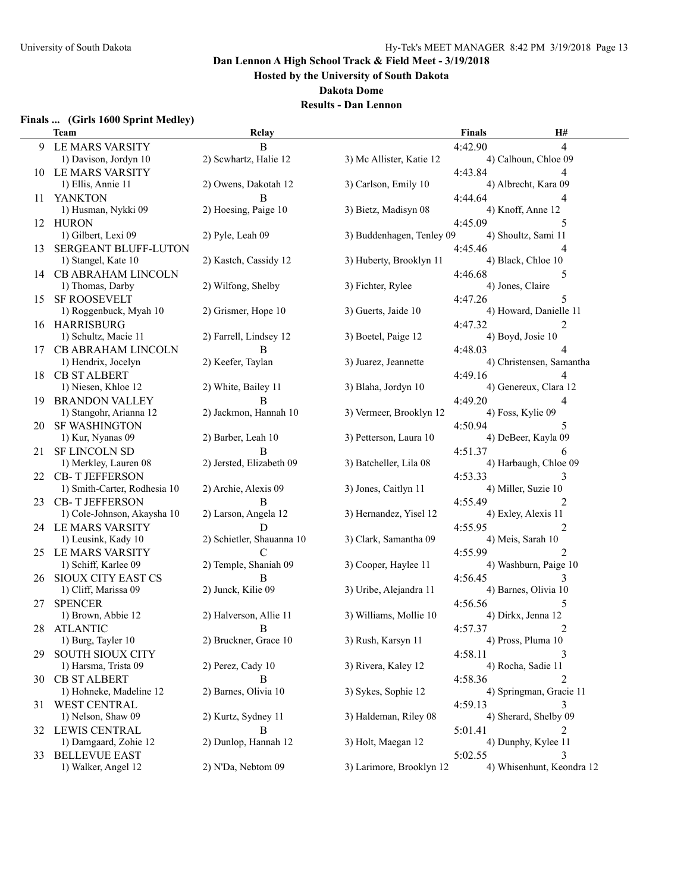# Dan Lennon A High School Track & Field Meet - 3/19/2018

**Hosted by the University of South Dakota**

**Dakota Dome**

**Results - Dan Lennon**

### Finals ... (Girls 1600 Sprint Medley)

| | Team | Relay | | Finals | H# |
|---|---|---|---|---|---|
| 9 | LE MARS VARSITY | B | | 4:42.90 | 4 |
| | 1) Davison, Jordyn 10 | 2) Scwhartz, Halie 12 | 3) Mc Allister, Katie 12 | 4) Calhoun, Chloe 09 | |
| 10 | LE MARS VARSITY | | | 4:43.84 | 4 |
| | 1) Ellis, Annie 11 | 2) Owens, Dakotah 12 | 3) Carlson, Emily 10 | 4) Albrecht, Kara 09 | |
| 11 | YANKTON | B | | 4:44.64 | 4 |
| | 1) Husman, Nykki 09 | 2) Hoesing, Paige 10 | 3) Bietz, Madisyn 08 | 4) Knoff, Anne 12 | |
| 12 | HURON | | | 4:45.09 | 5 |
| | 1) Gilbert, Lexi 09 | 2) Pyle, Leah 09 | 3) Buddenhagen, Tenley 09 | 4) Shoultz, Sami 11 | |
| 13 | SERGEANT BLUFF-LUTON | | | 4:45.46 | 4 |
| | 1) Stangel, Kate 10 | 2) Kastch, Cassidy 12 | 3) Huberty, Brooklyn 11 | 4) Black, Chloe 10 | |
| 14 | CB ABRAHAM LINCOLN | | | 4:46.68 | 5 |
| | 1) Thomas, Darby | 2) Wilfong, Shelby | 3) Fichter, Rylee | 4) Jones, Claire | |
| 15 | SF ROOSEVELT | | | 4:47.26 | 5 |
| | 1) Roggenbuck, Myah 10 | 2) Grismer, Hope 10 | 3) Guerts, Jaide 10 | 4) Howard, Danielle 11 | |
| 16 | HARRISBURG | | | 4:47.32 | 2 |
| | 1) Schultz, Macie 11 | 2) Farrell, Lindsey 12 | 3) Boetel, Paige 12 | 4) Boyd, Josie 10 | |
| 17 | CB ABRAHAM LINCOLN | B | | 4:48.03 | 4 |
| | 1) Hendrix, Jocelyn | 2) Keefer, Taylan | 3) Juarez, Jeannette | 4) Christensen, Samantha | |
| 18 | CB ST ALBERT | | | 4:49.16 | 4 |
| | 1) Niesen, Khloe 12 | 2) White, Bailey 11 | 3) Blaha, Jordyn 10 | 4) Genereux, Clara 12 | |
| 19 | BRANDON VALLEY | B | | 4:49.20 | 4 |
| | 1) Stangohr, Arianna 12 | 2) Jackmon, Hannah 10 | 3) Vermeer, Brooklyn 12 | 4) Foss, Kylie 09 | |
| 20 | SF WASHINGTON | | | 4:50.94 | 5 |
| | 1) Kur, Nyanas 09 | 2) Barber, Leah 10 | 3) Petterson, Laura 10 | 4) DeBeer, Kayla 09 | |
| 21 | SF LINCOLN SD | B | | 4:51.37 | 6 |
| | 1) Merkley, Lauren 08 | 2) Jersted, Elizabeth 09 | 3) Batcheller, Lila 08 | 4) Harbaugh, Chloe 09 | |
| 22 | CB- T JEFFERSON | | | 4:53.33 | 3 |
| | 1) Smith-Carter, Rodhesia 10 | 2) Archie, Alexis 09 | 3) Jones, Caitlyn 11 | 4) Miller, Suzie 10 | |
| 23 | CB- T JEFFERSON | B | | 4:55.49 | 2 |
| | 1) Cole-Johnson, Akaysha 10 | 2) Larson, Angela 12 | 3) Hernandez, Yisel 12 | 4) Exley, Alexis 11 | |
| 24 | LE MARS VARSITY | D | | 4:55.95 | 2 |
| | 1) Leusink, Kady 10 | 2) Schietler, Shauanna 10 | 3) Clark, Samantha 09 | 4) Meis, Sarah 10 | |
| 25 | LE MARS VARSITY | C | | 4:55.99 | 2 |
| | 1) Schiff, Karlee 09 | 2) Temple, Shaniah 09 | 3) Cooper, Haylee 11 | 4) Washburn, Paige 10 | |
| 26 | SIOUX CITY EAST CS | B | | 4:56.45 | 3 |
| | 1) Cliff, Marissa 09 | 2) Junck, Kilie 09 | 3) Uribe, Alejandra 11 | 4) Barnes, Olivia 10 | |
| 27 | SPENCER | | | 4:56.56 | 5 |
| | 1) Brown, Abbie 12 | 2) Halverson, Allie 11 | 3) Williams, Mollie 10 | 4) Dirkx, Jenna 12 | |
| 28 | ATLANTIC | B | | 4:57.37 | 2 |
| | 1) Burg, Tayler 10 | 2) Bruckner, Grace 10 | 3) Rush, Karsyn 11 | 4) Pross, Pluma 10 | |
| 29 | SOUTH SIOUX CITY | | | 4:58.11 | 3 |
| | 1) Harsma, Trista 09 | 2) Perez, Cady 10 | 3) Rivera, Kaley 12 | 4) Rocha, Sadie 11 | |
| 30 | CB ST ALBERT | B | | 4:58.36 | 2 |
| | 1) Hohneke, Madeline 12 | 2) Barnes, Olivia 10 | 3) Sykes, Sophie 12 | 4) Springman, Gracie 11 | |
| 31 | WEST CENTRAL | | | 4:59.13 | 3 |
| | 1) Nelson, Shaw 09 | 2) Kurtz, Sydney 11 | 3) Haldeman, Riley 08 | 4) Sherard, Shelby 09 | |
| 32 | LEWIS CENTRAL | B | | 5:01.41 | 2 |
| | 1) Damgaard, Zohie 12 | 2) Dunlop, Hannah 12 | 3) Holt, Maegan 12 | 4) Dunphy, Kylee 11 | |
| 33 | BELLEVUE EAST | | | 5:02.55 | 3 |
| | 1) Walker, Angel 12 | 2) N'Da, Nebtom 09 | 3) Larimore, Brooklyn 12 | 4) Whisenhunt, Keondra 12 | |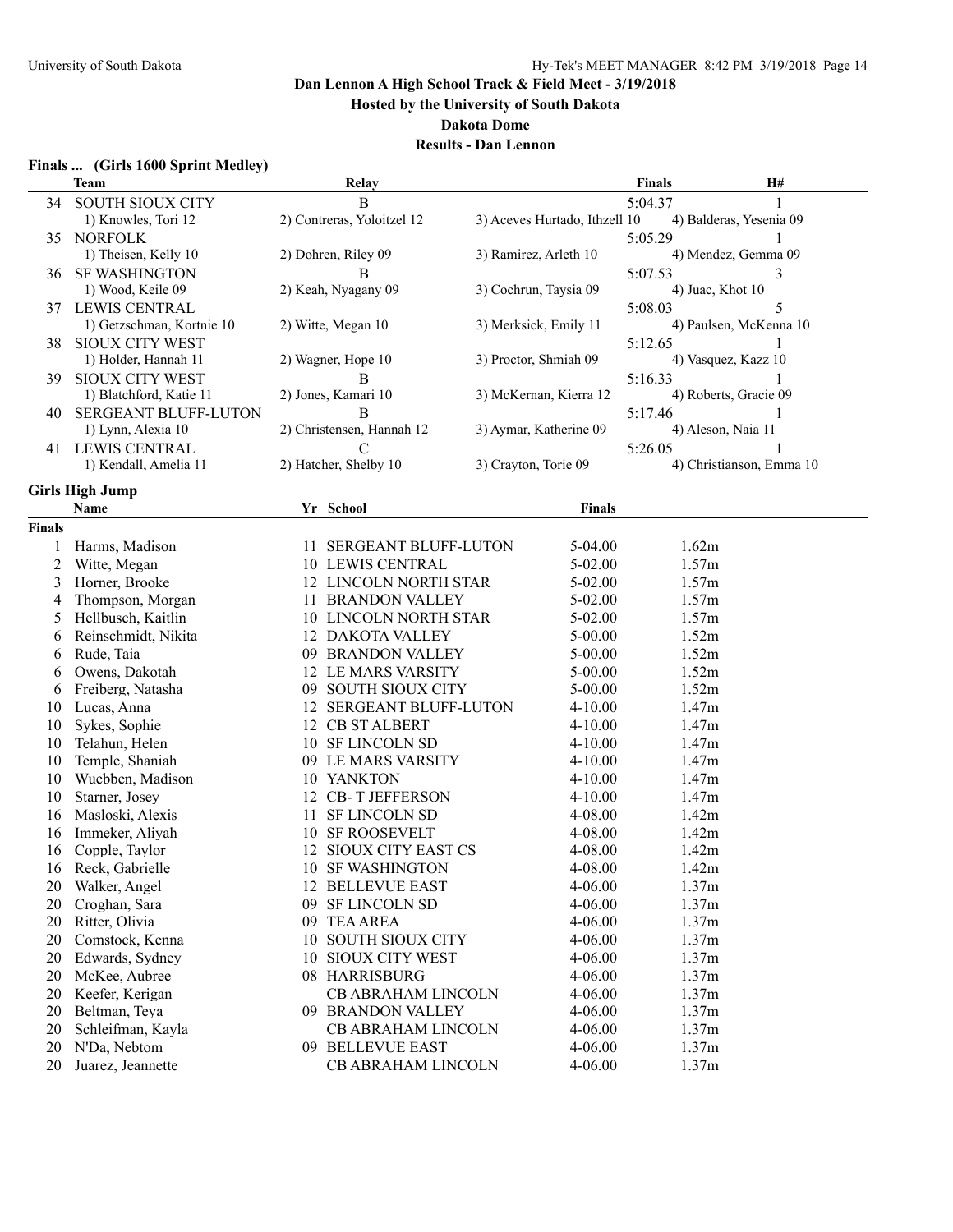Dan Lennon A High School Track & Field Meet - 3/19/2018

Hosted by the University of South Dakota

Dakota Dome

Results - Dan Lennon

## Finals ... (Girls 1600 Sprint Medley)

| | Team | Relay | | Finals | H# |
|---|---|---|---|---|---|
| 34 | SOUTH SIOUX CITY | B | | 5:04.37 | 1 |
| | 1) Knowles, Tori 12 | 2) Contreras, Yoloitzel 12 | 3) Aceves Hurtado, Ithzell 10 | 4) Balderas, Yesenia 09 | |
| 35 | NORFOLK | | | 5:05.29 | 1 |
| | 1) Theisen, Kelly 10 | 2) Dohren, Riley 09 | 3) Ramirez, Arleth 10 | 4) Mendez, Gemma 09 | |
| 36 | SF WASHINGTON | B | | 5:07.53 | 3 |
| | 1) Wood, Keile 09 | 2) Keah, Nyagany 09 | 3) Cochrun, Taysia 09 | 4) Juac, Khot 10 | |
| 37 | LEWIS CENTRAL | | | 5:08.03 | 5 |
| | 1) Getzschman, Kortnie 10 | 2) Witte, Megan 10 | 3) Merksick, Emily 11 | 4) Paulsen, McKenna 10 | |
| 38 | SIOUX CITY WEST | | | 5:12.65 | 1 |
| | 1) Holder, Hannah 11 | 2) Wagner, Hope 10 | 3) Proctor, Shmiah 09 | 4) Vasquez, Kazz 10 | |
| 39 | SIOUX CITY WEST | B | | 5:16.33 | 1 |
| | 1) Blatchford, Katie 11 | 2) Jones, Kamari 10 | 3) McKernan, Kierra 12 | 4) Roberts, Gracie 09 | |
| 40 | SERGEANT BLUFF-LUTON | B | | 5:17.46 | 1 |
| | 1) Lynn, Alexia 10 | 2) Christensen, Hannah 12 | 3) Aymar, Katherine 09 | 4) Aleson, Naia 11 | |
| 41 | LEWIS CENTRAL | C | | 5:26.05 | 1 |
| | 1) Kendall, Amelia 11 | 2) Hatcher, Shelby 10 | 3) Crayton, Torie 09 | 4) Christianson, Emma 10 | |

## Girls High Jump

**Finals**

| | Name | Yr | School | Finals | |
|---|---|---|---|---|---|
| 1 | Harms, Madison | 11 | SERGEANT BLUFF-LUTON | 5-04.00 | 1.62m |
| 2 | Witte, Megan | 10 | LEWIS CENTRAL | 5-02.00 | 1.57m |
| 3 | Horner, Brooke | 12 | LINCOLN NORTH STAR | 5-02.00 | 1.57m |
| 4 | Thompson, Morgan | 11 | BRANDON VALLEY | 5-02.00 | 1.57m |
| 5 | Hellbusch, Kaitlin | 10 | LINCOLN NORTH STAR | 5-02.00 | 1.57m |
| 6 | Reinschmidt, Nikita | 12 | DAKOTA VALLEY | 5-00.00 | 1.52m |
| 6 | Rude, Taia | 09 | BRANDON VALLEY | 5-00.00 | 1.52m |
| 6 | Owens, Dakotah | 12 | LE MARS VARSITY | 5-00.00 | 1.52m |
| 6 | Freiberg, Natasha | 09 | SOUTH SIOUX CITY | 5-00.00 | 1.52m |
| 10 | Lucas, Anna | 12 | SERGEANT BLUFF-LUTON | 4-10.00 | 1.47m |
| 10 | Sykes, Sophie | 12 | CB ST ALBERT | 4-10.00 | 1.47m |
| 10 | Telahun, Helen | 10 | SF LINCOLN SD | 4-10.00 | 1.47m |
| 10 | Temple, Shaniah | 09 | LE MARS VARSITY | 4-10.00 | 1.47m |
| 10 | Wuebben, Madison | 10 | YANKTON | 4-10.00 | 1.47m |
| 10 | Starner, Josey | 12 | CB- T JEFFERSON | 4-10.00 | 1.47m |
| 16 | Masloski, Alexis | 11 | SF LINCOLN SD | 4-08.00 | 1.42m |
| 16 | Immeker, Aliyah | 10 | SF ROOSEVELT | 4-08.00 | 1.42m |
| 16 | Copple, Taylor | 12 | SIOUX CITY EAST CS | 4-08.00 | 1.42m |
| 16 | Reck, Gabrielle | 10 | SF WASHINGTON | 4-08.00 | 1.42m |
| 20 | Walker, Angel | 12 | BELLEVUE EAST | 4-06.00 | 1.37m |
| 20 | Croghan, Sara | 09 | SF LINCOLN SD | 4-06.00 | 1.37m |
| 20 | Ritter, Olivia | 09 | TEA AREA | 4-06.00 | 1.37m |
| 20 | Comstock, Kenna | 10 | SOUTH SIOUX CITY | 4-06.00 | 1.37m |
| 20 | Edwards, Sydney | 10 | SIOUX CITY WEST | 4-06.00 | 1.37m |
| 20 | McKee, Aubree | 08 | HARRISBURG | 4-06.00 | 1.37m |
| 20 | Keefer, Kerigan | | CB ABRAHAM LINCOLN | 4-06.00 | 1.37m |
| 20 | Beltman, Teya | 09 | BRANDON VALLEY | 4-06.00 | 1.37m |
| 20 | Schleifman, Kayla | | CB ABRAHAM LINCOLN | 4-06.00 | 1.37m |
| 20 | N'Da, Nebtom | 09 | BELLEVUE EAST | 4-06.00 | 1.37m |
| 20 | Juarez, Jeannette | | CB ABRAHAM LINCOLN | 4-06.00 | 1.37m |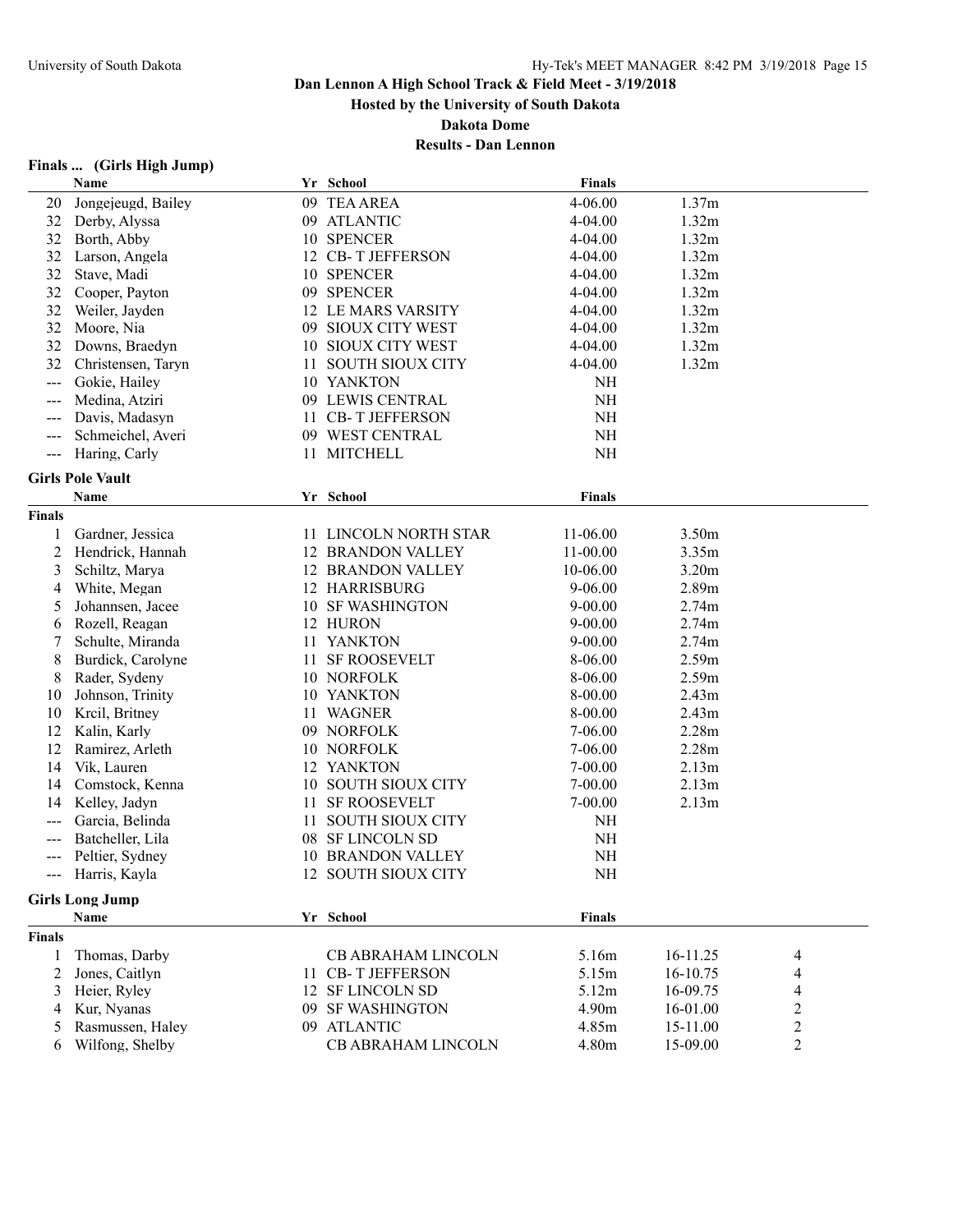## Dan Lennon A High School Track & Field Meet - 3/19/2018

**Hosted by the University of South Dakota**

**Dakota Dome**

**Results - Dan Lennon**

### Finals ... (Girls High Jump)

| | Name | Yr | School | Finals | |
|---|---|---|---|---|---|
| 20 | Jongejeugd, Bailey | 09 | TEA AREA | 4-06.00 | 1.37m |
| 32 | Derby, Alyssa | 09 | ATLANTIC | 4-04.00 | 1.32m |
| 32 | Borth, Abby | 10 | SPENCER | 4-04.00 | 1.32m |
| 32 | Larson, Angela | 12 | CB- T JEFFERSON | 4-04.00 | 1.32m |
| 32 | Stave, Madi | 10 | SPENCER | 4-04.00 | 1.32m |
| 32 | Cooper, Payton | 09 | SPENCER | 4-04.00 | 1.32m |
| 32 | Weiler, Jayden | 12 | LE MARS VARSITY | 4-04.00 | 1.32m |
| 32 | Moore, Nia | 09 | SIOUX CITY WEST | 4-04.00 | 1.32m |
| 32 | Downs, Braedyn | 10 | SIOUX CITY WEST | 4-04.00 | 1.32m |
| 32 | Christensen, Taryn | 11 | SOUTH SIOUX CITY | 4-04.00 | 1.32m |
| --- | Gokie, Hailey | 10 | YANKTON | NH | |
| --- | Medina, Atziri | 09 | LEWIS CENTRAL | NH | |
| --- | Davis, Madasyn | 11 | CB- T JEFFERSON | NH | |
| --- | Schmeichel, Averi | 09 | WEST CENTRAL | NH | |
| --- | Haring, Carly | 11 | MITCHELL | NH | |

### Girls Pole Vault

**Finals**

| | Name | Yr | School | Finals | |
|---|---|---|---|---|---|
| 1 | Gardner, Jessica | 11 | LINCOLN NORTH STAR | 11-06.00 | 3.50m |
| 2 | Hendrick, Hannah | 12 | BRANDON VALLEY | 11-00.00 | 3.35m |
| 3 | Schiltz, Marya | 12 | BRANDON VALLEY | 10-06.00 | 3.20m |
| 4 | White, Megan | 12 | HARRISBURG | 9-06.00 | 2.89m |
| 5 | Johannsen, Jacee | 10 | SF WASHINGTON | 9-00.00 | 2.74m |
| 6 | Rozell, Reagan | 12 | HURON | 9-00.00 | 2.74m |
| 7 | Schulte, Miranda | 11 | YANKTON | 9-00.00 | 2.74m |
| 8 | Burdick, Carolyne | 11 | SF ROOSEVELT | 8-06.00 | 2.59m |
| 8 | Rader, Sydeny | 10 | NORFOLK | 8-06.00 | 2.59m |
| 10 | Johnson, Trinity | 10 | YANKTON | 8-00.00 | 2.43m |
| 10 | Krcil, Britney | 11 | WAGNER | 8-00.00 | 2.43m |
| 12 | Kalin, Karly | 09 | NORFOLK | 7-06.00 | 2.28m |
| 12 | Ramirez, Arleth | 10 | NORFOLK | 7-06.00 | 2.28m |
| 14 | Vik, Lauren | 12 | YANKTON | 7-00.00 | 2.13m |
| 14 | Comstock, Kenna | 10 | SOUTH SIOUX CITY | 7-00.00 | 2.13m |
| 14 | Kelley, Jadyn | 11 | SF ROOSEVELT | 7-00.00 | 2.13m |
| --- | Garcia, Belinda | 11 | SOUTH SIOUX CITY | NH | |
| --- | Batcheller, Lila | 08 | SF LINCOLN SD | NH | |
| --- | Peltier, Sydney | 10 | BRANDON VALLEY | NH | |
| --- | Harris, Kayla | 12 | SOUTH SIOUX CITY | NH | |

### Girls Long Jump

**Finals**

| | Name | Yr | School | Finals | | |
|---|---|---|---|---|---|---|
| 1 | Thomas, Darby | | CB ABRAHAM LINCOLN | 5.16m | 16-11.25 | 4 |
| 2 | Jones, Caitlyn | 11 | CB- T JEFFERSON | 5.15m | 16-10.75 | 4 |
| 3 | Heier, Ryley | 12 | SF LINCOLN SD | 5.12m | 16-09.75 | 4 |
| 4 | Kur, Nyanas | 09 | SF WASHINGTON | 4.90m | 16-01.00 | 2 |
| 5 | Rasmussen, Haley | 09 | ATLANTIC | 4.85m | 15-11.00 | 2 |
| 6 | Wilfong, Shelby | | CB ABRAHAM LINCOLN | 4.80m | 15-09.00 | 2 |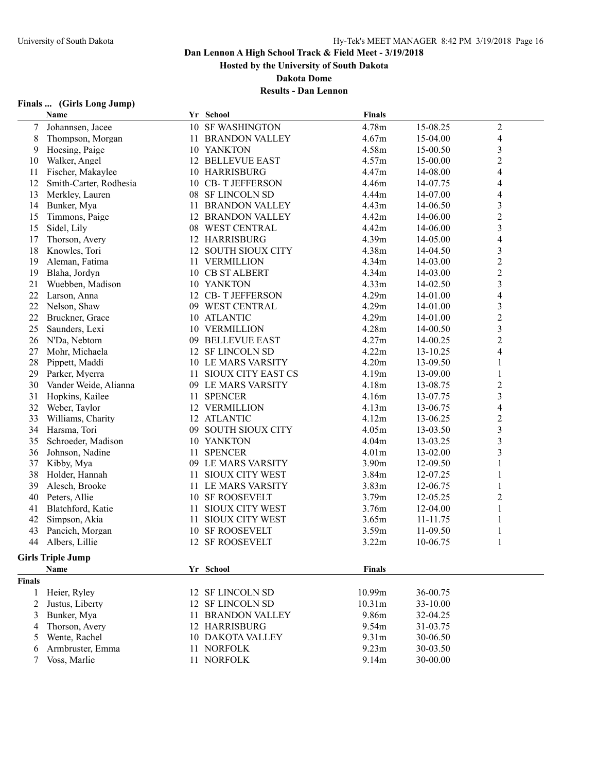Dan Lennon A High School Track & Field Meet - 3/19/2018

Hosted by the University of South Dakota

Dakota Dome

Results - Dan Lennon

## Finals ... (Girls Long Jump)

| | Name | Yr | School | Finals | | |
|---|---|---|---|---|---|---|
| 7 | Johannsen, Jacee | 10 | SF WASHINGTON | 4.78m | 15-08.25 | 2 |
| 8 | Thompson, Morgan | 11 | BRANDON VALLEY | 4.67m | 15-04.00 | 4 |
| 9 | Hoesing, Paige | 10 | YANKTON | 4.58m | 15-00.50 | 3 |
| 10 | Walker, Angel | 12 | BELLEVUE EAST | 4.57m | 15-00.00 | 2 |
| 11 | Fischer, Makaylee | 10 | HARRISBURG | 4.47m | 14-08.00 | 4 |
| 12 | Smith-Carter, Rodhesia | 10 | CB- T JEFFERSON | 4.46m | 14-07.75 | 4 |
| 13 | Merkley, Lauren | 08 | SF LINCOLN SD | 4.44m | 14-07.00 | 4 |
| 14 | Bunker, Mya | 11 | BRANDON VALLEY | 4.43m | 14-06.50 | 3 |
| 15 | Timmons, Paige | 12 | BRANDON VALLEY | 4.42m | 14-06.00 | 2 |
| 15 | Sidel, Lily | 08 | WEST CENTRAL | 4.42m | 14-06.00 | 3 |
| 17 | Thorson, Avery | 12 | HARRISBURG | 4.39m | 14-05.00 | 4 |
| 18 | Knowles, Tori | 12 | SOUTH SIOUX CITY | 4.38m | 14-04.50 | 3 |
| 19 | Aleman, Fatima | 11 | VERMILLION | 4.34m | 14-03.00 | 2 |
| 19 | Blaha, Jordyn | 10 | CB ST ALBERT | 4.34m | 14-03.00 | 2 |
| 21 | Wuebben, Madison | 10 | YANKTON | 4.33m | 14-02.50 | 3 |
| 22 | Larson, Anna | 12 | CB- T JEFFERSON | 4.29m | 14-01.00 | 4 |
| 22 | Nelson, Shaw | 09 | WEST CENTRAL | 4.29m | 14-01.00 | 3 |
| 22 | Bruckner, Grace | 10 | ATLANTIC | 4.29m | 14-01.00 | 2 |
| 25 | Saunders, Lexi | 10 | VERMILLION | 4.28m | 14-00.50 | 3 |
| 26 | N'Da, Nebtom | 09 | BELLEVUE EAST | 4.27m | 14-00.25 | 2 |
| 27 | Mohr, Michaela | 12 | SF LINCOLN SD | 4.22m | 13-10.25 | 4 |
| 28 | Pippett, Maddi | 10 | LE MARS VARSITY | 4.20m | 13-09.50 | 1 |
| 29 | Parker, Myerra | 11 | SIOUX CITY EAST CS | 4.19m | 13-09.00 | 1 |
| 30 | Vander Weide, Alianna | 09 | LE MARS VARSITY | 4.18m | 13-08.75 | 2 |
| 31 | Hopkins, Kailee | 11 | SPENCER | 4.16m | 13-07.75 | 3 |
| 32 | Weber, Taylor | 12 | VERMILLION | 4.13m | 13-06.75 | 4 |
| 33 | Williams, Charity | 12 | ATLANTIC | 4.12m | 13-06.25 | 2 |
| 34 | Harsma, Tori | 09 | SOUTH SIOUX CITY | 4.05m | 13-03.50 | 3 |
| 35 | Schroeder, Madison | 10 | YANKTON | 4.04m | 13-03.25 | 3 |
| 36 | Johnson, Nadine | 11 | SPENCER | 4.01m | 13-02.00 | 3 |
| 37 | Kibby, Mya | 09 | LE MARS VARSITY | 3.90m | 12-09.50 | 1 |
| 38 | Holder, Hannah | 11 | SIOUX CITY WEST | 3.84m | 12-07.25 | 1 |
| 39 | Alesch, Brooke | 11 | LE MARS VARSITY | 3.83m | 12-06.75 | 1 |
| 40 | Peters, Allie | 10 | SF ROOSEVELT | 3.79m | 12-05.25 | 2 |
| 41 | Blatchford, Katie | 11 | SIOUX CITY WEST | 3.76m | 12-04.00 | 1 |
| 42 | Simpson, Akia | 11 | SIOUX CITY WEST | 3.65m | 11-11.75 | 1 |
| 43 | Pancich, Morgan | 10 | SF ROOSEVELT | 3.59m | 11-09.50 | 1 |
| 44 | Albers, Lillie | 12 | SF ROOSEVELT | 3.22m | 10-06.75 | 1 |

## Girls Triple Jump

| | Name | Yr | School | Finals | |
|---|---|---|---|---|---|
| **Finals** | | | | | |
| 1 | Heier, Ryley | 12 | SF LINCOLN SD | 10.99m | 36-00.75 |
| 2 | Justus, Liberty | 12 | SF LINCOLN SD | 10.31m | 33-10.00 |
| 3 | Bunker, Mya | 11 | BRANDON VALLEY | 9.86m | 32-04.25 |
| 4 | Thorson, Avery | 12 | HARRISBURG | 9.54m | 31-03.75 |
| 5 | Wente, Rachel | 10 | DAKOTA VALLEY | 9.31m | 30-06.50 |
| 6 | Armbruster, Emma | 11 | NORFOLK | 9.23m | 30-03.50 |
| 7 | Voss, Marlie | 11 | NORFOLK | 9.14m | 30-00.00 |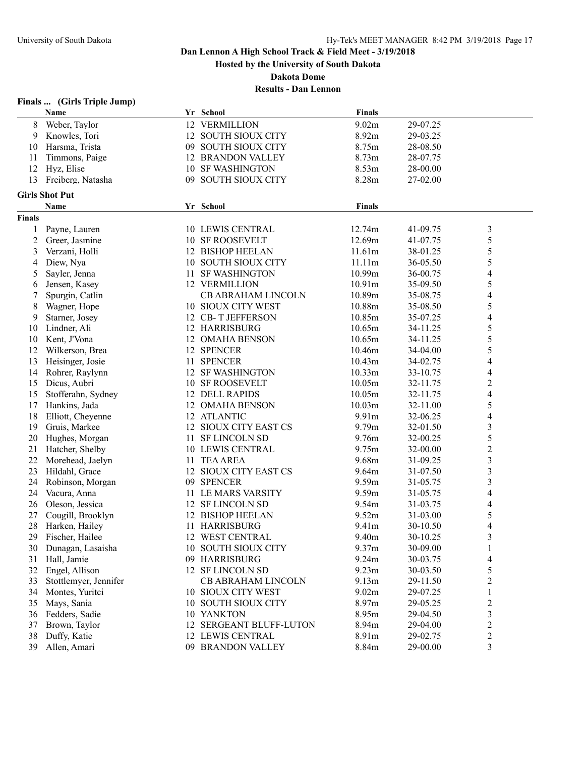## Dan Lennon A High School Track & Field Meet - 3/19/2018

**Hosted by the University of South Dakota**

**Dakota Dome**

**Results - Dan Lennon**

### Finals ... (Girls Triple Jump)

| | Name | Yr | School | Finals | |
|---|---|---|---|---|---|
| 8 | Weber, Taylor | 12 | VERMILLION | 9.02m | 29-07.25 |
| 9 | Knowles, Tori | 12 | SOUTH SIOUX CITY | 8.92m | 29-03.25 |
| 10 | Harsma, Trista | 09 | SOUTH SIOUX CITY | 8.75m | 28-08.50 |
| 11 | Timmons, Paige | 12 | BRANDON VALLEY | 8.73m | 28-07.75 |
| 12 | Hyz, Elise | 10 | SF WASHINGTON | 8.53m | 28-00.00 |
| 13 | Freiberg, Natasha | 09 | SOUTH SIOUX CITY | 8.28m | 27-02.00 |

### Girls Shot Put

**Finals**

| | Name | Yr | School | Finals | | |
|---|---|---|---|---|---|---|
| 1 | Payne, Lauren | 10 | LEWIS CENTRAL | 12.74m | 41-09.75 | 3 |
| 2 | Greer, Jasmine | 10 | SF ROOSEVELT | 12.69m | 41-07.75 | 5 |
| 3 | Verzani, Holli | 12 | BISHOP HEELAN | 11.61m | 38-01.25 | 5 |
| 4 | Diew, Nya | 10 | SOUTH SIOUX CITY | 11.11m | 36-05.50 | 5 |
| 5 | Sayler, Jenna | 11 | SF WASHINGTON | 10.99m | 36-00.75 | 4 |
| 6 | Jensen, Kasey | 12 | VERMILLION | 10.91m | 35-09.50 | 5 |
| 7 | Spurgin, Catlin | | CB ABRAHAM LINCOLN | 10.89m | 35-08.75 | 4 |
| 8 | Wagner, Hope | 10 | SIOUX CITY WEST | 10.88m | 35-08.50 | 5 |
| 9 | Starner, Josey | 12 | CB- T JEFFERSON | 10.85m | 35-07.25 | 4 |
| 10 | Lindner, Ali | 12 | HARRISBURG | 10.65m | 34-11.25 | 5 |
| 10 | Kent, J'Vona | 12 | OMAHA BENSON | 10.65m | 34-11.25 | 5 |
| 12 | Wilkerson, Brea | 12 | SPENCER | 10.46m | 34-04.00 | 5 |
| 13 | Heisinger, Josie | 11 | SPENCER | 10.43m | 34-02.75 | 4 |
| 14 | Rohrer, Raylynn | 12 | SF WASHINGTON | 10.33m | 33-10.75 | 4 |
| 15 | Dicus, Aubri | 10 | SF ROOSEVELT | 10.05m | 32-11.75 | 2 |
| 15 | Stofferahn, Sydney | 12 | DELL RAPIDS | 10.05m | 32-11.75 | 4 |
| 17 | Hankins, Jada | 12 | OMAHA BENSON | 10.03m | 32-11.00 | 5 |
| 18 | Elliott, Cheyenne | 12 | ATLANTIC | 9.91m | 32-06.25 | 4 |
| 19 | Gruis, Markee | 12 | SIOUX CITY EAST CS | 9.79m | 32-01.50 | 3 |
| 20 | Hughes, Morgan | 11 | SF LINCOLN SD | 9.76m | 32-00.25 | 5 |
| 21 | Hatcher, Shelby | 10 | LEWIS CENTRAL | 9.75m | 32-00.00 | 2 |
| 22 | Morehead, Jaelyn | 11 | TEA AREA | 9.68m | 31-09.25 | 3 |
| 23 | Hildahl, Grace | 12 | SIOUX CITY EAST CS | 9.64m | 31-07.50 | 3 |
| 24 | Robinson, Morgan | 09 | SPENCER | 9.59m | 31-05.75 | 3 |
| 24 | Vacura, Anna | 11 | LE MARS VARSITY | 9.59m | 31-05.75 | 4 |
| 26 | Oleson, Jessica | 12 | SF LINCOLN SD | 9.54m | 31-03.75 | 4 |
| 27 | Cougill, Brooklyn | 12 | BISHOP HEELAN | 9.52m | 31-03.00 | 5 |
| 28 | Harken, Hailey | 11 | HARRISBURG | 9.41m | 30-10.50 | 4 |
| 29 | Fischer, Hailee | 12 | WEST CENTRAL | 9.40m | 30-10.25 | 3 |
| 30 | Dunagan, Lasaisha | 10 | SOUTH SIOUX CITY | 9.37m | 30-09.00 | 1 |
| 31 | Hall, Jamie | 09 | HARRISBURG | 9.24m | 30-03.75 | 4 |
| 32 | Engel, Allison | 12 | SF LINCOLN SD | 9.23m | 30-03.50 | 5 |
| 33 | Stottlemyer, Jennifer | | CB ABRAHAM LINCOLN | 9.13m | 29-11.50 | 2 |
| 34 | Montes, Yuritci | 10 | SIOUX CITY WEST | 9.02m | 29-07.25 | 1 |
| 35 | Mays, Sania | 10 | SOUTH SIOUX CITY | 8.97m | 29-05.25 | 2 |
| 36 | Fedders, Sadie | 10 | YANKTON | 8.95m | 29-04.50 | 3 |
| 37 | Brown, Taylor | 12 | SERGEANT BLUFF-LUTON | 8.94m | 29-04.00 | 2 |
| 38 | Duffy, Katie | 12 | LEWIS CENTRAL | 8.91m | 29-02.75 | 2 |
| 39 | Allen, Amari | 09 | BRANDON VALLEY | 8.84m | 29-00.00 | 3 |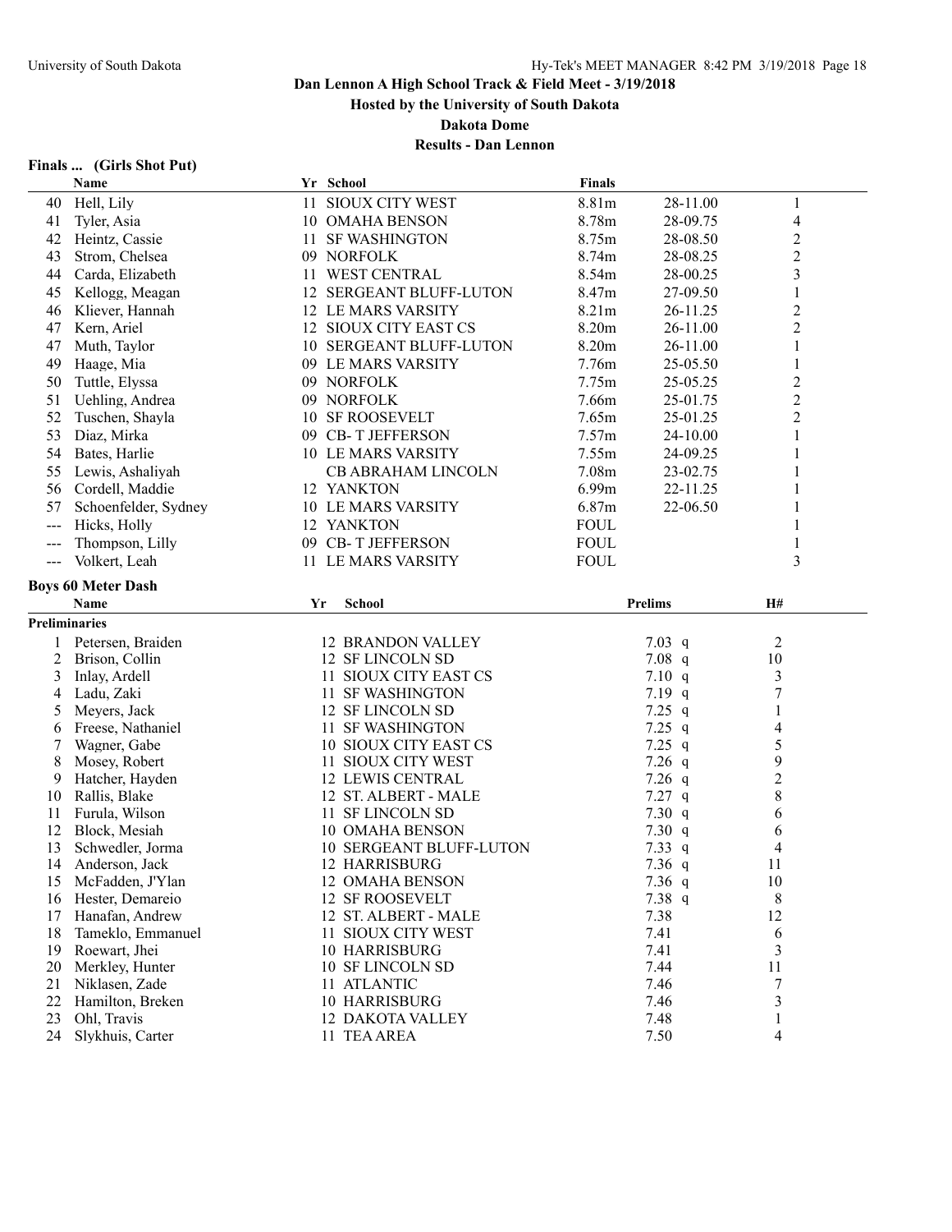Dan Lennon A High School Track & Field Meet - 3/19/2018

Hosted by the University of South Dakota

Dakota Dome

Results - Dan Lennon

### Finals ... (Girls Shot Put)

| | Name | Yr | School | Finals | | |
|---|---|---|---|---|---|---|
| 40 | Hell, Lily | 11 | SIOUX CITY WEST | 8.81m | 28-11.00 | 1 |
| 41 | Tyler, Asia | 10 | OMAHA BENSON | 8.78m | 28-09.75 | 4 |
| 42 | Heintz, Cassie | 11 | SF WASHINGTON | 8.75m | 28-08.50 | 2 |
| 43 | Strom, Chelsea | 09 | NORFOLK | 8.74m | 28-08.25 | 2 |
| 44 | Carda, Elizabeth | 11 | WEST CENTRAL | 8.54m | 28-00.25 | 3 |
| 45 | Kellogg, Meagan | 12 | SERGEANT BLUFF-LUTON | 8.47m | 27-09.50 | 1 |
| 46 | Kliever, Hannah | 12 | LE MARS VARSITY | 8.21m | 26-11.25 | 2 |
| 47 | Kern, Ariel | 12 | SIOUX CITY EAST CS | 8.20m | 26-11.00 | 2 |
| 47 | Muth, Taylor | 10 | SERGEANT BLUFF-LUTON | 8.20m | 26-11.00 | 1 |
| 49 | Haage, Mia | 09 | LE MARS VARSITY | 7.76m | 25-05.50 | 1 |
| 50 | Tuttle, Elyssa | 09 | NORFOLK | 7.75m | 25-05.25 | 2 |
| 51 | Uehling, Andrea | 09 | NORFOLK | 7.66m | 25-01.75 | 2 |
| 52 | Tuschen, Shayla | 10 | SF ROOSEVELT | 7.65m | 25-01.25 | 2 |
| 53 | Diaz, Mirka | 09 | CB- T JEFFERSON | 7.57m | 24-10.00 | 1 |
| 54 | Bates, Harlie | 10 | LE MARS VARSITY | 7.55m | 24-09.25 | 1 |
| 55 | Lewis, Ashaliyah | | CB ABRAHAM LINCOLN | 7.08m | 23-02.75 | 1 |
| 56 | Cordell, Maddie | 12 | YANKTON | 6.99m | 22-11.25 | 1 |
| 57 | Schoenfelder, Sydney | 10 | LE MARS VARSITY | 6.87m | 22-06.50 | 1 |
| --- | Hicks, Holly | 12 | YANKTON | FOUL | | 1 |
| --- | Thompson, Lilly | 09 | CB- T JEFFERSON | FOUL | | 1 |
| --- | Volkert, Leah | 11 | LE MARS VARSITY | FOUL | | 3 |

### Boys 60 Meter Dash

**Preliminaries**

| | Name | Yr | School | Prelims | | H# |
|---|---|---|---|---|---|---|
| 1 | Petersen, Braiden | 12 | BRANDON VALLEY | 7.03 | q | 2 |
| 2 | Brison, Collin | 12 | SF LINCOLN SD | 7.08 | q | 10 |
| 3 | Inlay, Ardell | 11 | SIOUX CITY EAST CS | 7.10 | q | 3 |
| 4 | Ladu, Zaki | 11 | SF WASHINGTON | 7.19 | q | 7 |
| 5 | Meyers, Jack | 12 | SF LINCOLN SD | 7.25 | q | 1 |
| 6 | Freese, Nathaniel | 11 | SF WASHINGTON | 7.25 | q | 4 |
| 7 | Wagner, Gabe | 10 | SIOUX CITY EAST CS | 7.25 | q | 5 |
| 8 | Mosey, Robert | 11 | SIOUX CITY WEST | 7.26 | q | 9 |
| 9 | Hatcher, Hayden | 12 | LEWIS CENTRAL | 7.26 | q | 2 |
| 10 | Rallis, Blake | 12 | ST. ALBERT - MALE | 7.27 | q | 8 |
| 11 | Furula, Wilson | 11 | SF LINCOLN SD | 7.30 | q | 6 |
| 12 | Block, Mesiah | 10 | OMAHA BENSON | 7.30 | q | 6 |
| 13 | Schwedler, Jorma | 10 | SERGEANT BLUFF-LUTON | 7.33 | q | 4 |
| 14 | Anderson, Jack | 12 | HARRISBURG | 7.36 | q | 11 |
| 15 | McFadden, J'Ylan | 12 | OMAHA BENSON | 7.36 | q | 10 |
| 16 | Hester, Demareio | 12 | SF ROOSEVELT | 7.38 | q | 8 |
| 17 | Hanafan, Andrew | 12 | ST. ALBERT - MALE | 7.38 | | 12 |
| 18 | Tameklo, Emmanuel | 11 | SIOUX CITY WEST | 7.41 | | 6 |
| 19 | Roewart, Jhei | 10 | HARRISBURG | 7.41 | | 3 |
| 20 | Merkley, Hunter | 10 | SF LINCOLN SD | 7.44 | | 11 |
| 21 | Niklasen, Zade | 11 | ATLANTIC | 7.46 | | 7 |
| 22 | Hamilton, Breken | 10 | HARRISBURG | 7.46 | | 3 |
| 23 | Ohl, Travis | 12 | DAKOTA VALLEY | 7.48 | | 1 |
| 24 | Slykhuis, Carter | 11 | TEA AREA | 7.50 | | 4 |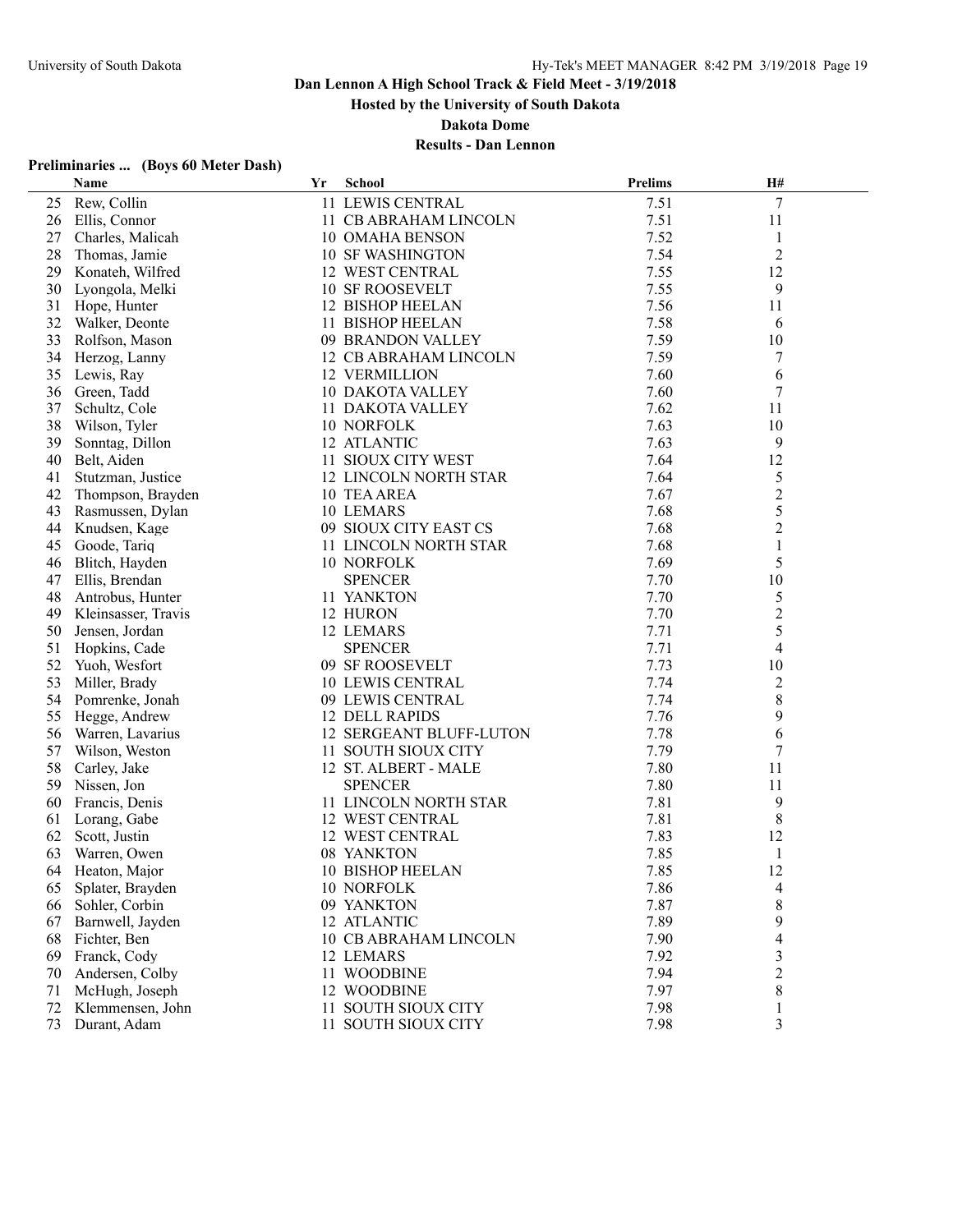# Dan Lennon A High School Track & Field Meet - 3/19/2018

**Hosted by the University of South Dakota**

**Dakota Dome**

**Results - Dan Lennon**

### Preliminaries ... (Boys 60 Meter Dash)

| | Name | Yr | School | Prelims | H# |
|---|---|---|---|---|---|
| 25 | Rew, Collin | 11 | LEWIS CENTRAL | 7.51 | 7 |
| 26 | Ellis, Connor | 11 | CB ABRAHAM LINCOLN | 7.51 | 11 |
| 27 | Charles, Malicah | 10 | OMAHA BENSON | 7.52 | 1 |
| 28 | Thomas, Jamie | 10 | SF WASHINGTON | 7.54 | 2 |
| 29 | Konateh, Wilfred | 12 | WEST CENTRAL | 7.55 | 12 |
| 30 | Lyongola, Melki | 10 | SF ROOSEVELT | 7.55 | 9 |
| 31 | Hope, Hunter | 12 | BISHOP HEELAN | 7.56 | 11 |
| 32 | Walker, Deonte | 11 | BISHOP HEELAN | 7.58 | 6 |
| 33 | Rolfson, Mason | 09 | BRANDON VALLEY | 7.59 | 10 |
| 34 | Herzog, Lanny | 12 | CB ABRAHAM LINCOLN | 7.59 | 7 |
| 35 | Lewis, Ray | 12 | VERMILLION | 7.60 | 6 |
| 36 | Green, Tadd | 10 | DAKOTA VALLEY | 7.60 | 7 |
| 37 | Schultz, Cole | 11 | DAKOTA VALLEY | 7.62 | 11 |
| 38 | Wilson, Tyler | 10 | NORFOLK | 7.63 | 10 |
| 39 | Sonntag, Dillon | 12 | ATLANTIC | 7.63 | 9 |
| 40 | Belt, Aiden | 11 | SIOUX CITY WEST | 7.64 | 12 |
| 41 | Stutzman, Justice | 12 | LINCOLN NORTH STAR | 7.64 | 5 |
| 42 | Thompson, Brayden | 10 | TEA AREA | 7.67 | 2 |
| 43 | Rasmussen, Dylan | 10 | LEMARS | 7.68 | 5 |
| 44 | Knudsen, Kage | 09 | SIOUX CITY EAST CS | 7.68 | 2 |
| 45 | Goode, Tariq | 11 | LINCOLN NORTH STAR | 7.68 | 1 |
| 46 | Blitch, Hayden | 10 | NORFOLK | 7.69 | 5 |
| 47 | Ellis, Brendan | | SPENCER | 7.70 | 10 |
| 48 | Antrobus, Hunter | 11 | YANKTON | 7.70 | 5 |
| 49 | Kleinsasser, Travis | 12 | HURON | 7.70 | 2 |
| 50 | Jensen, Jordan | 12 | LEMARS | 7.71 | 5 |
| 51 | Hopkins, Cade | | SPENCER | 7.71 | 4 |
| 52 | Yuoh, Wesfort | 09 | SF ROOSEVELT | 7.73 | 10 |
| 53 | Miller, Brady | 10 | LEWIS CENTRAL | 7.74 | 2 |
| 54 | Pomrenke, Jonah | 09 | LEWIS CENTRAL | 7.74 | 8 |
| 55 | Hegge, Andrew | 12 | DELL RAPIDS | 7.76 | 9 |
| 56 | Warren, Lavarius | 12 | SERGEANT BLUFF-LUTON | 7.78 | 6 |
| 57 | Wilson, Weston | 11 | SOUTH SIOUX CITY | 7.79 | 7 |
| 58 | Carley, Jake | 12 | ST. ALBERT - MALE | 7.80 | 11 |
| 59 | Nissen, Jon | | SPENCER | 7.80 | 11 |
| 60 | Francis, Denis | 11 | LINCOLN NORTH STAR | 7.81 | 9 |
| 61 | Lorang, Gabe | 12 | WEST CENTRAL | 7.81 | 8 |
| 62 | Scott, Justin | 12 | WEST CENTRAL | 7.83 | 12 |
| 63 | Warren, Owen | 08 | YANKTON | 7.85 | 1 |
| 64 | Heaton, Major | 10 | BISHOP HEELAN | 7.85 | 12 |
| 65 | Splater, Brayden | 10 | NORFOLK | 7.86 | 4 |
| 66 | Sohler, Corbin | 09 | YANKTON | 7.87 | 8 |
| 67 | Barnwell, Jayden | 12 | ATLANTIC | 7.89 | 9 |
| 68 | Fichter, Ben | 10 | CB ABRAHAM LINCOLN | 7.90 | 4 |
| 69 | Franck, Cody | 12 | LEMARS | 7.92 | 3 |
| 70 | Andersen, Colby | 11 | WOODBINE | 7.94 | 2 |
| 71 | McHugh, Joseph | 12 | WOODBINE | 7.97 | 8 |
| 72 | Klemmensen, John | 11 | SOUTH SIOUX CITY | 7.98 | 1 |
| 73 | Durant, Adam | 11 | SOUTH SIOUX CITY | 7.98 | 3 |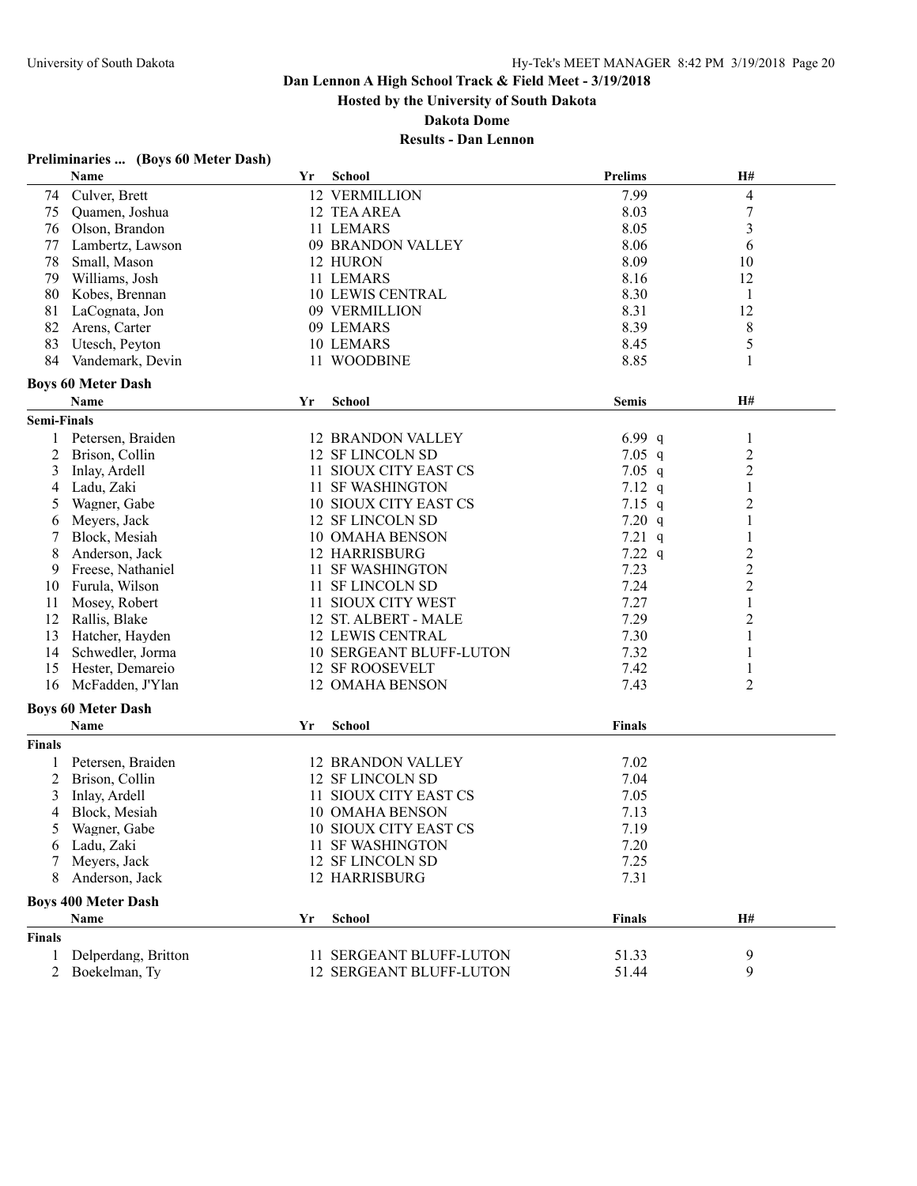# Dan Lennon A High School Track & Field Meet - 3/19/2018

**Hosted by the University of South Dakota**

**Dakota Dome**

**Results - Dan Lennon**

## Preliminaries ... (Boys 60 Meter Dash)

| | Name | Yr | School | Prelims | H# |
|---|---|---|---|---|---|
| 74 | Culver, Brett | 12 | VERMILLION | 7.99 | 4 |
| 75 | Quamen, Joshua | 12 | TEA AREA | 8.03 | 7 |
| 76 | Olson, Brandon | 11 | LEMARS | 8.05 | 3 |
| 77 | Lambertz, Lawson | 09 | BRANDON VALLEY | 8.06 | 6 |
| 78 | Small, Mason | 12 | HURON | 8.09 | 10 |
| 79 | Williams, Josh | 11 | LEMARS | 8.16 | 12 |
| 80 | Kobes, Brennan | 10 | LEWIS CENTRAL | 8.30 | 1 |
| 81 | LaCognata, Jon | 09 | VERMILLION | 8.31 | 12 |
| 82 | Arens, Carter | 09 | LEMARS | 8.39 | 8 |
| 83 | Utesch, Peyton | 10 | LEMARS | 8.45 | 5 |
| 84 | Vandemark, Devin | 11 | WOODBINE | 8.85 | 1 |

## Boys 60 Meter Dash

**Semi-Finals**

| | Name | Yr | School | Semis | H# |
|---|---|---|---|---|---|
| 1 | Petersen, Braiden | 12 | BRANDON VALLEY | 6.99 q | 1 |
| 2 | Brison, Collin | 12 | SF LINCOLN SD | 7.05 q | 2 |
| 3 | Inlay, Ardell | 11 | SIOUX CITY EAST CS | 7.05 q | 2 |
| 4 | Ladu, Zaki | 11 | SF WASHINGTON | 7.12 q | 1 |
| 5 | Wagner, Gabe | 10 | SIOUX CITY EAST CS | 7.15 q | 2 |
| 6 | Meyers, Jack | 12 | SF LINCOLN SD | 7.20 q | 1 |
| 7 | Block, Mesiah | 10 | OMAHA BENSON | 7.21 q | 1 |
| 8 | Anderson, Jack | 12 | HARRISBURG | 7.22 q | 2 |
| 9 | Freese, Nathaniel | 11 | SF WASHINGTON | 7.23 | 2 |
| 10 | Furula, Wilson | 11 | SF LINCOLN SD | 7.24 | 2 |
| 11 | Mosey, Robert | 11 | SIOUX CITY WEST | 7.27 | 1 |
| 12 | Rallis, Blake | 12 | ST. ALBERT - MALE | 7.29 | 2 |
| 13 | Hatcher, Hayden | 12 | LEWIS CENTRAL | 7.30 | 1 |
| 14 | Schwedler, Jorma | 10 | SERGEANT BLUFF-LUTON | 7.32 | 1 |
| 15 | Hester, Demareio | 12 | SF ROOSEVELT | 7.42 | 1 |
| 16 | McFadden, J'Ylan | 12 | OMAHA BENSON | 7.43 | 2 |

## Boys 60 Meter Dash

**Finals**

| | Name | Yr | School | Finals |
|---|---|---|---|---|
| 1 | Petersen, Braiden | 12 | BRANDON VALLEY | 7.02 |
| 2 | Brison, Collin | 12 | SF LINCOLN SD | 7.04 |
| 3 | Inlay, Ardell | 11 | SIOUX CITY EAST CS | 7.05 |
| 4 | Block, Mesiah | 10 | OMAHA BENSON | 7.13 |
| 5 | Wagner, Gabe | 10 | SIOUX CITY EAST CS | 7.19 |
| 6 | Ladu, Zaki | 11 | SF WASHINGTON | 7.20 |
| 7 | Meyers, Jack | 12 | SF LINCOLN SD | 7.25 |
| 8 | Anderson, Jack | 12 | HARRISBURG | 7.31 |

## Boys 400 Meter Dash

**Finals**

| | Name | Yr | School | Finals | H# |
|---|---|---|---|---|---|
| 1 | Delperdang, Britton | 11 | SERGEANT BLUFF-LUTON | 51.33 | 9 |
| 2 | Boekelman, Ty | 12 | SERGEANT BLUFF-LUTON | 51.44 | 9 |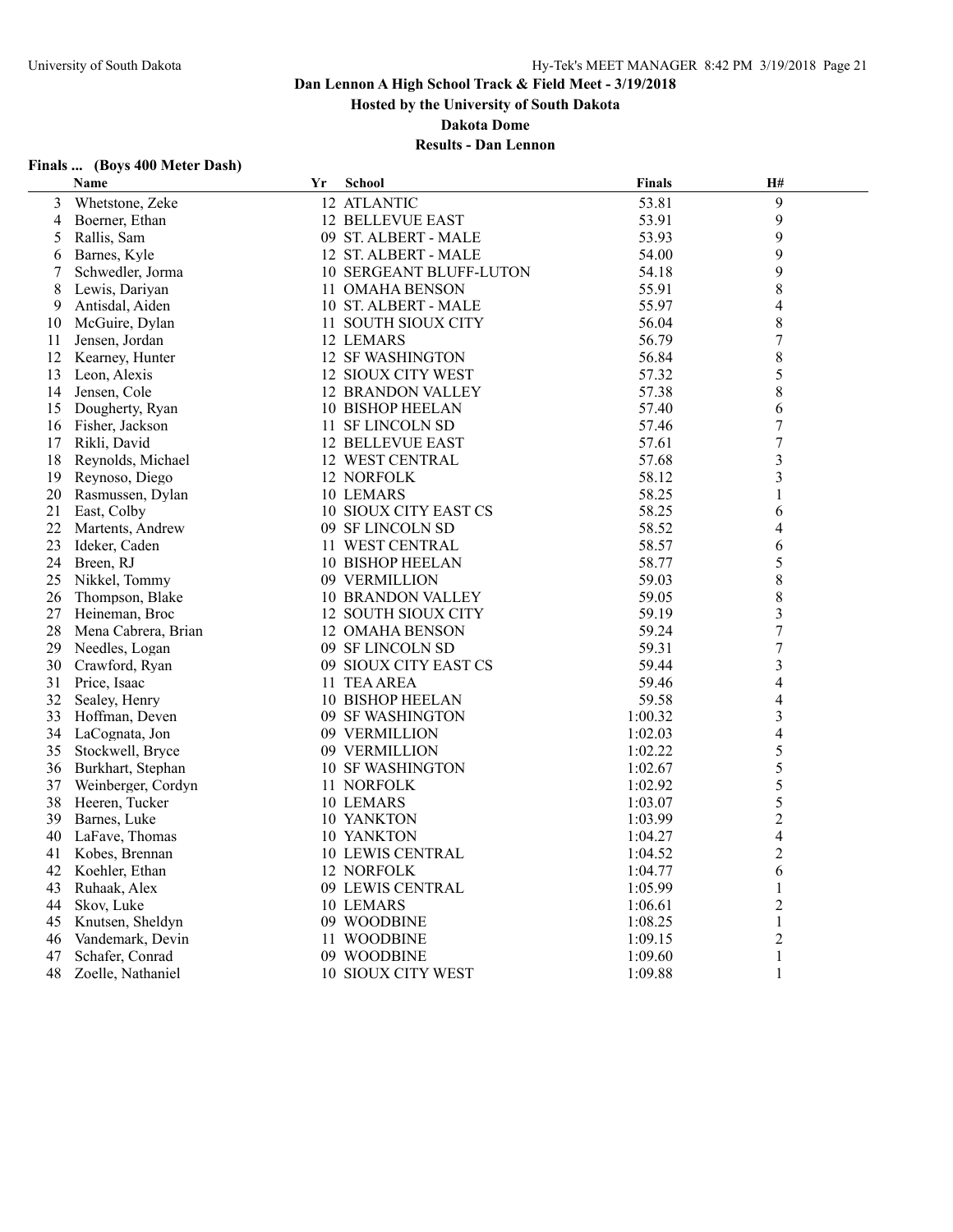# Dan Lennon A High School Track & Field Meet - 3/19/2018

**Hosted by the University of South Dakota**

**Dakota Dome**

**Results - Dan Lennon**

### Finals ... (Boys 400 Meter Dash)

| | Name | Yr | School | Finals | H# |
|---|---|---|---|---|---|
| 3 | Whetstone, Zeke | 12 | ATLANTIC | 53.81 | 9 |
| 4 | Boerner, Ethan | 12 | BELLEVUE EAST | 53.91 | 9 |
| 5 | Rallis, Sam | 09 | ST. ALBERT - MALE | 53.93 | 9 |
| 6 | Barnes, Kyle | 12 | ST. ALBERT - MALE | 54.00 | 9 |
| 7 | Schwedler, Jorma | 10 | SERGEANT BLUFF-LUTON | 54.18 | 9 |
| 8 | Lewis, Dariyan | 11 | OMAHA BENSON | 55.91 | 8 |
| 9 | Antisdal, Aiden | 10 | ST. ALBERT - MALE | 55.97 | 4 |
| 10 | McGuire, Dylan | 11 | SOUTH SIOUX CITY | 56.04 | 8 |
| 11 | Jensen, Jordan | 12 | LEMARS | 56.79 | 7 |
| 12 | Kearney, Hunter | 12 | SF WASHINGTON | 56.84 | 8 |
| 13 | Leon, Alexis | 12 | SIOUX CITY WEST | 57.32 | 5 |
| 14 | Jensen, Cole | 12 | BRANDON VALLEY | 57.38 | 8 |
| 15 | Dougherty, Ryan | 10 | BISHOP HEELAN | 57.40 | 6 |
| 16 | Fisher, Jackson | 11 | SF LINCOLN SD | 57.46 | 7 |
| 17 | Rikli, David | 12 | BELLEVUE EAST | 57.61 | 7 |
| 18 | Reynolds, Michael | 12 | WEST CENTRAL | 57.68 | 3 |
| 19 | Reynoso, Diego | 12 | NORFOLK | 58.12 | 3 |
| 20 | Rasmussen, Dylan | 10 | LEMARS | 58.25 | 1 |
| 21 | East, Colby | 10 | SIOUX CITY EAST CS | 58.25 | 6 |
| 22 | Martents, Andrew | 09 | SF LINCOLN SD | 58.52 | 4 |
| 23 | Ideker, Caden | 11 | WEST CENTRAL | 58.57 | 6 |
| 24 | Breen, RJ | 10 | BISHOP HEELAN | 58.77 | 5 |
| 25 | Nikkel, Tommy | 09 | VERMILLION | 59.03 | 8 |
| 26 | Thompson, Blake | 10 | BRANDON VALLEY | 59.05 | 8 |
| 27 | Heineman, Broc | 12 | SOUTH SIOUX CITY | 59.19 | 3 |
| 28 | Mena Cabrera, Brian | 12 | OMAHA BENSON | 59.24 | 7 |
| 29 | Needles, Logan | 09 | SF LINCOLN SD | 59.31 | 7 |
| 30 | Crawford, Ryan | 09 | SIOUX CITY EAST CS | 59.44 | 3 |
| 31 | Price, Isaac | 11 | TEA AREA | 59.46 | 4 |
| 32 | Sealey, Henry | 10 | BISHOP HEELAN | 59.58 | 4 |
| 33 | Hoffman, Deven | 09 | SF WASHINGTON | 1:00.32 | 3 |
| 34 | LaCognata, Jon | 09 | VERMILLION | 1:02.03 | 4 |
| 35 | Stockwell, Bryce | 09 | VERMILLION | 1:02.22 | 5 |
| 36 | Burkhart, Stephan | 10 | SF WASHINGTON | 1:02.67 | 5 |
| 37 | Weinberger, Cordyn | 11 | NORFOLK | 1:02.92 | 5 |
| 38 | Heeren, Tucker | 10 | LEMARS | 1:03.07 | 5 |
| 39 | Barnes, Luke | 10 | YANKTON | 1:03.99 | 2 |
| 40 | LaFave, Thomas | 10 | YANKTON | 1:04.27 | 4 |
| 41 | Kobes, Brennan | 10 | LEWIS CENTRAL | 1:04.52 | 2 |
| 42 | Koehler, Ethan | 12 | NORFOLK | 1:04.77 | 6 |
| 43 | Ruhaak, Alex | 09 | LEWIS CENTRAL | 1:05.99 | 1 |
| 44 | Skov, Luke | 10 | LEMARS | 1:06.61 | 2 |
| 45 | Knutsen, Sheldyn | 09 | WOODBINE | 1:08.25 | 1 |
| 46 | Vandemark, Devin | 11 | WOODBINE | 1:09.15 | 2 |
| 47 | Schafer, Conrad | 09 | WOODBINE | 1:09.60 | 1 |
| 48 | Zoelle, Nathaniel | 10 | SIOUX CITY WEST | 1:09.88 | 1 |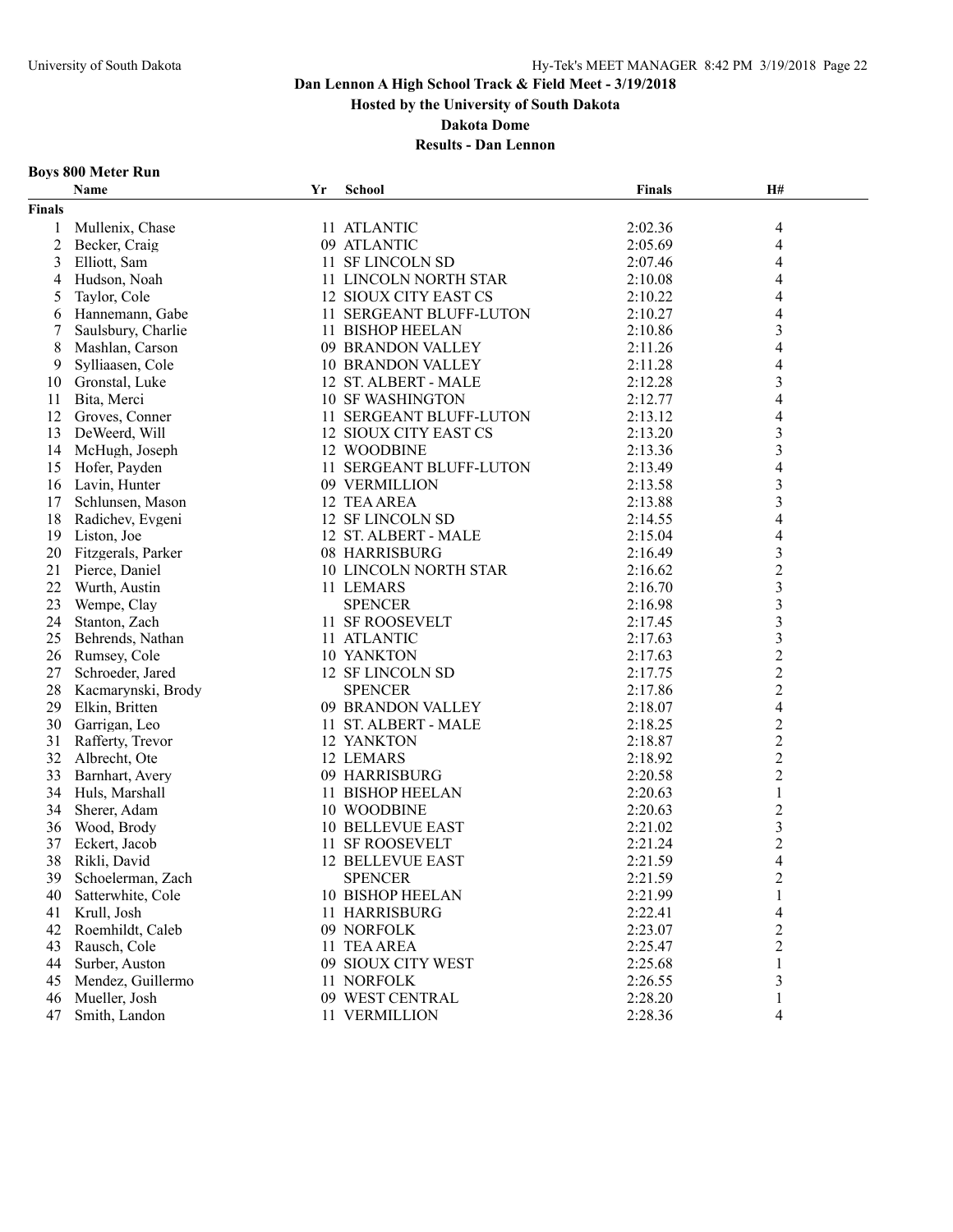# Dan Lennon A High School Track & Field Meet - 3/19/2018

**Hosted by the University of South Dakota**

**Dakota Dome**

**Results - Dan Lennon**

### Boys 800 Meter Run

| | Name | Yr | School | Finals | H# |
|---|---|---|---|---|---|
| **Finals** | | | | | |
| 1 | Mullenix, Chase | 11 | ATLANTIC | 2:02.36 | 4 |
| 2 | Becker, Craig | 09 | ATLANTIC | 2:05.69 | 4 |
| 3 | Elliott, Sam | 11 | SF LINCOLN SD | 2:07.46 | 4 |
| 4 | Hudson, Noah | 11 | LINCOLN NORTH STAR | 2:10.08 | 4 |
| 5 | Taylor, Cole | 12 | SIOUX CITY EAST CS | 2:10.22 | 4 |
| 6 | Hannemann, Gabe | 11 | SERGEANT BLUFF-LUTON | 2:10.27 | 4 |
| 7 | Saulsbury, Charlie | 11 | BISHOP HEELAN | 2:10.86 | 3 |
| 8 | Mashlan, Carson | 09 | BRANDON VALLEY | 2:11.26 | 4 |
| 9 | Sylliaasen, Cole | 10 | BRANDON VALLEY | 2:11.28 | 4 |
| 10 | Gronstal, Luke | 12 | ST. ALBERT - MALE | 2:12.28 | 3 |
| 11 | Bita, Merci | 10 | SF WASHINGTON | 2:12.77 | 4 |
| 12 | Groves, Conner | 11 | SERGEANT BLUFF-LUTON | 2:13.12 | 4 |
| 13 | DeWeerd, Will | 12 | SIOUX CITY EAST CS | 2:13.20 | 3 |
| 14 | McHugh, Joseph | 12 | WOODBINE | 2:13.36 | 3 |
| 15 | Hofer, Payden | 11 | SERGEANT BLUFF-LUTON | 2:13.49 | 4 |
| 16 | Lavin, Hunter | 09 | VERMILLION | 2:13.58 | 3 |
| 17 | Schlunsen, Mason | 12 | TEA AREA | 2:13.88 | 3 |
| 18 | Radichev, Evgeni | 12 | SF LINCOLN SD | 2:14.55 | 4 |
| 19 | Liston, Joe | 12 | ST. ALBERT - MALE | 2:15.04 | 4 |
| 20 | Fitzgerals, Parker | 08 | HARRISBURG | 2:16.49 | 3 |
| 21 | Pierce, Daniel | 10 | LINCOLN NORTH STAR | 2:16.62 | 2 |
| 22 | Wurth, Austin | 11 | LEMARS | 2:16.70 | 3 |
| 23 | Wempe, Clay | | SPENCER | 2:16.98 | 3 |
| 24 | Stanton, Zach | 11 | SF ROOSEVELT | 2:17.45 | 3 |
| 25 | Behrends, Nathan | 11 | ATLANTIC | 2:17.63 | 3 |
| 26 | Rumsey, Cole | 10 | YANKTON | 2:17.63 | 2 |
| 27 | Schroeder, Jared | 12 | SF LINCOLN SD | 2:17.75 | 2 |
| 28 | Kacmarynski, Brody | | SPENCER | 2:17.86 | 2 |
| 29 | Elkin, Britten | 09 | BRANDON VALLEY | 2:18.07 | 4 |
| 30 | Garrigan, Leo | 11 | ST. ALBERT - MALE | 2:18.25 | 2 |
| 31 | Rafferty, Trevor | 12 | YANKTON | 2:18.87 | 2 |
| 32 | Albrecht, Ote | 12 | LEMARS | 2:18.92 | 2 |
| 33 | Barnhart, Avery | 09 | HARRISBURG | 2:20.58 | 2 |
| 34 | Huls, Marshall | 11 | BISHOP HEELAN | 2:20.63 | 1 |
| 34 | Sherer, Adam | 10 | WOODBINE | 2:20.63 | 2 |
| 36 | Wood, Brody | 10 | BELLEVUE EAST | 2:21.02 | 3 |
| 37 | Eckert, Jacob | 11 | SF ROOSEVELT | 2:21.24 | 2 |
| 38 | Rikli, David | 12 | BELLEVUE EAST | 2:21.59 | 4 |
| 39 | Schoelerman, Zach | | SPENCER | 2:21.59 | 2 |
| 40 | Satterwhite, Cole | 10 | BISHOP HEELAN | 2:21.99 | 1 |
| 41 | Krull, Josh | 11 | HARRISBURG | 2:22.41 | 4 |
| 42 | Roemhildt, Caleb | 09 | NORFOLK | 2:23.07 | 2 |
| 43 | Rausch, Cole | 11 | TEA AREA | 2:25.47 | 2 |
| 44 | Surber, Auston | 09 | SIOUX CITY WEST | 2:25.68 | 1 |
| 45 | Mendez, Guillermo | 11 | NORFOLK | 2:26.55 | 3 |
| 46 | Mueller, Josh | 09 | WEST CENTRAL | 2:28.20 | 1 |
| 47 | Smith, Landon | 11 | VERMILLION | 2:28.36 | 4 |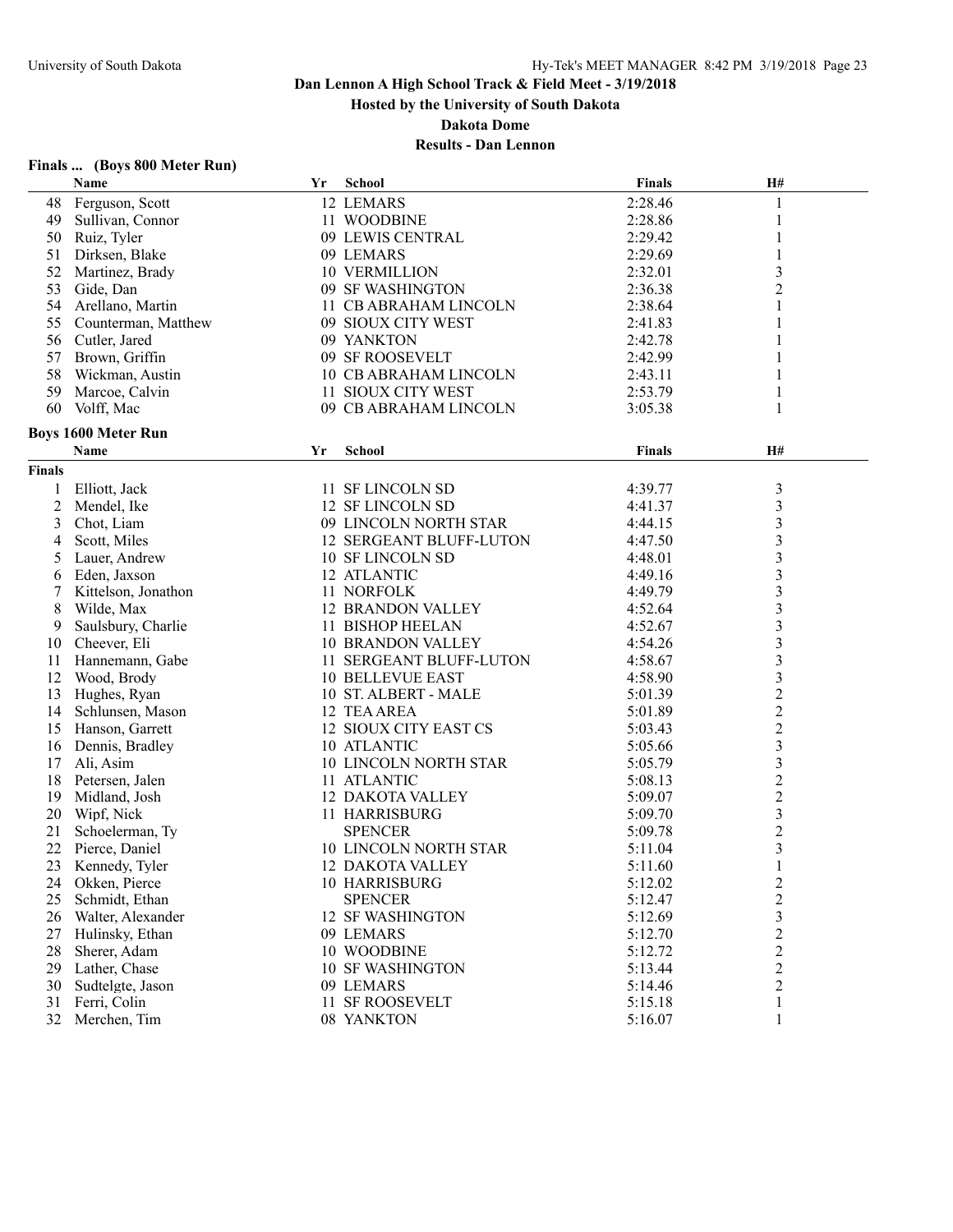# Dan Lennon A High School Track & Field Meet - 3/19/2018

**Hosted by the University of South Dakota**

**Dakota Dome**

**Results - Dan Lennon**

### Finals ... (Boys 800 Meter Run)

| | Name | Yr | School | Finals | H# |
|---|---|---|---|---|---|
| 48 | Ferguson, Scott | 12 | LEMARS | 2:28.46 | 1 |
| 49 | Sullivan, Connor | 11 | WOODBINE | 2:28.86 | 1 |
| 50 | Ruiz, Tyler | 09 | LEWIS CENTRAL | 2:29.42 | 1 |
| 51 | Dirksen, Blake | 09 | LEMARS | 2:29.69 | 1 |
| 52 | Martinez, Brady | 10 | VERMILLION | 2:32.01 | 3 |
| 53 | Gide, Dan | 09 | SF WASHINGTON | 2:36.38 | 2 |
| 54 | Arellano, Martin | 11 | CB ABRAHAM LINCOLN | 2:38.64 | 1 |
| 55 | Counterman, Matthew | 09 | SIOUX CITY WEST | 2:41.83 | 1 |
| 56 | Cutler, Jared | 09 | YANKTON | 2:42.78 | 1 |
| 57 | Brown, Griffin | 09 | SF ROOSEVELT | 2:42.99 | 1 |
| 58 | Wickman, Austin | 10 | CB ABRAHAM LINCOLN | 2:43.11 | 1 |
| 59 | Marcoe, Calvin | 11 | SIOUX CITY WEST | 2:53.79 | 1 |
| 60 | Volff, Mac | 09 | CB ABRAHAM LINCOLN | 3:05.38 | 1 |

### Boys 1600 Meter Run

| | Name | Yr | School | Finals | H# |
|---|---|---|---|---|---|
| **Finals** | | | | | |
| 1 | Elliott, Jack | 11 | SF LINCOLN SD | 4:39.77 | 3 |
| 2 | Mendel, Ike | 12 | SF LINCOLN SD | 4:41.37 | 3 |
| 3 | Chot, Liam | 09 | LINCOLN NORTH STAR | 4:44.15 | 3 |
| 4 | Scott, Miles | 12 | SERGEANT BLUFF-LUTON | 4:47.50 | 3 |
| 5 | Lauer, Andrew | 10 | SF LINCOLN SD | 4:48.01 | 3 |
| 6 | Eden, Jaxson | 12 | ATLANTIC | 4:49.16 | 3 |
| 7 | Kittelson, Jonathon | 11 | NORFOLK | 4:49.79 | 3 |
| 8 | Wilde, Max | 12 | BRANDON VALLEY | 4:52.64 | 3 |
| 9 | Saulsbury, Charlie | 11 | BISHOP HEELAN | 4:52.67 | 3 |
| 10 | Cheever, Eli | 10 | BRANDON VALLEY | 4:54.26 | 3 |
| 11 | Hannemann, Gabe | 11 | SERGEANT BLUFF-LUTON | 4:58.67 | 3 |
| 12 | Wood, Brody | 10 | BELLEVUE EAST | 4:58.90 | 3 |
| 13 | Hughes, Ryan | 10 | ST. ALBERT - MALE | 5:01.39 | 2 |
| 14 | Schlunsen, Mason | 12 | TEA AREA | 5:01.89 | 2 |
| 15 | Hanson, Garrett | 12 | SIOUX CITY EAST CS | 5:03.43 | 2 |
| 16 | Dennis, Bradley | 10 | ATLANTIC | 5:05.66 | 3 |
| 17 | Ali, Asim | 10 | LINCOLN NORTH STAR | 5:05.79 | 3 |
| 18 | Petersen, Jalen | 11 | ATLANTIC | 5:08.13 | 2 |
| 19 | Midland, Josh | 12 | DAKOTA VALLEY | 5:09.07 | 2 |
| 20 | Wipf, Nick | 11 | HARRISBURG | 5:09.70 | 3 |
| 21 | Schoelerman, Ty | | SPENCER | 5:09.78 | 2 |
| 22 | Pierce, Daniel | 10 | LINCOLN NORTH STAR | 5:11.04 | 3 |
| 23 | Kennedy, Tyler | 12 | DAKOTA VALLEY | 5:11.60 | 1 |
| 24 | Okken, Pierce | 10 | HARRISBURG | 5:12.02 | 2 |
| 25 | Schmidt, Ethan | | SPENCER | 5:12.47 | 2 |
| 26 | Walter, Alexander | 12 | SF WASHINGTON | 5:12.69 | 3 |
| 27 | Hulinsky, Ethan | 09 | LEMARS | 5:12.70 | 2 |
| 28 | Sherer, Adam | 10 | WOODBINE | 5:12.72 | 2 |
| 29 | Lather, Chase | 10 | SF WASHINGTON | 5:13.44 | 2 |
| 30 | Sudtelgte, Jason | 09 | LEMARS | 5:14.46 | 2 |
| 31 | Ferri, Colin | 11 | SF ROOSEVELT | 5:15.18 | 1 |
| 32 | Merchen, Tim | 08 | YANKTON | 5:16.07 | 1 |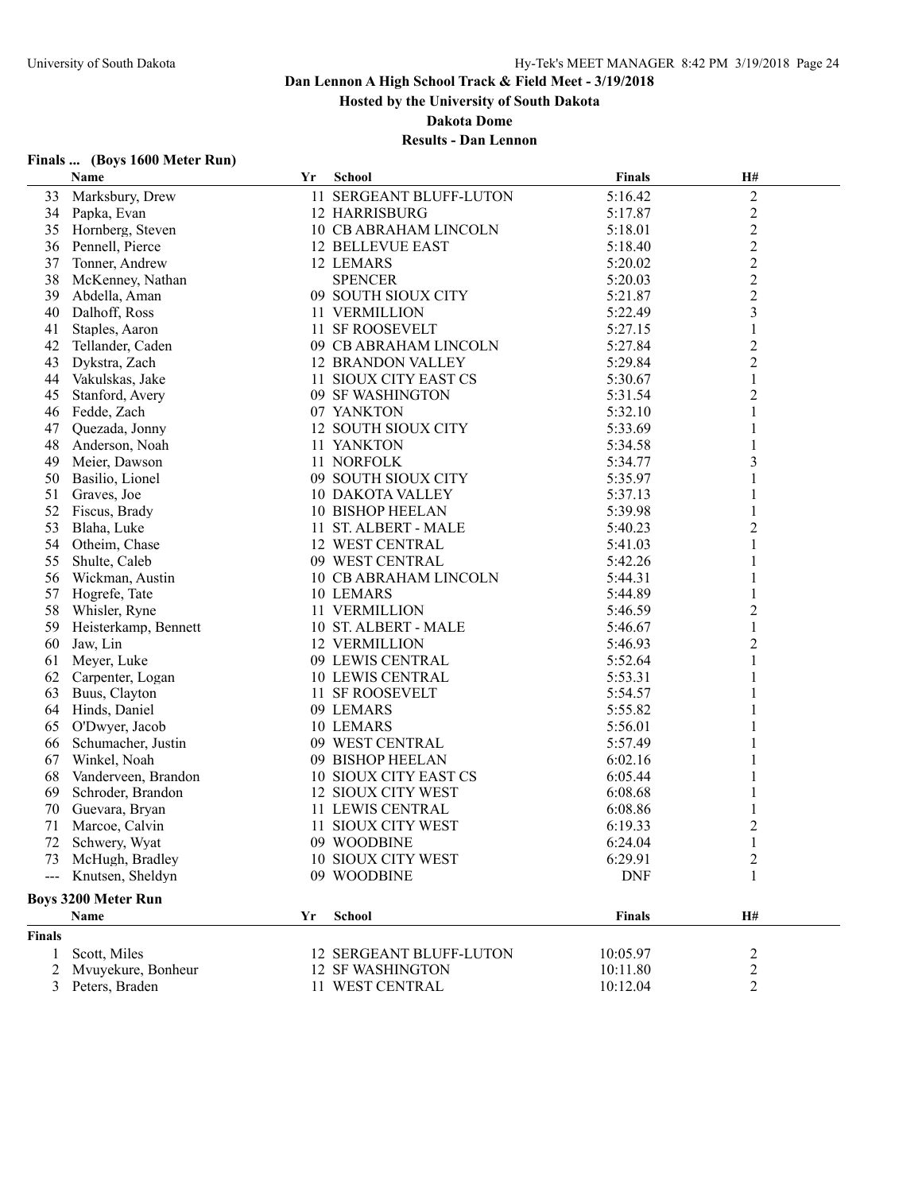# Dan Lennon A High School Track & Field Meet - 3/19/2018

**Hosted by the University of South Dakota**

**Dakota Dome**

**Results - Dan Lennon**

### Finals ... (Boys 1600 Meter Run)

| | Name | Yr | School | Finals | H# |
|---|---|---|---|---|---|
| 33 | Marksbury, Drew | 11 | SERGEANT BLUFF-LUTON | 5:16.42 | 2 |
| 34 | Papka, Evan | 12 | HARRISBURG | 5:17.87 | 2 |
| 35 | Hornberg, Steven | 10 | CB ABRAHAM LINCOLN | 5:18.01 | 2 |
| 36 | Pennell, Pierce | 12 | BELLEVUE EAST | 5:18.40 | 2 |
| 37 | Tonner, Andrew | 12 | LEMARS | 5:20.02 | 2 |
| 38 | McKenney, Nathan | | SPENCER | 5:20.03 | 2 |
| 39 | Abdella, Aman | 09 | SOUTH SIOUX CITY | 5:21.87 | 2 |
| 40 | Dalhoff, Ross | 11 | VERMILLION | 5:22.49 | 3 |
| 41 | Staples, Aaron | 11 | SF ROOSEVELT | 5:27.15 | 1 |
| 42 | Tellander, Caden | 09 | CB ABRAHAM LINCOLN | 5:27.84 | 2 |
| 43 | Dykstra, Zach | 12 | BRANDON VALLEY | 5:29.84 | 2 |
| 44 | Vakulskas, Jake | 11 | SIOUX CITY EAST CS | 5:30.67 | 1 |
| 45 | Stanford, Avery | 09 | SF WASHINGTON | 5:31.54 | 2 |
| 46 | Fedde, Zach | 07 | YANKTON | 5:32.10 | 1 |
| 47 | Quezada, Jonny | 12 | SOUTH SIOUX CITY | 5:33.69 | 1 |
| 48 | Anderson, Noah | 11 | YANKTON | 5:34.58 | 1 |
| 49 | Meier, Dawson | 11 | NORFOLK | 5:34.77 | 3 |
| 50 | Basilio, Lionel | 09 | SOUTH SIOUX CITY | 5:35.97 | 1 |
| 51 | Graves, Joe | 10 | DAKOTA VALLEY | 5:37.13 | 1 |
| 52 | Fiscus, Brady | 10 | BISHOP HEELAN | 5:39.98 | 1 |
| 53 | Blaha, Luke | 11 | ST. ALBERT - MALE | 5:40.23 | 2 |
| 54 | Otheim, Chase | 12 | WEST CENTRAL | 5:41.03 | 1 |
| 55 | Shulte, Caleb | 09 | WEST CENTRAL | 5:42.26 | 1 |
| 56 | Wickman, Austin | 10 | CB ABRAHAM LINCOLN | 5:44.31 | 1 |
| 57 | Hogrefe, Tate | 10 | LEMARS | 5:44.89 | 1 |
| 58 | Whisler, Ryne | 11 | VERMILLION | 5:46.59 | 2 |
| 59 | Heisterkamp, Bennett | 10 | ST. ALBERT - MALE | 5:46.67 | 1 |
| 60 | Jaw, Lin | 12 | VERMILLION | 5:46.93 | 2 |
| 61 | Meyer, Luke | 09 | LEWIS CENTRAL | 5:52.64 | 1 |
| 62 | Carpenter, Logan | 10 | LEWIS CENTRAL | 5:53.31 | 1 |
| 63 | Buus, Clayton | 11 | SF ROOSEVELT | 5:54.57 | 1 |
| 64 | Hinds, Daniel | 09 | LEMARS | 5:55.82 | 1 |
| 65 | O'Dwyer, Jacob | 10 | LEMARS | 5:56.01 | 1 |
| 66 | Schumacher, Justin | 09 | WEST CENTRAL | 5:57.49 | 1 |
| 67 | Winkel, Noah | 09 | BISHOP HEELAN | 6:02.16 | 1 |
| 68 | Vanderveen, Brandon | 10 | SIOUX CITY EAST CS | 6:05.44 | 1 |
| 69 | Schroder, Brandon | 12 | SIOUX CITY WEST | 6:08.68 | 1 |
| 70 | Guevara, Bryan | 11 | LEWIS CENTRAL | 6:08.86 | 1 |
| 71 | Marcoe, Calvin | 11 | SIOUX CITY WEST | 6:19.33 | 2 |
| 72 | Schwery, Wyat | 09 | WOODBINE | 6:24.04 | 1 |
| 73 | McHugh, Bradley | 10 | SIOUX CITY WEST | 6:29.91 | 2 |
| --- | Knutsen, Sheldyn | 09 | WOODBINE | DNF | 1 |

### Boys 3200 Meter Run

| | Name | Yr | School | Finals | H# |
|---|---|---|---|---|---|
| **Finals** | | | | | |
| 1 | Scott, Miles | 12 | SERGEANT BLUFF-LUTON | 10:05.97 | 2 |
| 2 | Mvuyekure, Bonheur | 12 | SF WASHINGTON | 10:11.80 | 2 |
| 3 | Peters, Braden | 11 | WEST CENTRAL | 10:12.04 | 2 |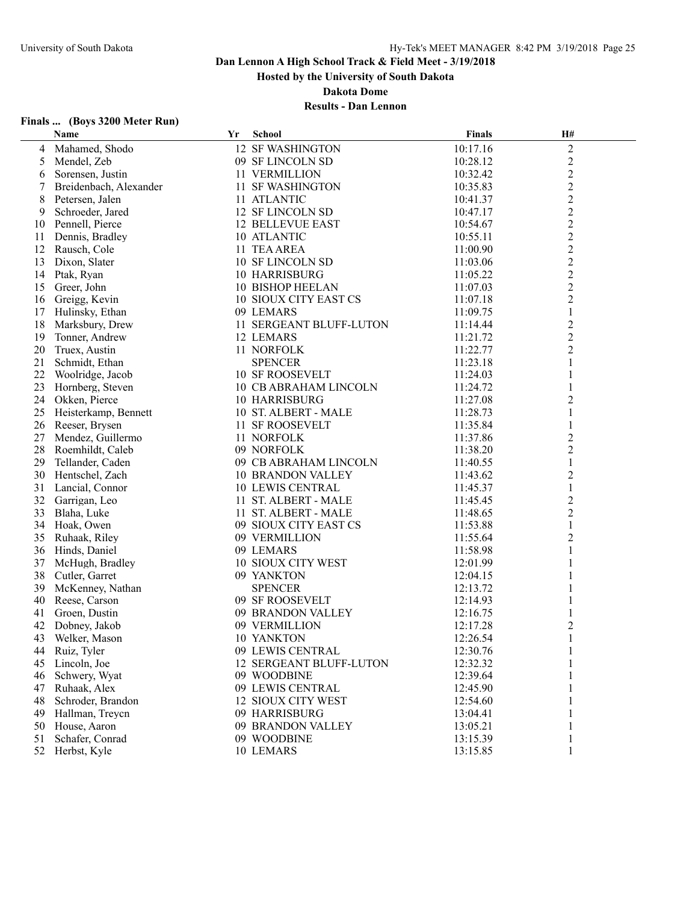# Dan Lennon A High School Track & Field Meet - 3/19/2018

**Hosted by the University of South Dakota**

**Dakota Dome**

**Results - Dan Lennon**

### Finals ... (Boys 3200 Meter Run)

| | Name | Yr | School | Finals | H# |
|---|---|---|---|---|---|
| 4 | Mahamed, Shodo | 12 | SF WASHINGTON | 10:17.16 | 2 |
| 5 | Mendel, Zeb | 09 | SF LINCOLN SD | 10:28.12 | 2 |
| 6 | Sorensen, Justin | 11 | VERMILLION | 10:32.42 | 2 |
| 7 | Breidenbach, Alexander | 11 | SF WASHINGTON | 10:35.83 | 2 |
| 8 | Petersen, Jalen | 11 | ATLANTIC | 10:41.37 | 2 |
| 9 | Schroeder, Jared | 12 | SF LINCOLN SD | 10:47.17 | 2 |
| 10 | Pennell, Pierce | 12 | BELLEVUE EAST | 10:54.67 | 2 |
| 11 | Dennis, Bradley | 10 | ATLANTIC | 10:55.11 | 2 |
| 12 | Rausch, Cole | 11 | TEA AREA | 11:00.90 | 2 |
| 13 | Dixon, Slater | 10 | SF LINCOLN SD | 11:03.06 | 2 |
| 14 | Ptak, Ryan | 10 | HARRISBURG | 11:05.22 | 2 |
| 15 | Greer, John | 10 | BISHOP HEELAN | 11:07.03 | 2 |
| 16 | Greigg, Kevin | 10 | SIOUX CITY EAST CS | 11:07.18 | 2 |
| 17 | Hulinsky, Ethan | 09 | LEMARS | 11:09.75 | 1 |
| 18 | Marksbury, Drew | 11 | SERGEANT BLUFF-LUTON | 11:14.44 | 2 |
| 19 | Tonner, Andrew | 12 | LEMARS | 11:21.72 | 2 |
| 20 | Truex, Austin | 11 | NORFOLK | 11:22.77 | 2 |
| 21 | Schmidt, Ethan | | SPENCER | 11:23.18 | 1 |
| 22 | Woolridge, Jacob | 10 | SF ROOSEVELT | 11:24.03 | 1 |
| 23 | Hornberg, Steven | 10 | CB ABRAHAM LINCOLN | 11:24.72 | 1 |
| 24 | Okken, Pierce | 10 | HARRISBURG | 11:27.08 | 2 |
| 25 | Heisterkamp, Bennett | 10 | ST. ALBERT - MALE | 11:28.73 | 1 |
| 26 | Reeser, Brysen | 11 | SF ROOSEVELT | 11:35.84 | 1 |
| 27 | Mendez, Guillermo | 11 | NORFOLK | 11:37.86 | 2 |
| 28 | Roemhildt, Caleb | 09 | NORFOLK | 11:38.20 | 2 |
| 29 | Tellander, Caden | 09 | CB ABRAHAM LINCOLN | 11:40.55 | 1 |
| 30 | Hentschel, Zach | 10 | BRANDON VALLEY | 11:43.62 | 2 |
| 31 | Lancial, Connor | 10 | LEWIS CENTRAL | 11:45.37 | 1 |
| 32 | Garrigan, Leo | 11 | ST. ALBERT - MALE | 11:45.45 | 2 |
| 33 | Blaha, Luke | 11 | ST. ALBERT - MALE | 11:48.65 | 2 |
| 34 | Hoak, Owen | 09 | SIOUX CITY EAST CS | 11:53.88 | 1 |
| 35 | Ruhaak, Riley | 09 | VERMILLION | 11:55.64 | 2 |
| 36 | Hinds, Daniel | 09 | LEMARS | 11:58.98 | 1 |
| 37 | McHugh, Bradley | 10 | SIOUX CITY WEST | 12:01.99 | 1 |
| 38 | Cutler, Garret | 09 | YANKTON | 12:04.15 | 1 |
| 39 | McKenney, Nathan | | SPENCER | 12:13.72 | 1 |
| 40 | Reese, Carson | 09 | SF ROOSEVELT | 12:14.93 | 1 |
| 41 | Groen, Dustin | 09 | BRANDON VALLEY | 12:16.75 | 1 |
| 42 | Dobney, Jakob | 09 | VERMILLION | 12:17.28 | 2 |
| 43 | Welker, Mason | 10 | YANKTON | 12:26.54 | 1 |
| 44 | Ruiz, Tyler | 09 | LEWIS CENTRAL | 12:30.76 | 1 |
| 45 | Lincoln, Joe | 12 | SERGEANT BLUFF-LUTON | 12:32.32 | 1 |
| 46 | Schwery, Wyat | 09 | WOODBINE | 12:39.64 | 1 |
| 47 | Ruhaak, Alex | 09 | LEWIS CENTRAL | 12:45.90 | 1 |
| 48 | Schroder, Brandon | 12 | SIOUX CITY WEST | 12:54.60 | 1 |
| 49 | Hallman, Treycn | 09 | HARRISBURG | 13:04.41 | 1 |
| 50 | House, Aaron | 09 | BRANDON VALLEY | 13:05.21 | 1 |
| 51 | Schafer, Conrad | 09 | WOODBINE | 13:15.39 | 1 |
| 52 | Herbst, Kyle | 10 | LEMARS | 13:15.85 | 1 |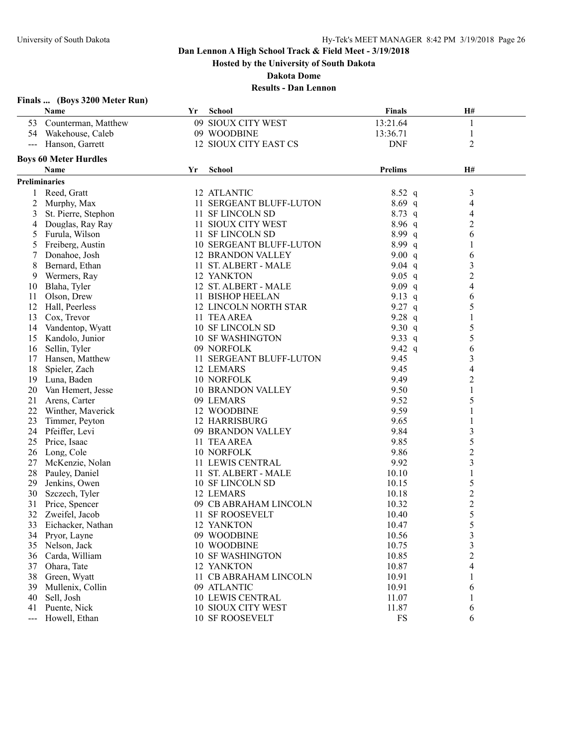# Dan Lennon A High School Track & Field Meet - 3/19/2018

**Hosted by the University of South Dakota**

**Dakota Dome**

**Results - Dan Lennon**

## Finals ... (Boys 3200 Meter Run)

| | Name | Yr | School | Finals | H# |
|---|---|---|---|---|---|
| 53 | Counterman, Matthew | 09 | SIOUX CITY WEST | 13:21.64 | 1 |
| 54 | Wakehouse, Caleb | 09 | WOODBINE | 13:36.71 | 1 |
| --- | Hanson, Garrett | 12 | SIOUX CITY EAST CS | DNF | 2 |

## Boys 60 Meter Hurdles

**Preliminaries**

| | Name | Yr | School | Prelims | H# |
|---|---|---|---|---|---|
| 1 | Reed, Gratt | 12 | ATLANTIC | 8.52 q | 3 |
| 2 | Murphy, Max | 11 | SERGEANT BLUFF-LUTON | 8.69 q | 4 |
| 3 | St. Pierre, Stephon | 11 | SF LINCOLN SD | 8.73 q | 4 |
| 4 | Douglas, Ray Ray | 11 | SIOUX CITY WEST | 8.96 q | 2 |
| 5 | Furula, Wilson | 11 | SF LINCOLN SD | 8.99 q | 6 |
| 5 | Freiberg, Austin | 10 | SERGEANT BLUFF-LUTON | 8.99 q | 1 |
| 7 | Donahoe, Josh | 12 | BRANDON VALLEY | 9.00 q | 6 |
| 8 | Bernard, Ethan | 11 | ST. ALBERT - MALE | 9.04 q | 3 |
| 9 | Wermers, Ray | 12 | YANKTON | 9.05 q | 2 |
| 10 | Blaha, Tyler | 12 | ST. ALBERT - MALE | 9.09 q | 4 |
| 11 | Olson, Drew | 11 | BISHOP HEELAN | 9.13 q | 6 |
| 12 | Hall, Peerless | 12 | LINCOLN NORTH STAR | 9.27 q | 5 |
| 13 | Cox, Trevor | 11 | TEA AREA | 9.28 q | 1 |
| 14 | Vandentop, Wyatt | 10 | SF LINCOLN SD | 9.30 q | 5 |
| 15 | Kandolo, Junior | 10 | SF WASHINGTON | 9.33 q | 5 |
| 16 | Sellin, Tyler | 09 | NORFOLK | 9.42 q | 6 |
| 17 | Hansen, Matthew | 11 | SERGEANT BLUFF-LUTON | 9.45 | 3 |
| 18 | Spieler, Zach | 12 | LEMARS | 9.45 | 4 |
| 19 | Luna, Baden | 10 | NORFOLK | 9.49 | 2 |
| 20 | Van Hemert, Jesse | 10 | BRANDON VALLEY | 9.50 | 1 |
| 21 | Arens, Carter | 09 | LEMARS | 9.52 | 5 |
| 22 | Winther, Maverick | 12 | WOODBINE | 9.59 | 1 |
| 23 | Timmer, Peyton | 12 | HARRISBURG | 9.65 | 1 |
| 24 | Pfeiffer, Levi | 09 | BRANDON VALLEY | 9.84 | 3 |
| 25 | Price, Isaac | 11 | TEA AREA | 9.85 | 5 |
| 26 | Long, Cole | 10 | NORFOLK | 9.86 | 2 |
| 27 | McKenzie, Nolan | 11 | LEWIS CENTRAL | 9.92 | 3 |
| 28 | Pauley, Daniel | 11 | ST. ALBERT - MALE | 10.10 | 1 |
| 29 | Jenkins, Owen | 10 | SF LINCOLN SD | 10.15 | 5 |
| 30 | Szczech, Tyler | 12 | LEMARS | 10.18 | 2 |
| 31 | Price, Spencer | 09 | CB ABRAHAM LINCOLN | 10.32 | 2 |
| 32 | Zweifel, Jacob | 11 | SF ROOSEVELT | 10.40 | 5 |
| 33 | Eichacker, Nathan | 12 | YANKTON | 10.47 | 5 |
| 34 | Pryor, Layne | 09 | WOODBINE | 10.56 | 3 |
| 35 | Nelson, Jack | 10 | WOODBINE | 10.75 | 3 |
| 36 | Carda, William | 10 | SF WASHINGTON | 10.85 | 2 |
| 37 | Ohara, Tate | 12 | YANKTON | 10.87 | 4 |
| 38 | Green, Wyatt | 11 | CB ABRAHAM LINCOLN | 10.91 | 1 |
| 39 | Mullenix, Collin | 09 | ATLANTIC | 10.91 | 6 |
| 40 | Sell, Josh | 10 | LEWIS CENTRAL | 11.07 | 1 |
| 41 | Puente, Nick | 10 | SIOUX CITY WEST | 11.87 | 6 |
| --- | Howell, Ethan | 10 | SF ROOSEVELT | FS | 6 |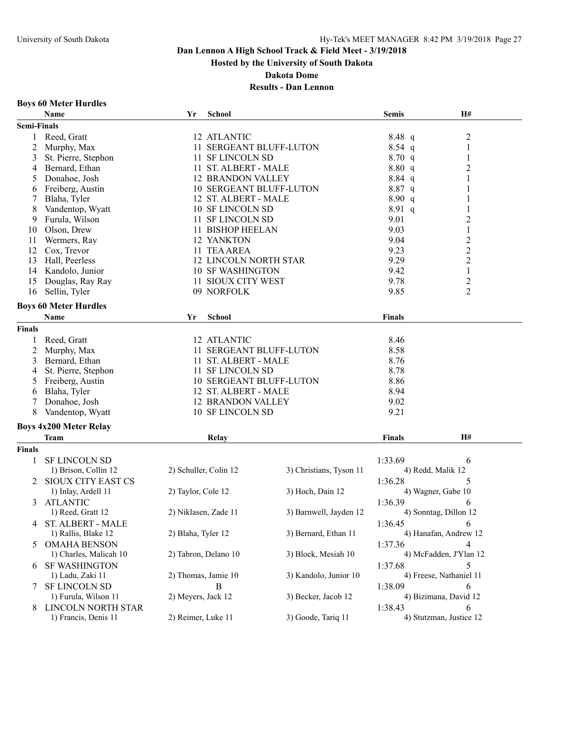# Dan Lennon A High School Track & Field Meet - 3/19/2018

**Hosted by the University of South Dakota**

**Dakota Dome**

**Results - Dan Lennon**

### Boys 60 Meter Hurdles

**Semi-Finals**

| | Name | Yr | School | Semis | | H# |
|---|---|---|---|---|---|---|
| 1 | Reed, Gratt | 12 | ATLANTIC | 8.48 | q | 2 |
| 2 | Murphy, Max | 11 | SERGEANT BLUFF-LUTON | 8.54 | q | 1 |
| 3 | St. Pierre, Stephon | 11 | SF LINCOLN SD | 8.70 | q | 1 |
| 4 | Bernard, Ethan | 11 | ST. ALBERT - MALE | 8.80 | q | 2 |
| 5 | Donahoe, Josh | 12 | BRANDON VALLEY | 8.84 | q | 1 |
| 6 | Freiberg, Austin | 10 | SERGEANT BLUFF-LUTON | 8.87 | q | 1 |
| 7 | Blaha, Tyler | 12 | ST. ALBERT - MALE | 8.90 | q | 1 |
| 8 | Vandentop, Wyatt | 10 | SF LINCOLN SD | 8.91 | q | 1 |
| 9 | Furula, Wilson | 11 | SF LINCOLN SD | 9.01 | | 2 |
| 10 | Olson, Drew | 11 | BISHOP HEELAN | 9.03 | | 1 |
| 11 | Wermers, Ray | 12 | YANKTON | 9.04 | | 2 |
| 12 | Cox, Trevor | 11 | TEA AREA | 9.23 | | 2 |
| 13 | Hall, Peerless | 12 | LINCOLN NORTH STAR | 9.29 | | 2 |
| 14 | Kandolo, Junior | 10 | SF WASHINGTON | 9.42 | | 1 |
| 15 | Douglas, Ray Ray | 11 | SIOUX CITY WEST | 9.78 | | 2 |
| 16 | Sellin, Tyler | 09 | NORFOLK | 9.85 | | 2 |

### Boys 60 Meter Hurdles

**Finals**

| | Name | Yr | School | Finals |
|---|---|---|---|---|
| 1 | Reed, Gratt | 12 | ATLANTIC | 8.46 |
| 2 | Murphy, Max | 11 | SERGEANT BLUFF-LUTON | 8.58 |
| 3 | Bernard, Ethan | 11 | ST. ALBERT - MALE | 8.76 |
| 4 | St. Pierre, Stephon | 11 | SF LINCOLN SD | 8.78 |
| 5 | Freiberg, Austin | 10 | SERGEANT BLUFF-LUTON | 8.86 |
| 6 | Blaha, Tyler | 12 | ST. ALBERT - MALE | 8.94 |
| 7 | Donahoe, Josh | 12 | BRANDON VALLEY | 9.02 |
| 8 | Vandentop, Wyatt | 10 | SF LINCOLN SD | 9.21 |

### Boys 4x200 Meter Relay

**Finals**

| | Team | Relay | | Finals | H# |
|---|---|---|---|---|---|
| 1 | SF LINCOLN SD | | | 1:33.69 | 6 |
| | 1) Brison, Collin 12 | 2) Schuller, Colin 12 | 3) Christians, Tyson 11 | 4) Redd, Malik 12 | |
| 2 | SIOUX CITY EAST CS | | | 1:36.28 | 5 |
| | 1) Inlay, Ardell 11 | 2) Taylor, Cole 12 | 3) Hoch, Dain 12 | 4) Wagner, Gabe 10 | |
| 3 | ATLANTIC | | | 1:36.39 | 6 |
| | 1) Reed, Gratt 12 | 2) Niklasen, Zade 11 | 3) Barnwell, Jayden 12 | 4) Sonntag, Dillon 12 | |
| 4 | ST. ALBERT - MALE | | | 1:36.45 | 6 |
| | 1) Rallis, Blake 12 | 2) Blaha, Tyler 12 | 3) Bernard, Ethan 11 | 4) Hanafan, Andrew 12 | |
| 5 | OMAHA BENSON | | | 1:37.36 | 4 |
| | 1) Charles, Malicah 10 | 2) Tabron, Delano 10 | 3) Block, Mesiah 10 | 4) McFadden, J'Ylan 12 | |
| 6 | SF WASHINGTON | | | 1:37.68 | 5 |
| | 1) Ladu, Zaki 11 | 2) Thomas, Jamie 10 | 3) Kandolo, Junior 10 | 4) Freese, Nathaniel 11 | |
| 7 | SF LINCOLN SD | B | | 1:38.09 | 6 |
| | 1) Furula, Wilson 11 | 2) Meyers, Jack 12 | 3) Becker, Jacob 12 | 4) Bizimana, David 12 | |
| 8 | LINCOLN NORTH STAR | | | 1:38.43 | 6 |
| | 1) Francis, Denis 11 | 2) Reimer, Luke 11 | 3) Goode, Tariq 11 | 4) Stutzman, Justice 12 | |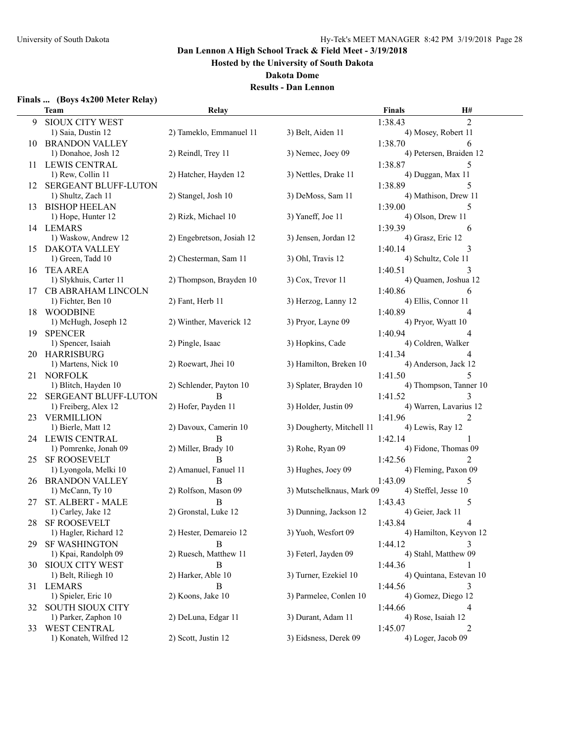# Dan Lennon A High School Track & Field Meet - 3/19/2018

**Hosted by the University of South Dakota**

**Dakota Dome**

**Results - Dan Lennon**

### Finals ... (Boys 4x200 Meter Relay)

| | Team | Relay | | Finals | H# |
|---|---|---|---|---|---|
| 9 | SIOUX CITY WEST | | | 1:38.43 | 2 |
| | 1) Saia, Dustin 12 | 2) Tameklo, Emmanuel 11 | 3) Belt, Aiden 11 | 4) Mosey, Robert 11 | |
| 10 | BRANDON VALLEY | | | 1:38.70 | 6 |
| | 1) Donahoe, Josh 12 | 2) Reindl, Trey 11 | 3) Nemec, Joey 09 | 4) Petersen, Braiden 12 | |
| 11 | LEWIS CENTRAL | | | 1:38.87 | 5 |
| | 1) Rew, Collin 11 | 2) Hatcher, Hayden 12 | 3) Nettles, Drake 11 | 4) Duggan, Max 11 | |
| 12 | SERGEANT BLUFF-LUTON | | | 1:38.89 | 5 |
| | 1) Shultz, Zach 11 | 2) Stangel, Josh 10 | 3) DeMoss, Sam 11 | 4) Mathison, Drew 11 | |
| 13 | BISHOP HEELAN | | | 1:39.00 | 5 |
| | 1) Hope, Hunter 12 | 2) Rizk, Michael 10 | 3) Yaneff, Joe 11 | 4) Olson, Drew 11 | |
| 14 | LEMARS | | | 1:39.39 | 6 |
| | 1) Waskow, Andrew 12 | 2) Engebretson, Josiah 12 | 3) Jensen, Jordan 12 | 4) Grasz, Eric 12 | |
| 15 | DAKOTA VALLEY | | | 1:40.14 | 3 |
| | 1) Green, Tadd 10 | 2) Chesterman, Sam 11 | 3) Ohl, Travis 12 | 4) Schultz, Cole 11 | |
| 16 | TEA AREA | | | 1:40.51 | 3 |
| | 1) Slykhuis, Carter 11 | 2) Thompson, Brayden 10 | 3) Cox, Trevor 11 | 4) Quamen, Joshua 12 | |
| 17 | CB ABRAHAM LINCOLN | | | 1:40.86 | 6 |
| | 1) Fichter, Ben 10 | 2) Fant, Herb 11 | 3) Herzog, Lanny 12 | 4) Ellis, Connor 11 | |
| 18 | WOODBINE | | | 1:40.89 | 4 |
| | 1) McHugh, Joseph 12 | 2) Winther, Maverick 12 | 3) Pryor, Layne 09 | 4) Pryor, Wyatt 10 | |
| 19 | SPENCER | | | 1:40.94 | 4 |
| | 1) Spencer, Isaiah | 2) Pingle, Isaac | 3) Hopkins, Cade | 4) Coldren, Walker | |
| 20 | HARRISBURG | | | 1:41.34 | 4 |
| | 1) Martens, Nick 10 | 2) Roewart, Jhei 10 | 3) Hamilton, Breken 10 | 4) Anderson, Jack 12 | |
| 21 | NORFOLK | | | 1:41.50 | 5 |
| | 1) Blitch, Hayden 10 | 2) Schlender, Payton 10 | 3) Splater, Brayden 10 | 4) Thompson, Tanner 10 | |
| 22 | SERGEANT BLUFF-LUTON | B | | 1:41.52 | 3 |
| | 1) Freiberg, Alex 12 | 2) Hofer, Payden 11 | 3) Holder, Justin 09 | 4) Warren, Lavarius 12 | |
| 23 | VERMILLION | | | 1:41.96 | 2 |
| | 1) Bierle, Matt 12 | 2) Davoux, Camerin 10 | 3) Dougherty, Mitchell 11 | 4) Lewis, Ray 12 | |
| 24 | LEWIS CENTRAL | B | | 1:42.14 | 1 |
| | 1) Pomrenke, Jonah 09 | 2) Miller, Brady 10 | 3) Rohe, Ryan 09 | 4) Fidone, Thomas 09 | |
| 25 | SF ROOSEVELT | B | | 1:42.56 | 2 |
| | 1) Lyongola, Melki 10 | 2) Amanuel, Fanuel 11 | 3) Hughes, Joey 09 | 4) Fleming, Paxon 09 | |
| 26 | BRANDON VALLEY | B | | 1:43.09 | 5 |
| | 1) McCann, Ty 10 | 2) Rolfson, Mason 09 | 3) Mutschelknaus, Mark 09 | 4) Steffel, Jesse 10 | |
| 27 | ST. ALBERT - MALE | B | | 1:43.43 | 5 |
| | 1) Carley, Jake 12 | 2) Gronstal, Luke 12 | 3) Dunning, Jackson 12 | 4) Geier, Jack 11 | |
| 28 | SF ROOSEVELT | | | 1:43.84 | 4 |
| | 1) Hagler, Richard 12 | 2) Hester, Demareio 12 | 3) Yuoh, Wesfort 09 | 4) Hamilton, Keyvon 12 | |
| 29 | SF WASHINGTON | B | | 1:44.12 | 3 |
| | 1) Kpai, Randolph 09 | 2) Ruesch, Matthew 11 | 3) Feterl, Jayden 09 | 4) Stahl, Matthew 09 | |
| 30 | SIOUX CITY WEST | B | | 1:44.36 | 1 |
| | 1) Belt, Riliegh 10 | 2) Harker, Able 10 | 3) Turner, Ezekiel 10 | 4) Quintana, Estevan 10 | |
| 31 | LEMARS | B | | 1:44.56 | 3 |
| | 1) Spieler, Eric 10 | 2) Koons, Jake 10 | 3) Parmelee, Conlen 10 | 4) Gomez, Diego 12 | |
| 32 | SOUTH SIOUX CITY | | | 1:44.66 | 4 |
| | 1) Parker, Zaphon 10 | 2) DeLuna, Edgar 11 | 3) Durant, Adam 11 | 4) Rose, Isaiah 12 | |
| 33 | WEST CENTRAL | | | 1:45.07 | 2 |
| | 1) Konateh, Wilfred 12 | 2) Scott, Justin 12 | 3) Eidsness, Derek 09 | 4) Loger, Jacob 09 | |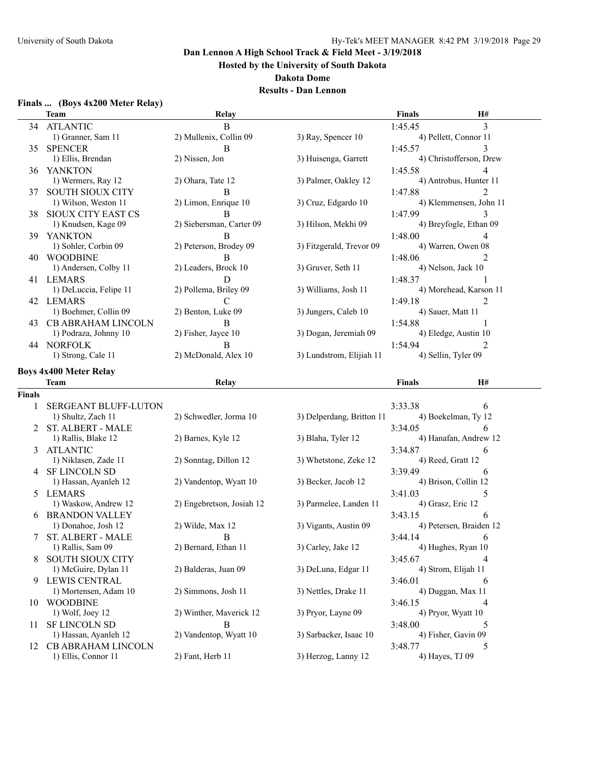# Dan Lennon A High School Track & Field Meet - 3/19/2018

**Hosted by the University of South Dakota**

**Dakota Dome**

**Results - Dan Lennon**

## Finals ... (Boys 4x200 Meter Relay)

| | Team | Relay | | Finals | H# |
|---|---|---|---|---|---|
| 34 | ATLANTIC | B | | 1:45.45 | 3 |
| | 1) Granner, Sam 11 | 2) Mullenix, Collin 09 | 3) Ray, Spencer 10 | 4) Pellett, Connor 11 | |
| 35 | SPENCER | B | | 1:45.57 | 3 |
| | 1) Ellis, Brendan | 2) Nissen, Jon | 3) Huisenga, Garrett | 4) Christofferson, Drew | |
| 36 | YANKTON | | | 1:45.58 | 4 |
| | 1) Wermers, Ray 12 | 2) Ohara, Tate 12 | 3) Palmer, Oakley 12 | 4) Antrobus, Hunter 11 | |
| 37 | SOUTH SIOUX CITY | B | | 1:47.88 | 2 |
| | 1) Wilson, Weston 11 | 2) Limon, Enrique 10 | 3) Cruz, Edgardo 10 | 4) Klemmensen, John 11 | |
| 38 | SIOUX CITY EAST CS | B | | 1:47.99 | 3 |
| | 1) Knudsen, Kage 09 | 2) Siebersman, Carter 09 | 3) Hilson, Mekhi 09 | 4) Breyfogle, Ethan 09 | |
| 39 | YANKTON | B | | 1:48.00 | 4 |
| | 1) Sohler, Corbin 09 | 2) Peterson, Brodey 09 | 3) Fitzgerald, Trevor 09 | 4) Warren, Owen 08 | |
| 40 | WOODBINE | B | | 1:48.06 | 2 |
| | 1) Andersen, Colby 11 | 2) Leaders, Brock 10 | 3) Gruver, Seth 11 | 4) Nelson, Jack 10 | |
| 41 | LEMARS | D | | 1:48.37 | 1 |
| | 1) DeLuccia, Felipe 11 | 2) Pollema, Briley 09 | 3) Williams, Josh 11 | 4) Morehead, Karson 11 | |
| 42 | LEMARS | C | | 1:49.18 | 2 |
| | 1) Boehmer, Collin 09 | 2) Benton, Luke 09 | 3) Jungers, Caleb 10 | 4) Sauer, Matt 11 | |
| 43 | CB ABRAHAM LINCOLN | B | | 1:54.88 | 1 |
| | 1) Podraza, Johnny 10 | 2) Fisher, Jayce 10 | 3) Dogan, Jeremiah 09 | 4) Eledge, Austin 10 | |
| 44 | NORFOLK | B | | 1:54.94 | 2 |
| | 1) Strong, Cale 11 | 2) McDonald, Alex 10 | 3) Lundstrom, Elijiah 11 | 4) Sellin, Tyler 09 | |

## Boys 4x400 Meter Relay

| | Team | Relay | | Finals | H# |
|---|---|---|---|---|---|
| **Finals** | | | | | |
| 1 | SERGEANT BLUFF-LUTON | | | 3:33.38 | 6 |
| | 1) Shultz, Zach 11 | 2) Schwedler, Jorma 10 | 3) Delperdang, Britton 11 | 4) Boekelman, Ty 12 | |
| 2 | ST. ALBERT - MALE | | | 3:34.05 | 6 |
| | 1) Rallis, Blake 12 | 2) Barnes, Kyle 12 | 3) Blaha, Tyler 12 | 4) Hanafan, Andrew 12 | |
| 3 | ATLANTIC | | | 3:34.87 | 6 |
| | 1) Niklasen, Zade 11 | 2) Sonntag, Dillon 12 | 3) Whetstone, Zeke 12 | 4) Reed, Gratt 12 | |
| 4 | SF LINCOLN SD | | | 3:39.49 | 6 |
| | 1) Hassan, Ayanleh 12 | 2) Vandentop, Wyatt 10 | 3) Becker, Jacob 12 | 4) Brison, Collin 12 | |
| 5 | LEMARS | | | 3:41.03 | 5 |
| | 1) Waskow, Andrew 12 | 2) Engebretson, Josiah 12 | 3) Parmelee, Landen 11 | 4) Grasz, Eric 12 | |
| 6 | BRANDON VALLEY | | | 3:43.15 | 6 |
| | 1) Donahoe, Josh 12 | 2) Wilde, Max 12 | 3) Vigants, Austin 09 | 4) Petersen, Braiden 12 | |
| 7 | ST. ALBERT - MALE | B | | 3:44.14 | 6 |
| | 1) Rallis, Sam 09 | 2) Bernard, Ethan 11 | 3) Carley, Jake 12 | 4) Hughes, Ryan 10 | |
| 8 | SOUTH SIOUX CITY | | | 3:45.67 | 4 |
| | 1) McGuire, Dylan 11 | 2) Balderas, Juan 09 | 3) DeLuna, Edgar 11 | 4) Strom, Elijah 11 | |
| 9 | LEWIS CENTRAL | | | 3:46.01 | 6 |
| | 1) Mortensen, Adam 10 | 2) Simmons, Josh 11 | 3) Nettles, Drake 11 | 4) Duggan, Max 11 | |
| 10 | WOODBINE | | | 3:46.15 | 4 |
| | 1) Wolf, Joey 12 | 2) Winther, Maverick 12 | 3) Pryor, Layne 09 | 4) Pryor, Wyatt 10 | |
| 11 | SF LINCOLN SD | B | | 3:48.00 | 5 |
| | 1) Hassan, Ayanleh 12 | 2) Vandentop, Wyatt 10 | 3) Sarbacker, Isaac 10 | 4) Fisher, Gavin 09 | |
| 12 | CB ABRAHAM LINCOLN | | | 3:48.77 | 5 |
| | 1) Ellis, Connor 11 | 2) Fant, Herb 11 | 3) Herzog, Lanny 12 | 4) Hayes, TJ 09 | |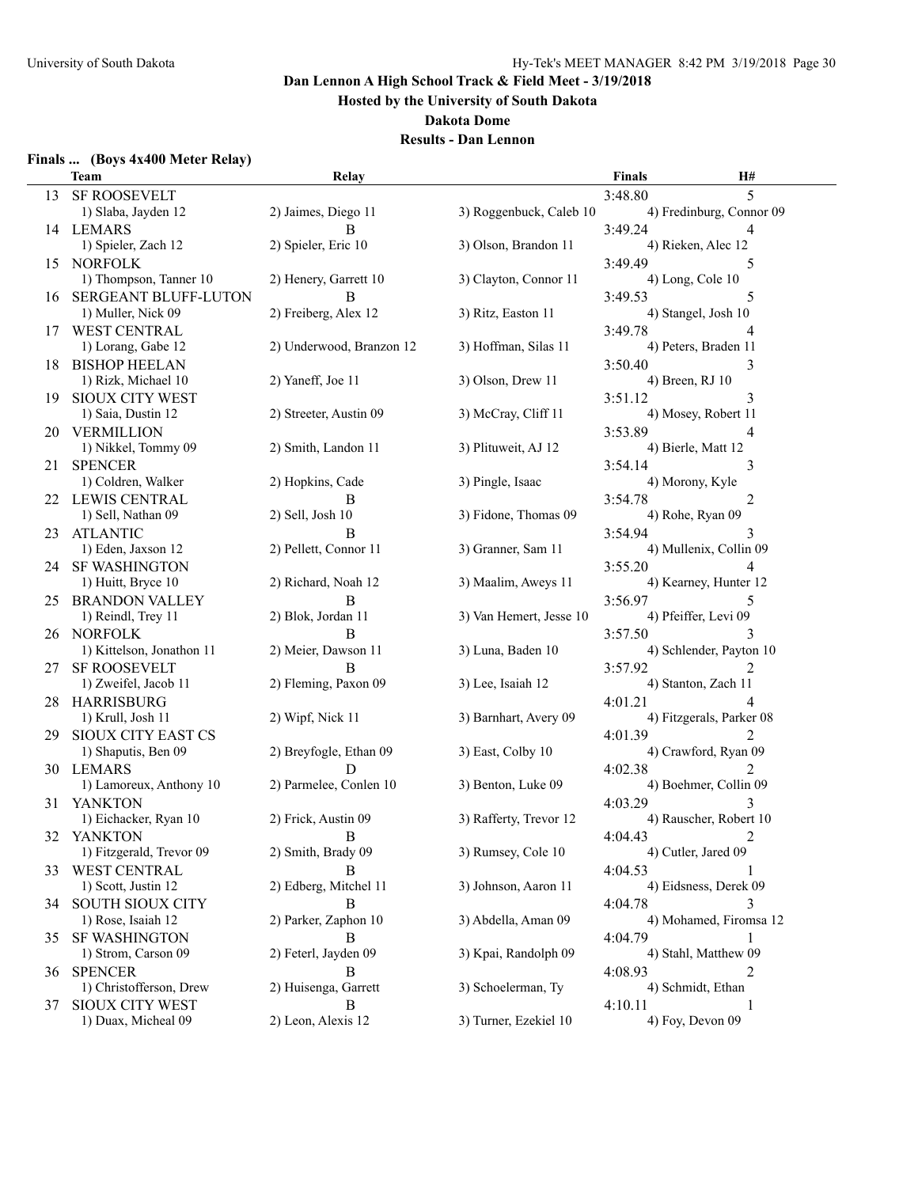# Dan Lennon A High School Track & Field Meet - 3/19/2018

**Hosted by the University of South Dakota**

**Dakota Dome**

**Results - Dan Lennon**

### Finals ... (Boys 4x400 Meter Relay)

| | Team | Relay | | Finals | H# |
|---|---|---|---|---|---|
| 13 | SF ROOSEVELT | | | 3:48.80 | 5 |
| | 1) Slaba, Jayden 12 | 2) Jaimes, Diego 11 | 3) Roggenbuck, Caleb 10 | 4) Fredinburg, Connor 09 | |
| 14 | LEMARS | B | | 3:49.24 | 4 |
| | 1) Spieler, Zach 12 | 2) Spieler, Eric 10 | 3) Olson, Brandon 11 | 4) Rieken, Alec 12 | |
| 15 | NORFOLK | | | 3:49.49 | 5 |
| | 1) Thompson, Tanner 10 | 2) Henery, Garrett 10 | 3) Clayton, Connor 11 | 4) Long, Cole 10 | |
| 16 | SERGEANT BLUFF-LUTON | B | | 3:49.53 | 5 |
| | 1) Muller, Nick 09 | 2) Freiberg, Alex 12 | 3) Ritz, Easton 11 | 4) Stangel, Josh 10 | |
| 17 | WEST CENTRAL | | | 3:49.78 | 4 |
| | 1) Lorang, Gabe 12 | 2) Underwood, Branzon 12 | 3) Hoffman, Silas 11 | 4) Peters, Braden 11 | |
| 18 | BISHOP HEELAN | | | 3:50.40 | 3 |
| | 1) Rizk, Michael 10 | 2) Yaneff, Joe 11 | 3) Olson, Drew 11 | 4) Breen, RJ 10 | |
| 19 | SIOUX CITY WEST | | | 3:51.12 | 3 |
| | 1) Saia, Dustin 12 | 2) Streeter, Austin 09 | 3) McCray, Cliff 11 | 4) Mosey, Robert 11 | |
| 20 | VERMILLION | | | 3:53.89 | 4 |
| | 1) Nikkel, Tommy 09 | 2) Smith, Landon 11 | 3) Plituweit, AJ 12 | 4) Bierle, Matt 12 | |
| 21 | SPENCER | | | 3:54.14 | 3 |
| | 1) Coldren, Walker | 2) Hopkins, Cade | 3) Pingle, Isaac | 4) Morony, Kyle | |
| 22 | LEWIS CENTRAL | B | | 3:54.78 | 2 |
| | 1) Sell, Nathan 09 | 2) Sell, Josh 10 | 3) Fidone, Thomas 09 | 4) Rohe, Ryan 09 | |
| 23 | ATLANTIC | B | | 3:54.94 | 3 |
| | 1) Eden, Jaxson 12 | 2) Pellett, Connor 11 | 3) Granner, Sam 11 | 4) Mullenix, Collin 09 | |
| 24 | SF WASHINGTON | | | 3:55.20 | 4 |
| | 1) Huitt, Bryce 10 | 2) Richard, Noah 12 | 3) Maalim, Aweys 11 | 4) Kearney, Hunter 12 | |
| 25 | BRANDON VALLEY | B | | 3:56.97 | 5 |
| | 1) Reindl, Trey 11 | 2) Blok, Jordan 11 | 3) Van Hemert, Jesse 10 | 4) Pfeiffer, Levi 09 | |
| 26 | NORFOLK | B | | 3:57.50 | 3 |
| | 1) Kittelson, Jonathon 11 | 2) Meier, Dawson 11 | 3) Luna, Baden 10 | 4) Schlender, Payton 10 | |
| 27 | SF ROOSEVELT | B | | 3:57.92 | 2 |
| | 1) Zweifel, Jacob 11 | 2) Fleming, Paxon 09 | 3) Lee, Isaiah 12 | 4) Stanton, Zach 11 | |
| 28 | HARRISBURG | | | 4:01.21 | 4 |
| | 1) Krull, Josh 11 | 2) Wipf, Nick 11 | 3) Barnhart, Avery 09 | 4) Fitzgerals, Parker 08 | |
| 29 | SIOUX CITY EAST CS | | | 4:01.39 | 2 |
| | 1) Shaputis, Ben 09 | 2) Breyfogle, Ethan 09 | 3) East, Colby 10 | 4) Crawford, Ryan 09 | |
| 30 | LEMARS | D | | 4:02.38 | 2 |
| | 1) Lamoreux, Anthony 10 | 2) Parmelee, Conlen 10 | 3) Benton, Luke 09 | 4) Boehmer, Collin 09 | |
| 31 | YANKTON | | | 4:03.29 | 3 |
| | 1) Eichacker, Ryan 10 | 2) Frick, Austin 09 | 3) Rafferty, Trevor 12 | 4) Rauscher, Robert 10 | |
| 32 | YANKTON | B | | 4:04.43 | 2 |
| | 1) Fitzgerald, Trevor 09 | 2) Smith, Brady 09 | 3) Rumsey, Cole 10 | 4) Cutler, Jared 09 | |
| 33 | WEST CENTRAL | B | | 4:04.53 | 1 |
| | 1) Scott, Justin 12 | 2) Edberg, Mitchel 11 | 3) Johnson, Aaron 11 | 4) Eidsness, Derek 09 | |
| 34 | SOUTH SIOUX CITY | B | | 4:04.78 | 3 |
| | 1) Rose, Isaiah 12 | 2) Parker, Zaphon 10 | 3) Abdella, Aman 09 | 4) Mohamed, Firomsa 12 | |
| 35 | SF WASHINGTON | B | | 4:04.79 | 1 |
| | 1) Strom, Carson 09 | 2) Feterl, Jayden 09 | 3) Kpai, Randolph 09 | 4) Stahl, Matthew 09 | |
| 36 | SPENCER | B | | 4:08.93 | 2 |
| | 1) Christofferson, Drew | 2) Huisenga, Garrett | 3) Schoelerman, Ty | 4) Schmidt, Ethan | |
| 37 | SIOUX CITY WEST | B | | 4:10.11 | 1 |
| | 1) Duax, Micheal 09 | 2) Leon, Alexis 12 | 3) Turner, Ezekiel 10 | 4) Foy, Devon 09 | |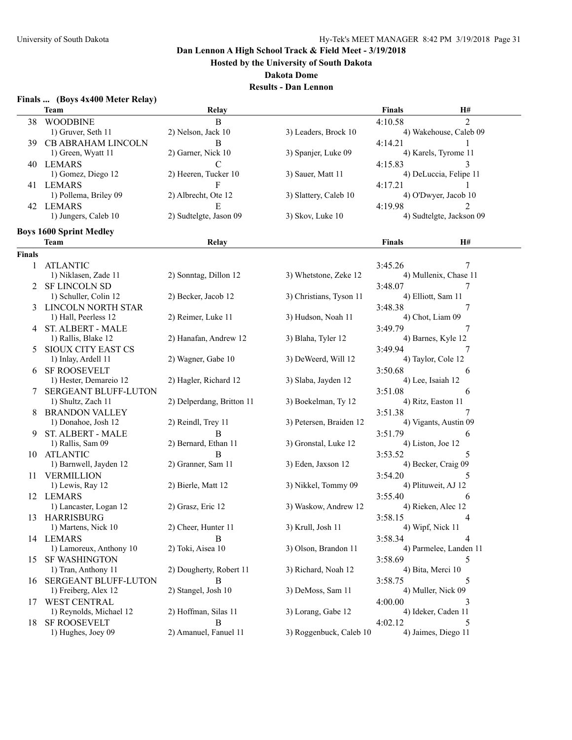## Dan Lennon A High School Track & Field Meet - 3/19/2018

**Hosted by the University of South Dakota**

**Dakota Dome**

**Results - Dan Lennon**

### Finals ... (Boys 4x400 Meter Relay)

| | Team | Relay | | Finals | H# |
|---|---|---|---|---|---|
| 38 | WOODBINE | B | | 4:10.58 | 2 |
| | 1) Gruver, Seth 11 | 2) Nelson, Jack 10 | 3) Leaders, Brock 10 | 4) Wakehouse, Caleb 09 | |
| 39 | CB ABRAHAM LINCOLN | B | | 4:14.21 | 1 |
| | 1) Green, Wyatt 11 | 2) Garner, Nick 10 | 3) Spanjer, Luke 09 | 4) Karels, Tyrome 11 | |
| 40 | LEMARS | C | | 4:15.83 | 3 |
| | 1) Gomez, Diego 12 | 2) Heeren, Tucker 10 | 3) Sauer, Matt 11 | 4) DeLuccia, Felipe 11 | |
| 41 | LEMARS | F | | 4:17.21 | 1 |
| | 1) Pollema, Briley 09 | 2) Albrecht, Ote 12 | 3) Slattery, Caleb 10 | 4) O'Dwyer, Jacob 10 | |
| 42 | LEMARS | E | | 4:19.98 | 2 |
| | 1) Jungers, Caleb 10 | 2) Sudtelgte, Jason 09 | 3) Skov, Luke 10 | 4) Sudtelgte, Jackson 09 | |

### Boys 1600 Sprint Medley

| | Team | Relay | | Finals | H# |
|---|---|---|---|---|---|
| **Finals** | | | | | |
| 1 | ATLANTIC | | | 3:45.26 | 7 |
| | 1) Niklasen, Zade 11 | 2) Sonntag, Dillon 12 | 3) Whetstone, Zeke 12 | 4) Mullenix, Chase 11 | |
| 2 | SF LINCOLN SD | | | 3:48.07 | 7 |
| | 1) Schuller, Colin 12 | 2) Becker, Jacob 12 | 3) Christians, Tyson 11 | 4) Elliott, Sam 11 | |
| 3 | LINCOLN NORTH STAR | | | 3:48.38 | 7 |
| | 1) Hall, Peerless 12 | 2) Reimer, Luke 11 | 3) Hudson, Noah 11 | 4) Chot, Liam 09 | |
| 4 | ST. ALBERT - MALE | | | 3:49.79 | 7 |
| | 1) Rallis, Blake 12 | 2) Hanafan, Andrew 12 | 3) Blaha, Tyler 12 | 4) Barnes, Kyle 12 | |
| 5 | SIOUX CITY EAST CS | | | 3:49.94 | 7 |
| | 1) Inlay, Ardell 11 | 2) Wagner, Gabe 10 | 3) DeWeerd, Will 12 | 4) Taylor, Cole 12 | |
| 6 | SF ROOSEVELT | | | 3:50.68 | 6 |
| | 1) Hester, Demareio 12 | 2) Hagler, Richard 12 | 3) Slaba, Jayden 12 | 4) Lee, Isaiah 12 | |
| 7 | SERGEANT BLUFF-LUTON | | | 3:51.08 | 6 |
| | 1) Shultz, Zach 11 | 2) Delperdang, Britton 11 | 3) Boekelman, Ty 12 | 4) Ritz, Easton 11 | |
| 8 | BRANDON VALLEY | | | 3:51.38 | 7 |
| | 1) Donahoe, Josh 12 | 2) Reindl, Trey 11 | 3) Petersen, Braiden 12 | 4) Vigants, Austin 09 | |
| 9 | ST. ALBERT - MALE | B | | 3:51.79 | 6 |
| | 1) Rallis, Sam 09 | 2) Bernard, Ethan 11 | 3) Gronstal, Luke 12 | 4) Liston, Joe 12 | |
| 10 | ATLANTIC | B | | 3:53.52 | 5 |
| | 1) Barnwell, Jayden 12 | 2) Granner, Sam 11 | 3) Eden, Jaxson 12 | 4) Becker, Craig 09 | |
| 11 | VERMILLION | | | 3:54.20 | 5 |
| | 1) Lewis, Ray 12 | 2) Bierle, Matt 12 | 3) Nikkel, Tommy 09 | 4) Plituweit, AJ 12 | |
| 12 | LEMARS | | | 3:55.40 | 6 |
| | 1) Lancaster, Logan 12 | 2) Grasz, Eric 12 | 3) Waskow, Andrew 12 | 4) Rieken, Alec 12 | |
| 13 | HARRISBURG | | | 3:58.15 | 4 |
| | 1) Martens, Nick 10 | 2) Cheer, Hunter 11 | 3) Krull, Josh 11 | 4) Wipf, Nick 11 | |
| 14 | LEMARS | B | | 3:58.34 | 4 |
| | 1) Lamoreux, Anthony 10 | 2) Toki, Aisea 10 | 3) Olson, Brandon 11 | 4) Parmelee, Landen 11 | |
| 15 | SF WASHINGTON | | | 3:58.69 | 5 |
| | 1) Tran, Anthony 11 | 2) Dougherty, Robert 11 | 3) Richard, Noah 12 | 4) Bita, Merci 10 | |
| 16 | SERGEANT BLUFF-LUTON | B | | 3:58.75 | 5 |
| | 1) Freiberg, Alex 12 | 2) Stangel, Josh 10 | 3) DeMoss, Sam 11 | 4) Muller, Nick 09 | |
| 17 | WEST CENTRAL | | | 4:00.00 | 3 |
| | 1) Reynolds, Michael 12 | 2) Hoffman, Silas 11 | 3) Lorang, Gabe 12 | 4) Ideker, Caden 11 | |
| 18 | SF ROOSEVELT | B | | 4:02.12 | 5 |
| | 1) Hughes, Joey 09 | 2) Amanuel, Fanuel 11 | 3) Roggenbuck, Caleb 10 | 4) Jaimes, Diego 11 | |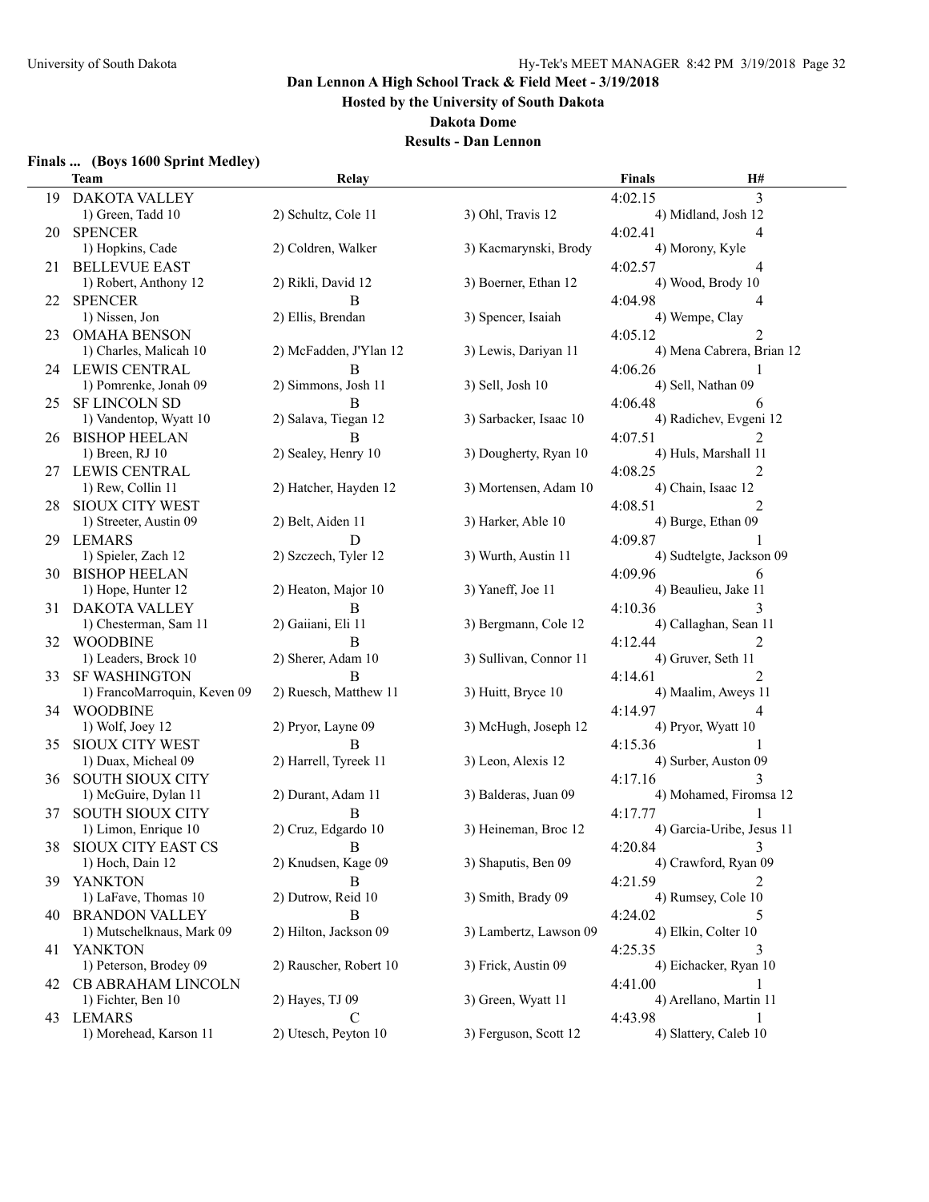## Dan Lennon A High School Track & Field Meet - 3/19/2018

**Hosted by the University of South Dakota**

**Dakota Dome**

**Results - Dan Lennon**

### Finals ... (Boys 1600 Sprint Medley)

| | Team | Relay | | Finals | H# |
|---|---|---|---|---|---|
| 19 | DAKOTA VALLEY | | | 4:02.15 | 3 |
| | 1) Green, Tadd 10 | 2) Schultz, Cole 11 | 3) Ohl, Travis 12 | 4) Midland, Josh 12 | |
| 20 | SPENCER | | | 4:02.41 | 4 |
| | 1) Hopkins, Cade | 2) Coldren, Walker | 3) Kacmarynski, Brody | 4) Morony, Kyle | |
| 21 | BELLEVUE EAST | | | 4:02.57 | 4 |
| | 1) Robert, Anthony 12 | 2) Rikli, David 12 | 3) Boerner, Ethan 12 | 4) Wood, Brody 10 | |
| 22 | SPENCER | B | | 4:04.98 | 4 |
| | 1) Nissen, Jon | 2) Ellis, Brendan | 3) Spencer, Isaiah | 4) Wempe, Clay | |
| 23 | OMAHA BENSON | | | 4:05.12 | 2 |
| | 1) Charles, Malicah 10 | 2) McFadden, J'Ylan 12 | 3) Lewis, Dariyan 11 | 4) Mena Cabrera, Brian 12 | |
| 24 | LEWIS CENTRAL | B | | 4:06.26 | 1 |
| | 1) Pomrenke, Jonah 09 | 2) Simmons, Josh 11 | 3) Sell, Josh 10 | 4) Sell, Nathan 09 | |
| 25 | SF LINCOLN SD | B | | 4:06.48 | 6 |
| | 1) Vandentop, Wyatt 10 | 2) Salava, Tiegan 12 | 3) Sarbacker, Isaac 10 | 4) Radichev, Evgeni 12 | |
| 26 | BISHOP HEELAN | B | | 4:07.51 | 2 |
| | 1) Breen, RJ 10 | 2) Sealey, Henry 10 | 3) Dougherty, Ryan 10 | 4) Huls, Marshall 11 | |
| 27 | LEWIS CENTRAL | | | 4:08.25 | 2 |
| | 1) Rew, Collin 11 | 2) Hatcher, Hayden 12 | 3) Mortensen, Adam 10 | 4) Chain, Isaac 12 | |
| 28 | SIOUX CITY WEST | | | 4:08.51 | 2 |
| | 1) Streeter, Austin 09 | 2) Belt, Aiden 11 | 3) Harker, Able 10 | 4) Burge, Ethan 09 | |
| 29 | LEMARS | D | | 4:09.87 | 1 |
| | 1) Spieler, Zach 12 | 2) Szczech, Tyler 12 | 3) Wurth, Austin 11 | 4) Sudtelgte, Jackson 09 | |
| 30 | BISHOP HEELAN | | | 4:09.96 | 6 |
| | 1) Hope, Hunter 12 | 2) Heaton, Major 10 | 3) Yaneff, Joe 11 | 4) Beaulieu, Jake 11 | |
| 31 | DAKOTA VALLEY | B | | 4:10.36 | 3 |
| | 1) Chesterman, Sam 11 | 2) Gaiiani, Eli 11 | 3) Bergmann, Cole 12 | 4) Callaghan, Sean 11 | |
| 32 | WOODBINE | B | | 4:12.44 | 2 |
| | 1) Leaders, Brock 10 | 2) Sherer, Adam 10 | 3) Sullivan, Connor 11 | 4) Gruver, Seth 11 | |
| 33 | SF WASHINGTON | B | | 4:14.61 | 2 |
| | 1) FrancoMarroquin, Keven 09 | 2) Ruesch, Matthew 11 | 3) Huitt, Bryce 10 | 4) Maalim, Aweys 11 | |
| 34 | WOODBINE | | | 4:14.97 | 4 |
| | 1) Wolf, Joey 12 | 2) Pryor, Layne 09 | 3) McHugh, Joseph 12 | 4) Pryor, Wyatt 10 | |
| 35 | SIOUX CITY WEST | B | | 4:15.36 | 1 |
| | 1) Duax, Micheal 09 | 2) Harrell, Tyreek 11 | 3) Leon, Alexis 12 | 4) Surber, Auston 09 | |
| 36 | SOUTH SIOUX CITY | | | 4:17.16 | 3 |
| | 1) McGuire, Dylan 11 | 2) Durant, Adam 11 | 3) Balderas, Juan 09 | 4) Mohamed, Firomsa 12 | |
| 37 | SOUTH SIOUX CITY | B | | 4:17.77 | 1 |
| | 1) Limon, Enrique 10 | 2) Cruz, Edgardo 10 | 3) Heineman, Broc 12 | 4) Garcia-Uribe, Jesus 11 | |
| 38 | SIOUX CITY EAST CS | B | | 4:20.84 | 3 |
| | 1) Hoch, Dain 12 | 2) Knudsen, Kage 09 | 3) Shaputis, Ben 09 | 4) Crawford, Ryan 09 | |
| 39 | YANKTON | B | | 4:21.59 | 2 |
| | 1) LaFave, Thomas 10 | 2) Dutrow, Reid 10 | 3) Smith, Brady 09 | 4) Rumsey, Cole 10 | |
| 40 | BRANDON VALLEY | B | | 4:24.02 | 5 |
| | 1) Mutschelknaus, Mark 09 | 2) Hilton, Jackson 09 | 3) Lambertz, Lawson 09 | 4) Elkin, Colter 10 | |
| 41 | YANKTON | | | 4:25.35 | 3 |
| | 1) Peterson, Brodey 09 | 2) Rauscher, Robert 10 | 3) Frick, Austin 09 | 4) Eichacker, Ryan 10 | |
| 42 | CB ABRAHAM LINCOLN | | | 4:41.00 | 1 |
| | 1) Fichter, Ben 10 | 2) Hayes, TJ 09 | 3) Green, Wyatt 11 | 4) Arellano, Martin 11 | |
| 43 | LEMARS | C | | 4:43.98 | 1 |
| | 1) Morehead, Karson 11 | 2) Utesch, Peyton 10 | 3) Ferguson, Scott 12 | 4) Slattery, Caleb 10 | |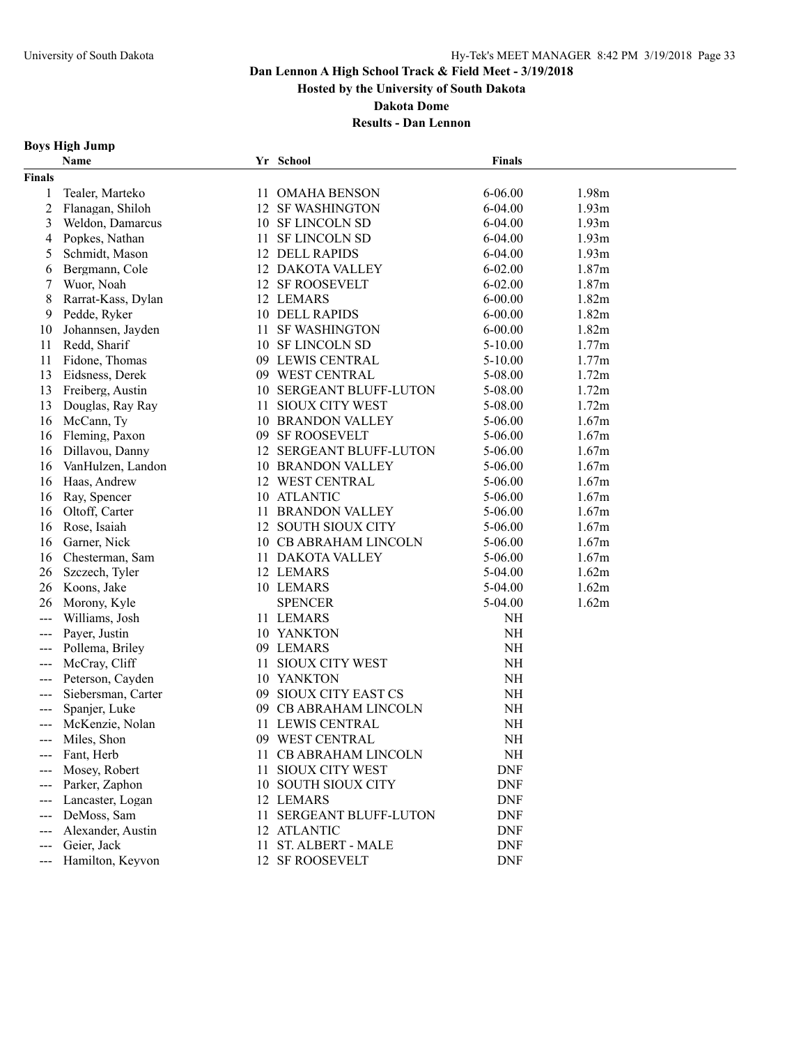# Dan Lennon A High School Track & Field Meet - 3/19/2018

**Hosted by the University of South Dakota**

**Dakota Dome**

**Results - Dan Lennon**

### Boys High Jump

| | Name | Yr | School | Finals | |
|---|---|---|---|---|---|
| **Finals** | | | | | |
| 1 | Tealer, Marteko | 11 | OMAHA BENSON | 6-06.00 | 1.98m |
| 2 | Flanagan, Shiloh | 12 | SF WASHINGTON | 6-04.00 | 1.93m |
| 3 | Weldon, Damarcus | 10 | SF LINCOLN SD | 6-04.00 | 1.93m |
| 4 | Popkes, Nathan | 11 | SF LINCOLN SD | 6-04.00 | 1.93m |
| 5 | Schmidt, Mason | 12 | DELL RAPIDS | 6-04.00 | 1.93m |
| 6 | Bergmann, Cole | 12 | DAKOTA VALLEY | 6-02.00 | 1.87m |
| 7 | Wuor, Noah | 12 | SF ROOSEVELT | 6-02.00 | 1.87m |
| 8 | Rarrat-Kass, Dylan | 12 | LEMARS | 6-00.00 | 1.82m |
| 9 | Pedde, Ryker | 10 | DELL RAPIDS | 6-00.00 | 1.82m |
| 10 | Johannsen, Jayden | 11 | SF WASHINGTON | 6-00.00 | 1.82m |
| 11 | Redd, Sharif | 10 | SF LINCOLN SD | 5-10.00 | 1.77m |
| 11 | Fidone, Thomas | 09 | LEWIS CENTRAL | 5-10.00 | 1.77m |
| 13 | Eidsness, Derek | 09 | WEST CENTRAL | 5-08.00 | 1.72m |
| 13 | Freiberg, Austin | 10 | SERGEANT BLUFF-LUTON | 5-08.00 | 1.72m |
| 13 | Douglas, Ray Ray | 11 | SIOUX CITY WEST | 5-08.00 | 1.72m |
| 16 | McCann, Ty | 10 | BRANDON VALLEY | 5-06.00 | 1.67m |
| 16 | Fleming, Paxon | 09 | SF ROOSEVELT | 5-06.00 | 1.67m |
| 16 | Dillavou, Danny | 12 | SERGEANT BLUFF-LUTON | 5-06.00 | 1.67m |
| 16 | VanHulzen, Landon | 10 | BRANDON VALLEY | 5-06.00 | 1.67m |
| 16 | Haas, Andrew | 12 | WEST CENTRAL | 5-06.00 | 1.67m |
| 16 | Ray, Spencer | 10 | ATLANTIC | 5-06.00 | 1.67m |
| 16 | Oltoff, Carter | 11 | BRANDON VALLEY | 5-06.00 | 1.67m |
| 16 | Rose, Isaiah | 12 | SOUTH SIOUX CITY | 5-06.00 | 1.67m |
| 16 | Garner, Nick | 10 | CB ABRAHAM LINCOLN | 5-06.00 | 1.67m |
| 16 | Chesterman, Sam | 11 | DAKOTA VALLEY | 5-06.00 | 1.67m |
| 26 | Szczech, Tyler | 12 | LEMARS | 5-04.00 | 1.62m |
| 26 | Koons, Jake | 10 | LEMARS | 5-04.00 | 1.62m |
| 26 | Morony, Kyle | | SPENCER | 5-04.00 | 1.62m |
| --- | Williams, Josh | 11 | LEMARS | NH | |
| --- | Payer, Justin | 10 | YANKTON | NH | |
| --- | Pollema, Briley | 09 | LEMARS | NH | |
| --- | McCray, Cliff | 11 | SIOUX CITY WEST | NH | |
| --- | Peterson, Cayden | 10 | YANKTON | NH | |
| --- | Siebersman, Carter | 09 | SIOUX CITY EAST CS | NH | |
| --- | Spanjer, Luke | 09 | CB ABRAHAM LINCOLN | NH | |
| --- | McKenzie, Nolan | 11 | LEWIS CENTRAL | NH | |
| --- | Miles, Shon | 09 | WEST CENTRAL | NH | |
| --- | Fant, Herb | 11 | CB ABRAHAM LINCOLN | NH | |
| --- | Mosey, Robert | 11 | SIOUX CITY WEST | DNF | |
| --- | Parker, Zaphon | 10 | SOUTH SIOUX CITY | DNF | |
| --- | Lancaster, Logan | 12 | LEMARS | DNF | |
| --- | DeMoss, Sam | 11 | SERGEANT BLUFF-LUTON | DNF | |
| --- | Alexander, Austin | 12 | ATLANTIC | DNF | |
| --- | Geier, Jack | 11 | ST. ALBERT - MALE | DNF | |
| --- | Hamilton, Keyvon | 12 | SF ROOSEVELT | DNF | |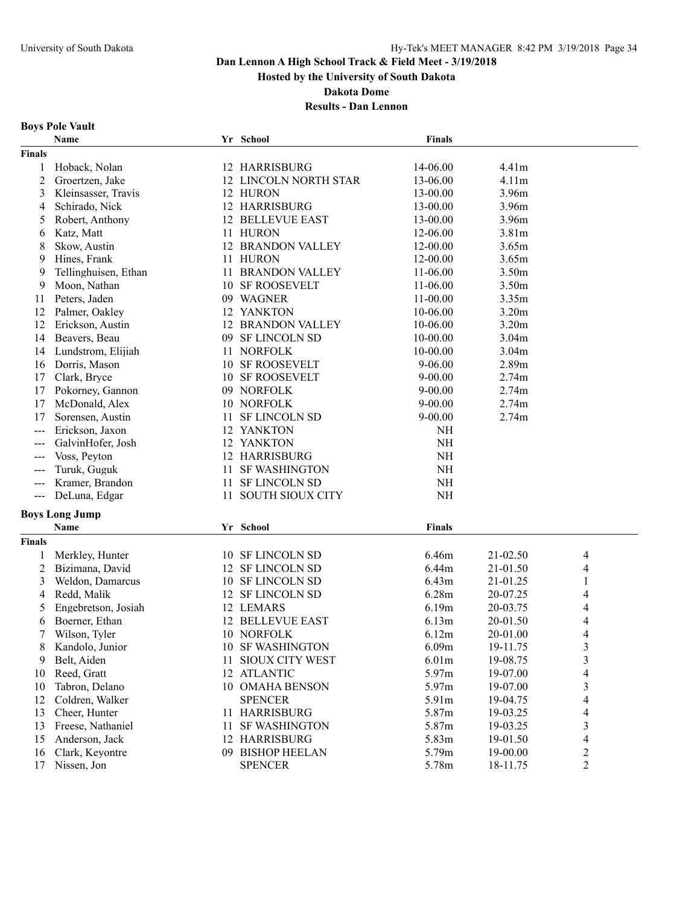# Dan Lennon A High School Track & Field Meet - 3/19/2018

**Hosted by the University of South Dakota**

**Dakota Dome**

**Results - Dan Lennon**

## Boys Pole Vault

| | Name | Yr | School | Finals | |
|---|---|---|---|---|---|
| **Finals** | | | | | |
| 1 | Hoback, Nolan | 12 | HARRISBURG | 14-06.00 | 4.41m |
| 2 | Groertzen, Jake | 12 | LINCOLN NORTH STAR | 13-06.00 | 4.11m |
| 3 | Kleinsasser, Travis | 12 | HURON | 13-00.00 | 3.96m |
| 4 | Schirado, Nick | 12 | HARRISBURG | 13-00.00 | 3.96m |
| 5 | Robert, Anthony | 12 | BELLEVUE EAST | 13-00.00 | 3.96m |
| 6 | Katz, Matt | 11 | HURON | 12-06.00 | 3.81m |
| 8 | Skow, Austin | 12 | BRANDON VALLEY | 12-00.00 | 3.65m |
| 9 | Hines, Frank | 11 | HURON | 12-00.00 | 3.65m |
| 9 | Tellinghuisen, Ethan | 11 | BRANDON VALLEY | 11-06.00 | 3.50m |
| 9 | Moon, Nathan | 10 | SF ROOSEVELT | 11-06.00 | 3.50m |
| 11 | Peters, Jaden | 09 | WAGNER | 11-00.00 | 3.35m |
| 12 | Palmer, Oakley | 12 | YANKTON | 10-06.00 | 3.20m |
| 12 | Erickson, Austin | 12 | BRANDON VALLEY | 10-06.00 | 3.20m |
| 14 | Beavers, Beau | 09 | SF LINCOLN SD | 10-00.00 | 3.04m |
| 14 | Lundstrom, Elijiah | 11 | NORFOLK | 10-00.00 | 3.04m |
| 16 | Dorris, Mason | 10 | SF ROOSEVELT | 9-06.00 | 2.89m |
| 17 | Clark, Bryce | 10 | SF ROOSEVELT | 9-00.00 | 2.74m |
| 17 | Pokorney, Gannon | 09 | NORFOLK | 9-00.00 | 2.74m |
| 17 | McDonald, Alex | 10 | NORFOLK | 9-00.00 | 2.74m |
| 17 | Sorensen, Austin | 11 | SF LINCOLN SD | 9-00.00 | 2.74m |
| --- | Erickson, Jaxon | 12 | YANKTON | NH | |
| --- | GalvinHofer, Josh | 12 | YANKTON | NH | |
| --- | Voss, Peyton | 12 | HARRISBURG | NH | |
| --- | Turuk, Guguk | 11 | SF WASHINGTON | NH | |
| --- | Kramer, Brandon | 11 | SF LINCOLN SD | NH | |
| --- | DeLuna, Edgar | 11 | SOUTH SIOUX CITY | NH | |

## Boys Long Jump

| | Name | Yr | School | Finals | | |
|---|---|---|---|---|---|---|
| **Finals** | | | | | | |
| 1 | Merkley, Hunter | 10 | SF LINCOLN SD | 6.46m | 21-02.50 | 4 |
| 2 | Bizimana, David | 12 | SF LINCOLN SD | 6.44m | 21-01.50 | 4 |
| 3 | Weldon, Damarcus | 10 | SF LINCOLN SD | 6.43m | 21-01.25 | 1 |
| 4 | Redd, Malik | 12 | SF LINCOLN SD | 6.28m | 20-07.25 | 4 |
| 5 | Engebretson, Josiah | 12 | LEMARS | 6.19m | 20-03.75 | 4 |
| 6 | Boerner, Ethan | 12 | BELLEVUE EAST | 6.13m | 20-01.50 | 4 |
| 7 | Wilson, Tyler | 10 | NORFOLK | 6.12m | 20-01.00 | 4 |
| 8 | Kandolo, Junior | 10 | SF WASHINGTON | 6.09m | 19-11.75 | 3 |
| 9 | Belt, Aiden | 11 | SIOUX CITY WEST | 6.01m | 19-08.75 | 3 |
| 10 | Reed, Gratt | 12 | ATLANTIC | 5.97m | 19-07.00 | 4 |
| 10 | Tabron, Delano | 10 | OMAHA BENSON | 5.97m | 19-07.00 | 3 |
| 12 | Coldren, Walker | | SPENCER | 5.91m | 19-04.75 | 4 |
| 13 | Cheer, Hunter | 11 | HARRISBURG | 5.87m | 19-03.25 | 4 |
| 13 | Freese, Nathaniel | 11 | SF WASHINGTON | 5.87m | 19-03.25 | 3 |
| 15 | Anderson, Jack | 12 | HARRISBURG | 5.83m | 19-01.50 | 4 |
| 16 | Clark, Keyontre | 09 | BISHOP HEELAN | 5.79m | 19-00.00 | 2 |
| 17 | Nissen, Jon | | SPENCER | 5.78m | 18-11.75 | 2 |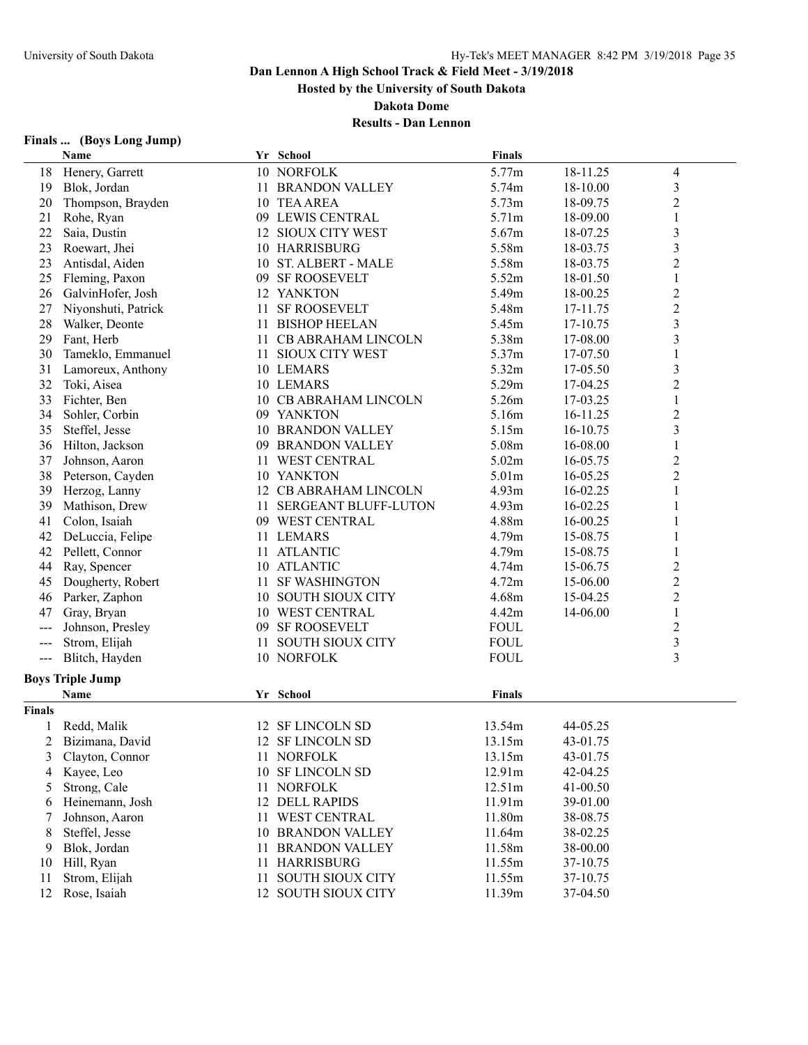# Dan Lennon A High School Track & Field Meet - 3/19/2018

**Hosted by the University of South Dakota**

**Dakota Dome**

**Results - Dan Lennon**

### Finals ... (Boys Long Jump)

| | Name | Yr | School | Finals | | |
|---|---|---|---|---|---|---|
| 18 | Henery, Garrett | 10 | NORFOLK | 5.77m | 18-11.25 | 4 |
| 19 | Blok, Jordan | 11 | BRANDON VALLEY | 5.74m | 18-10.00 | 3 |
| 20 | Thompson, Brayden | 10 | TEA AREA | 5.73m | 18-09.75 | 2 |
| 21 | Rohe, Ryan | 09 | LEWIS CENTRAL | 5.71m | 18-09.00 | 1 |
| 22 | Saia, Dustin | 12 | SIOUX CITY WEST | 5.67m | 18-07.25 | 3 |
| 23 | Roewart, Jhei | 10 | HARRISBURG | 5.58m | 18-03.75 | 3 |
| 23 | Antisdal, Aiden | 10 | ST. ALBERT - MALE | 5.58m | 18-03.75 | 2 |
| 25 | Fleming, Paxon | 09 | SF ROOSEVELT | 5.52m | 18-01.50 | 1 |
| 26 | GalvinHofer, Josh | 12 | YANKTON | 5.49m | 18-00.25 | 2 |
| 27 | Niyonshuti, Patrick | 11 | SF ROOSEVELT | 5.48m | 17-11.75 | 2 |
| 28 | Walker, Deonte | 11 | BISHOP HEELAN | 5.45m | 17-10.75 | 3 |
| 29 | Fant, Herb | 11 | CB ABRAHAM LINCOLN | 5.38m | 17-08.00 | 3 |
| 30 | Tameklo, Emmanuel | 11 | SIOUX CITY WEST | 5.37m | 17-07.50 | 1 |
| 31 | Lamoreux, Anthony | 10 | LEMARS | 5.32m | 17-05.50 | 3 |
| 32 | Toki, Aisea | 10 | LEMARS | 5.29m | 17-04.25 | 2 |
| 33 | Fichter, Ben | 10 | CB ABRAHAM LINCOLN | 5.26m | 17-03.25 | 1 |
| 34 | Sohler, Corbin | 09 | YANKTON | 5.16m | 16-11.25 | 2 |
| 35 | Steffel, Jesse | 10 | BRANDON VALLEY | 5.15m | 16-10.75 | 3 |
| 36 | Hilton, Jackson | 09 | BRANDON VALLEY | 5.08m | 16-08.00 | 1 |
| 37 | Johnson, Aaron | 11 | WEST CENTRAL | 5.02m | 16-05.75 | 2 |
| 38 | Peterson, Cayden | 10 | YANKTON | 5.01m | 16-05.25 | 2 |
| 39 | Herzog, Lanny | 12 | CB ABRAHAM LINCOLN | 4.93m | 16-02.25 | 1 |
| 39 | Mathison, Drew | 11 | SERGEANT BLUFF-LUTON | 4.93m | 16-02.25 | 1 |
| 41 | Colon, Isaiah | 09 | WEST CENTRAL | 4.88m | 16-00.25 | 1 |
| 42 | DeLuccia, Felipe | 11 | LEMARS | 4.79m | 15-08.75 | 1 |
| 42 | Pellett, Connor | 11 | ATLANTIC | 4.79m | 15-08.75 | 1 |
| 44 | Ray, Spencer | 10 | ATLANTIC | 4.74m | 15-06.75 | 2 |
| 45 | Dougherty, Robert | 11 | SF WASHINGTON | 4.72m | 15-06.00 | 2 |
| 46 | Parker, Zaphon | 10 | SOUTH SIOUX CITY | 4.68m | 15-04.25 | 2 |
| 47 | Gray, Bryan | 10 | WEST CENTRAL | 4.42m | 14-06.00 | 1 |
| --- | Johnson, Presley | 09 | SF ROOSEVELT | FOUL | | 2 |
| --- | Strom, Elijah | 11 | SOUTH SIOUX CITY | FOUL | | 3 |
| --- | Blitch, Hayden | 10 | NORFOLK | FOUL | | 3 |

### Boys Triple Jump

**Finals**

| | Name | Yr | School | Finals | |
|---|---|---|---|---|---|
| 1 | Redd, Malik | 12 | SF LINCOLN SD | 13.54m | 44-05.25 |
| 2 | Bizimana, David | 12 | SF LINCOLN SD | 13.15m | 43-01.75 |
| 3 | Clayton, Connor | 11 | NORFOLK | 13.15m | 43-01.75 |
| 4 | Kayee, Leo | 10 | SF LINCOLN SD | 12.91m | 42-04.25 |
| 5 | Strong, Cale | 11 | NORFOLK | 12.51m | 41-00.50 |
| 6 | Heinemann, Josh | 12 | DELL RAPIDS | 11.91m | 39-01.00 |
| 7 | Johnson, Aaron | 11 | WEST CENTRAL | 11.80m | 38-08.75 |
| 8 | Steffel, Jesse | 10 | BRANDON VALLEY | 11.64m | 38-02.25 |
| 9 | Blok, Jordan | 11 | BRANDON VALLEY | 11.58m | 38-00.00 |
| 10 | Hill, Ryan | 11 | HARRISBURG | 11.55m | 37-10.75 |
| 11 | Strom, Elijah | 11 | SOUTH SIOUX CITY | 11.55m | 37-10.75 |
| 12 | Rose, Isaiah | 12 | SOUTH SIOUX CITY | 11.39m | 37-04.50 |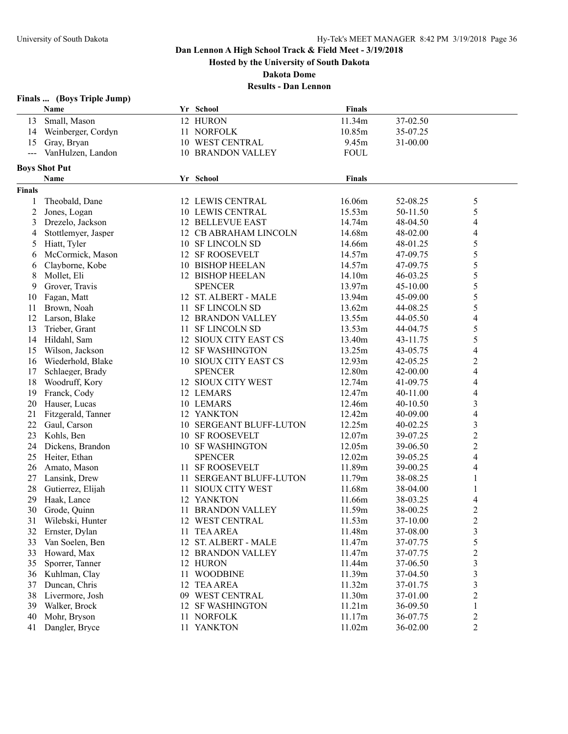## Dan Lennon A High School Track & Field Meet - 3/19/2018

**Hosted by the University of South Dakota**

**Dakota Dome**

**Results - Dan Lennon**

### Finals ... (Boys Triple Jump)

| | Name | Yr | School | Finals | | |
|---|---|---|---|---|---|---|
| 13 | Small, Mason | 12 | HURON | 11.34m | 37-02.50 | |
| 14 | Weinberger, Cordyn | 11 | NORFOLK | 10.85m | 35-07.25 | |
| 15 | Gray, Bryan | 10 | WEST CENTRAL | 9.45m | 31-00.00 | |
| --- | VanHulzen, Landon | 10 | BRANDON VALLEY | FOUL | | |

### Boys Shot Put

| | Name | Yr | School | Finals | | |
|---|---|---|---|---|---|---|
| **Finals** | | | | | | |
| 1 | Theobald, Dane | 12 | LEWIS CENTRAL | 16.06m | 52-08.25 | 5 |
| 2 | Jones, Logan | 10 | LEWIS CENTRAL | 15.53m | 50-11.50 | 5 |
| 3 | Drezelo, Jackson | 12 | BELLEVUE EAST | 14.74m | 48-04.50 | 4 |
| 4 | Stottlemyer, Jasper | 12 | CB ABRAHAM LINCOLN | 14.68m | 48-02.00 | 4 |
| 5 | Hiatt, Tyler | 10 | SF LINCOLN SD | 14.66m | 48-01.25 | 5 |
| 6 | McCormick, Mason | 12 | SF ROOSEVELT | 14.57m | 47-09.75 | 5 |
| 6 | Clayborne, Kobe | 10 | BISHOP HEELAN | 14.57m | 47-09.75 | 5 |
| 8 | Mollet, Eli | 12 | BISHOP HEELAN | 14.10m | 46-03.25 | 5 |
| 9 | Grover, Travis | | SPENCER | 13.97m | 45-10.00 | 5 |
| 10 | Fagan, Matt | 12 | ST. ALBERT - MALE | 13.94m | 45-09.00 | 5 |
| 11 | Brown, Noah | 11 | SF LINCOLN SD | 13.62m | 44-08.25 | 5 |
| 12 | Larson, Blake | 12 | BRANDON VALLEY | 13.55m | 44-05.50 | 4 |
| 13 | Trieber, Grant | 11 | SF LINCOLN SD | 13.53m | 44-04.75 | 5 |
| 14 | Hildahl, Sam | 12 | SIOUX CITY EAST CS | 13.40m | 43-11.75 | 5 |
| 15 | Wilson, Jackson | 12 | SF WASHINGTON | 13.25m | 43-05.75 | 4 |
| 16 | Wiederhold, Blake | 10 | SIOUX CITY EAST CS | 12.93m | 42-05.25 | 2 |
| 17 | Schlaeger, Brady | | SPENCER | 12.80m | 42-00.00 | 4 |
| 18 | Woodruff, Kory | 12 | SIOUX CITY WEST | 12.74m | 41-09.75 | 4 |
| 19 | Franck, Cody | 12 | LEMARS | 12.47m | 40-11.00 | 4 |
| 20 | Hauser, Lucas | 10 | LEMARS | 12.46m | 40-10.50 | 3 |
| 21 | Fitzgerald, Tanner | 12 | YANKTON | 12.42m | 40-09.00 | 4 |
| 22 | Gaul, Carson | 10 | SERGEANT BLUFF-LUTON | 12.25m | 40-02.25 | 3 |
| 23 | Kohls, Ben | 10 | SF ROOSEVELT | 12.07m | 39-07.25 | 2 |
| 24 | Dickens, Brandon | 10 | SF WASHINGTON | 12.05m | 39-06.50 | 2 |
| 25 | Heiter, Ethan | | SPENCER | 12.02m | 39-05.25 | 4 |
| 26 | Amato, Mason | 11 | SF ROOSEVELT | 11.89m | 39-00.25 | 4 |
| 27 | Lansink, Drew | 11 | SERGEANT BLUFF-LUTON | 11.79m | 38-08.25 | 1 |
| 28 | Gutierrez, Elijah | 11 | SIOUX CITY WEST | 11.68m | 38-04.00 | 1 |
| 29 | Haak, Lance | 12 | YANKTON | 11.66m | 38-03.25 | 4 |
| 30 | Grode, Quinn | 11 | BRANDON VALLEY | 11.59m | 38-00.25 | 2 |
| 31 | Wilebski, Hunter | 12 | WEST CENTRAL | 11.53m | 37-10.00 | 2 |
| 32 | Ernster, Dylan | 11 | TEA AREA | 11.48m | 37-08.00 | 3 |
| 33 | Van Soelen, Ben | 12 | ST. ALBERT - MALE | 11.47m | 37-07.75 | 5 |
| 33 | Howard, Max | 12 | BRANDON VALLEY | 11.47m | 37-07.75 | 2 |
| 35 | Sporrer, Tanner | 12 | HURON | 11.44m | 37-06.50 | 3 |
| 36 | Kuhlman, Clay | 11 | WOODBINE | 11.39m | 37-04.50 | 3 |
| 37 | Duncan, Chris | 12 | TEA AREA | 11.32m | 37-01.75 | 3 |
| 38 | Livermore, Josh | 09 | WEST CENTRAL | 11.30m | 37-01.00 | 2 |
| 39 | Walker, Brock | 12 | SF WASHINGTON | 11.21m | 36-09.50 | 1 |
| 40 | Mohr, Bryson | 11 | NORFOLK | 11.17m | 36-07.75 | 2 |
| 41 | Dangler, Bryce | 11 | YANKTON | 11.02m | 36-02.00 | 2 |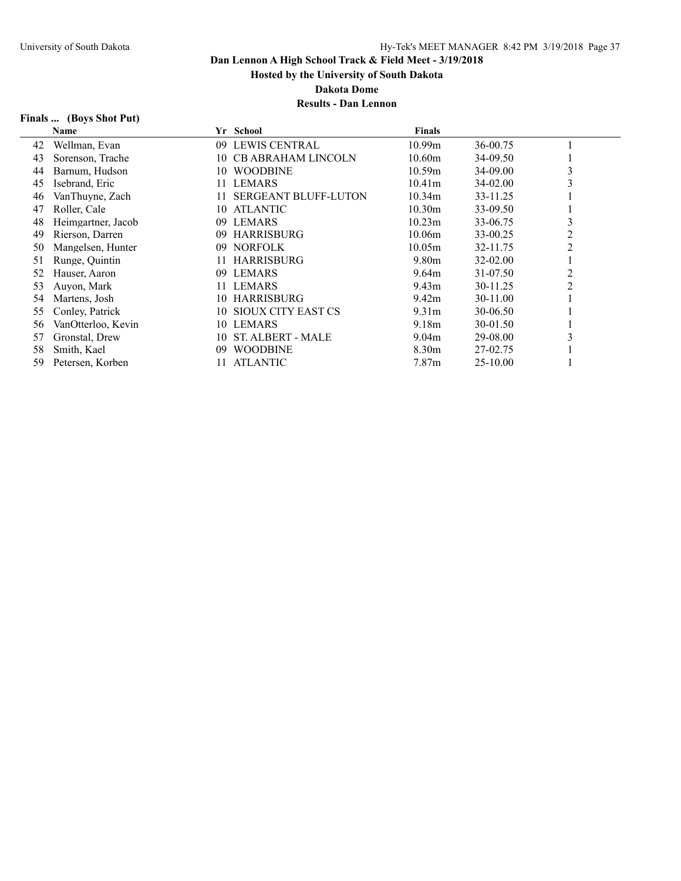## Dan Lennon A High School Track & Field Meet - 3/19/2018

**Hosted by the University of South Dakota**

**Dakota Dome**

**Results - Dan Lennon**

### Finals ... (Boys Shot Put)

| | Name | Yr | School | Finals | | |
|---|---|---|---|---|---|---|
| 42 | Wellman, Evan | 09 | LEWIS CENTRAL | 10.99m | 36-00.75 | 1 |
| 43 | Sorenson, Trache | 10 | CB ABRAHAM LINCOLN | 10.60m | 34-09.50 | 1 |
| 44 | Barnum, Hudson | 10 | WOODBINE | 10.59m | 34-09.00 | 3 |
| 45 | Isebrand, Eric | 11 | LEMARS | 10.41m | 34-02.00 | 3 |
| 46 | VanThuyne, Zach | 11 | SERGEANT BLUFF-LUTON | 10.34m | 33-11.25 | 1 |
| 47 | Roller, Cale | 10 | ATLANTIC | 10.30m | 33-09.50 | 1 |
| 48 | Heimgartner, Jacob | 09 | LEMARS | 10.23m | 33-06.75 | 3 |
| 49 | Rierson, Darren | 09 | HARRISBURG | 10.06m | 33-00.25 | 2 |
| 50 | Mangelsen, Hunter | 09 | NORFOLK | 10.05m | 32-11.75 | 2 |
| 51 | Runge, Quintin | 11 | HARRISBURG | 9.80m | 32-02.00 | 1 |
| 52 | Hauser, Aaron | 09 | LEMARS | 9.64m | 31-07.50 | 2 |
| 53 | Auyon, Mark | 11 | LEMARS | 9.43m | 30-11.25 | 2 |
| 54 | Martens, Josh | 10 | HARRISBURG | 9.42m | 30-11.00 | 1 |
| 55 | Conley, Patrick | 10 | SIOUX CITY EAST CS | 9.31m | 30-06.50 | 1 |
| 56 | VanOtterloo, Kevin | 10 | LEMARS | 9.18m | 30-01.50 | 1 |
| 57 | Gronstal, Drew | 10 | ST. ALBERT - MALE | 9.04m | 29-08.00 | 3 |
| 58 | Smith, Kael | 09 | WOODBINE | 8.30m | 27-02.75 | 1 |
| 59 | Petersen, Korben | 11 | ATLANTIC | 7.87m | 25-10.00 | 1 |